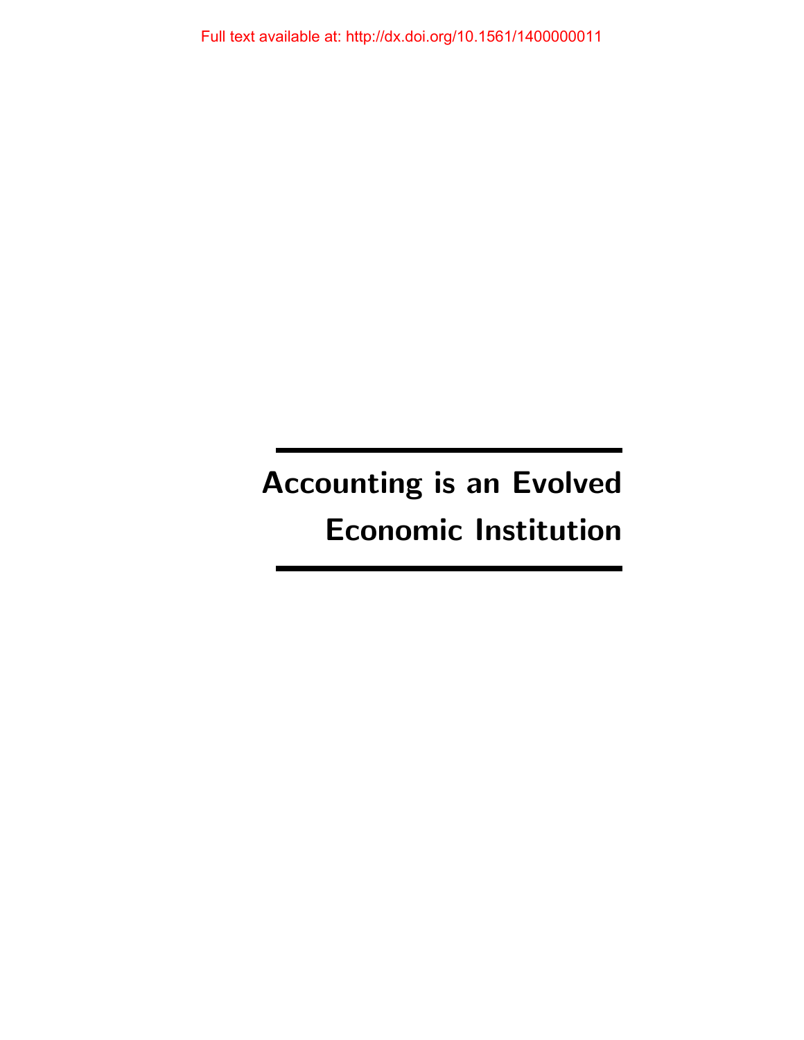# Accounting is an Evolved Economic Institution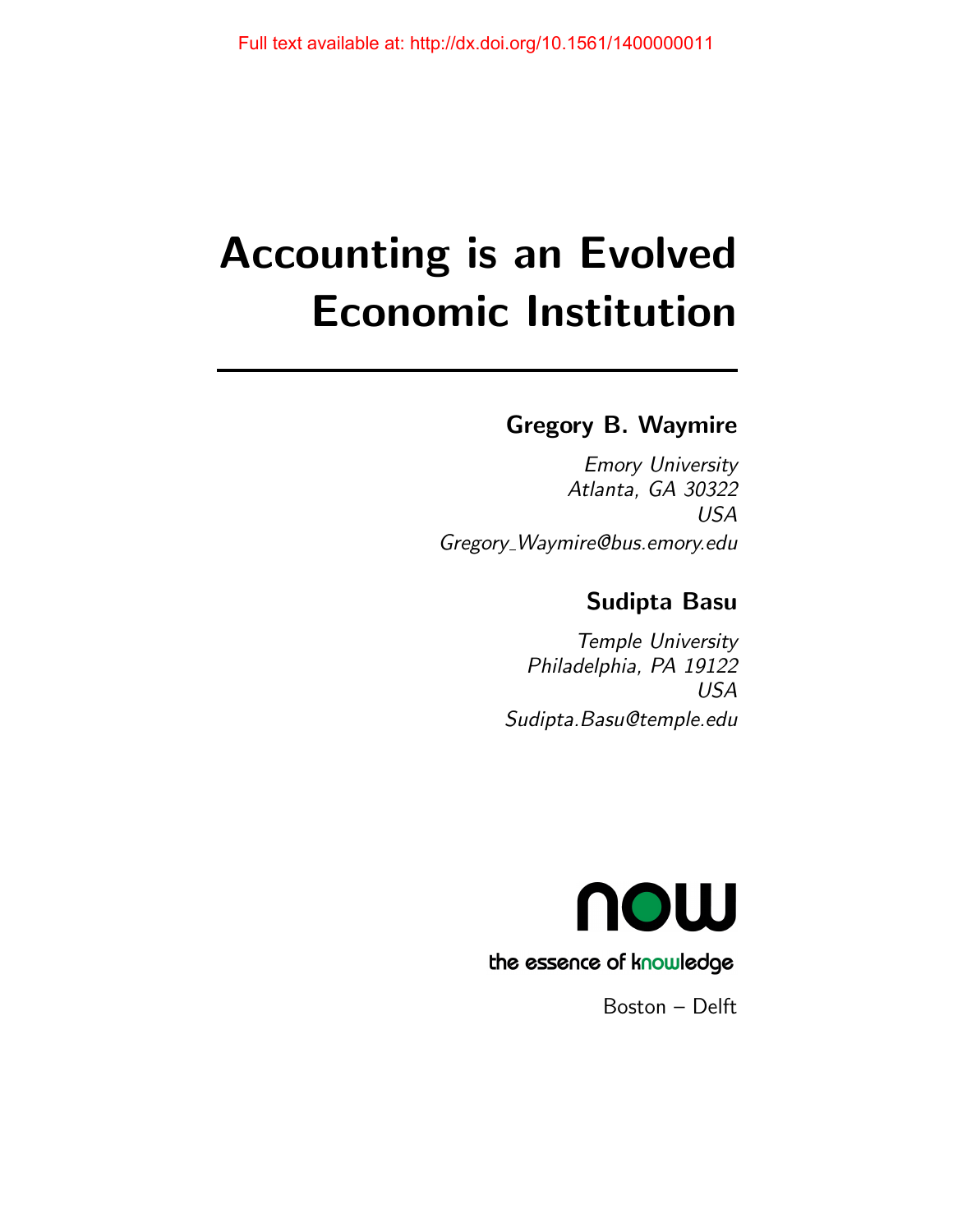# Accounting is an Evolved Economic Institution

## Gregory B. Waymire

*Emory University*
*Atlanta, GA 30322*
*USA*
*Gregory_Waymire@bus.emory.edu*

## Sudipta Basu

*Temple University*
*Philadelphia, PA 19122*
*USA*
*Sudipta.Basu@temple.edu*

now
the essence of knowledge

Boston – Delft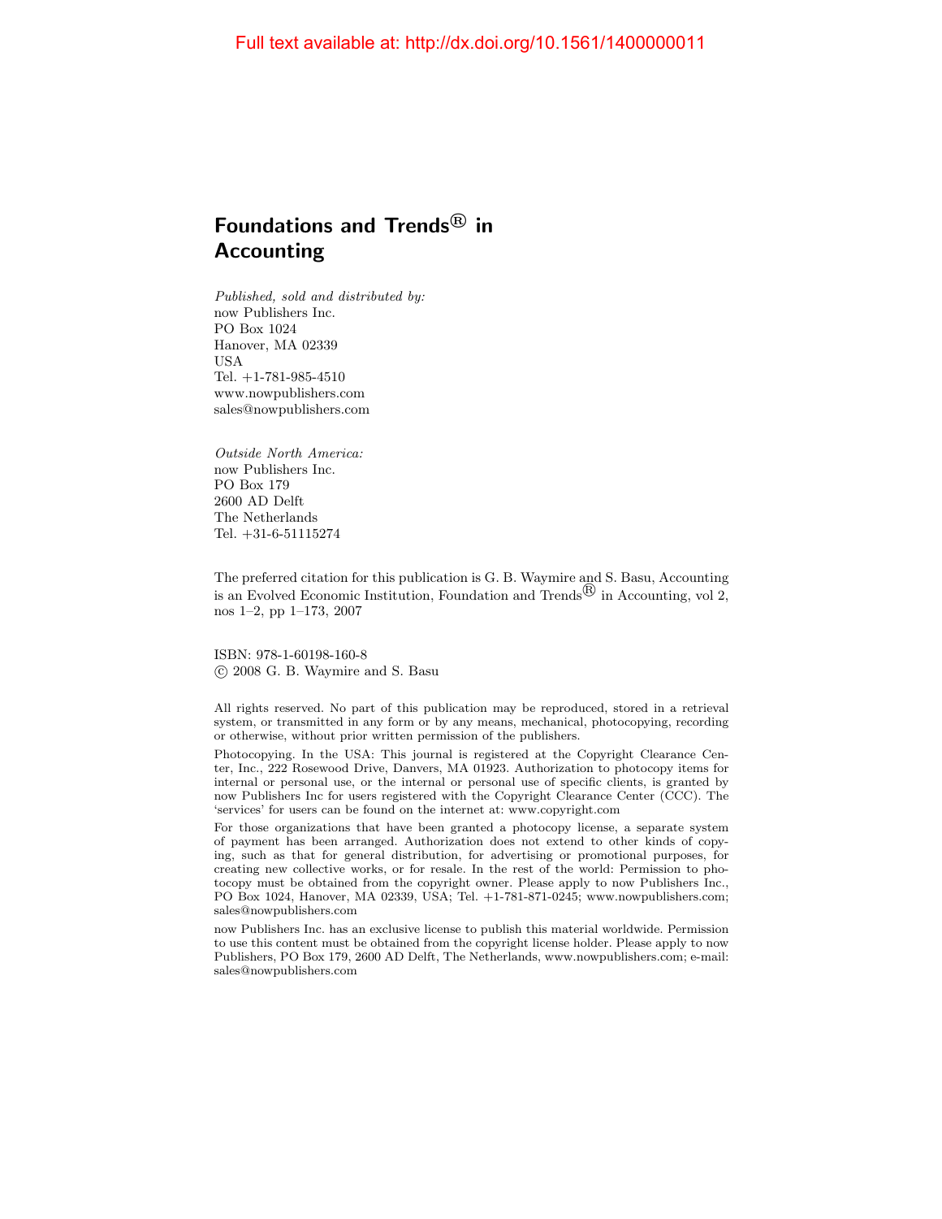Full text available at: http://dx.doi.org/10.1561/1400000011

# Foundations and Trends® in Accounting

*Published, sold and distributed by:*
now Publishers Inc.
PO Box 1024
Hanover, MA 02339
USA
Tel. +1-781-985-4510
www.nowpublishers.com
sales@nowpublishers.com

*Outside North America:*
now Publishers Inc.
PO Box 179
2600 AD Delft
The Netherlands
Tel. +31-6-51115274

The preferred citation for this publication is G. B. Waymire and S. Basu, Accounting is an Evolved Economic Institution, Foundation and Trends® in Accounting, vol 2, nos 1–2, pp 1–173, 2007

ISBN: 978-1-60198-160-8
© 2008 G. B. Waymire and S. Basu

All rights reserved. No part of this publication may be reproduced, stored in a retrieval system, or transmitted in any form or by any means, mechanical, photocopying, recording or otherwise, without prior written permission of the publishers.

Photocopying. In the USA: This journal is registered at the Copyright Clearance Center, Inc., 222 Rosewood Drive, Danvers, MA 01923. Authorization to photocopy items for internal or personal use, or the internal or personal use of specific clients, is granted by now Publishers Inc for users registered with the Copyright Clearance Center (CCC). The 'services' for users can be found on the internet at: www.copyright.com

For those organizations that have been granted a photocopy license, a separate system of payment has been arranged. Authorization does not extend to other kinds of copying, such as that for general distribution, for advertising or promotional purposes, for creating new collective works, or for resale. In the rest of the world: Permission to photocopy must be obtained from the copyright owner. Please apply to now Publishers Inc., PO Box 1024, Hanover, MA 02339, USA; Tel. +1-781-871-0245; www.nowpublishers.com; sales@nowpublishers.com

now Publishers Inc. has an exclusive license to publish this material worldwide. Permission to use this content must be obtained from the copyright license holder. Please apply to now Publishers, PO Box 179, 2600 AD Delft, The Netherlands, www.nowpublishers.com; e-mail: sales@nowpublishers.com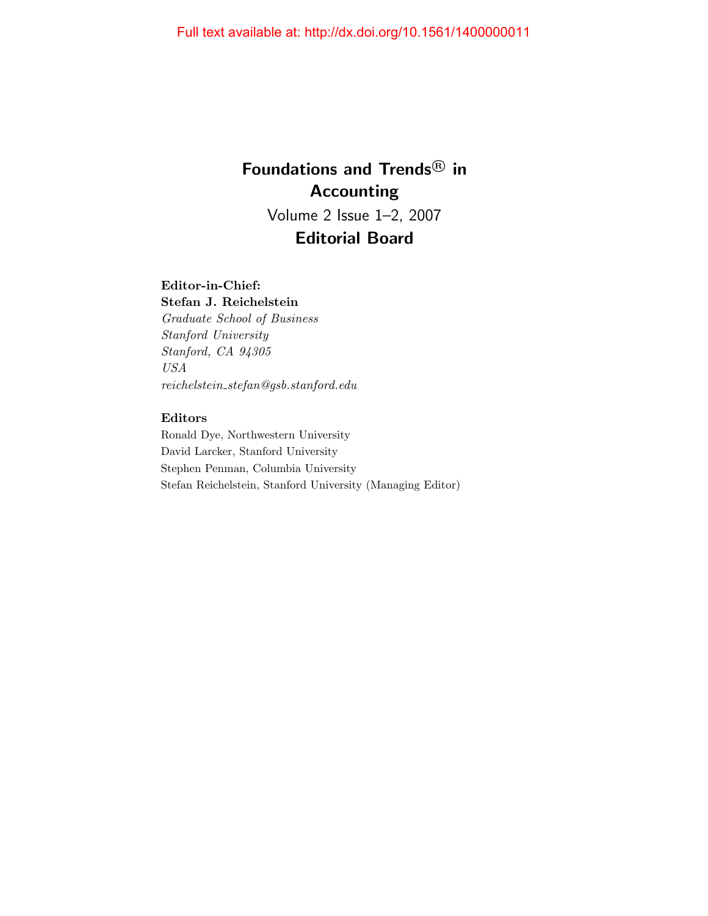# Foundations and Trends® in Accounting

Volume 2 Issue 1–2, 2007

## Editorial Board

**Editor-in-Chief:**
**Stefan J. Reichelstein**
*Graduate School of Business*
*Stanford University*
*Stanford, CA 94305*
*USA*
*reichelstein_stefan@gsb.stanford.edu*

**Editors**

Ronald Dye, Northwestern University
David Larcker, Stanford University
Stephen Penman, Columbia University
Stefan Reichelstein, Stanford University (Managing Editor)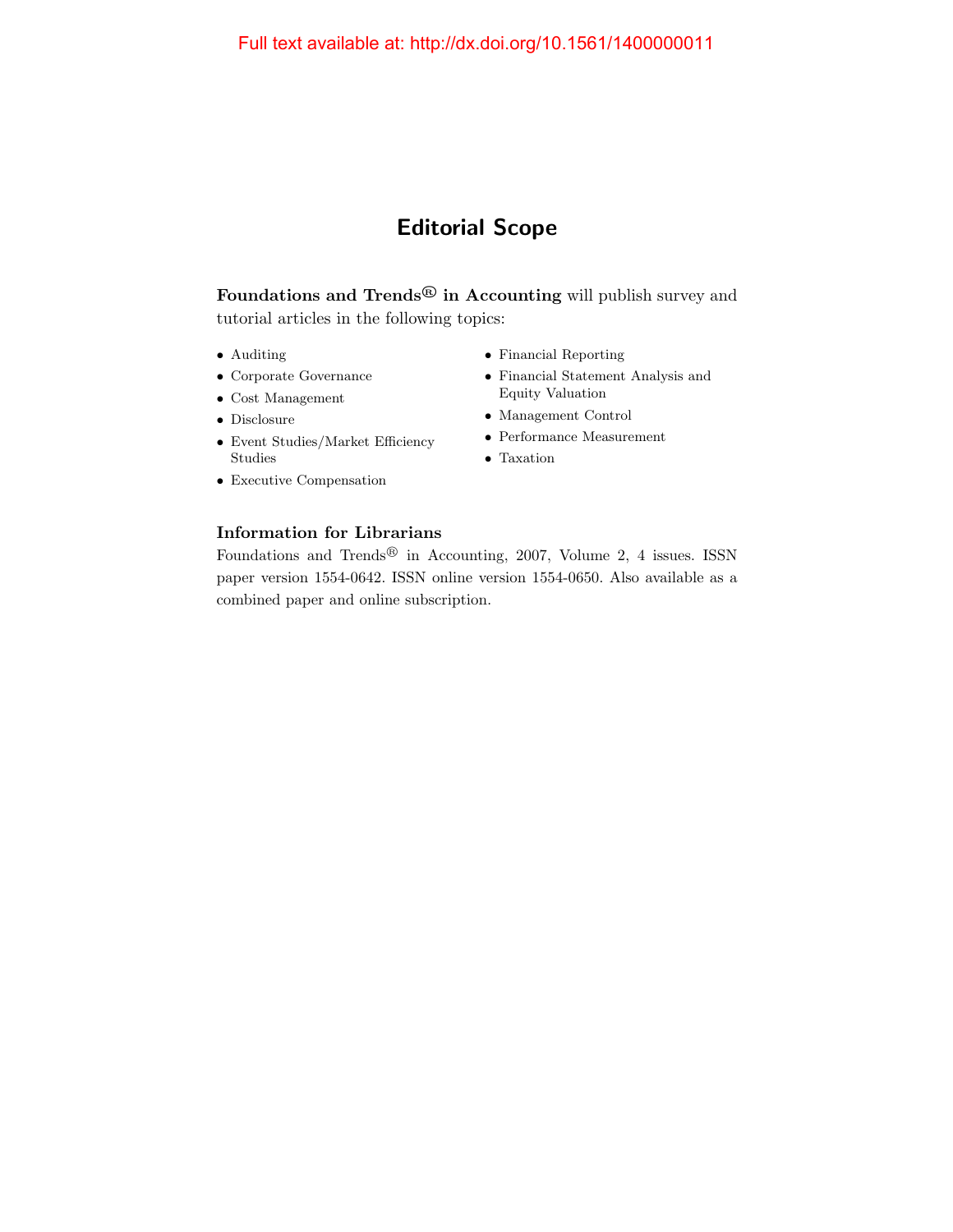Full text available at: http://dx.doi.org/10.1561/1400000011

# Editorial Scope

**Foundations and Trends® in Accounting** will publish survey and tutorial articles in the following topics:

- Auditing
- Corporate Governance
- Cost Management
- Disclosure
- Event Studies/Market Efficiency Studies
- Executive Compensation
- Financial Reporting
- Financial Statement Analysis and Equity Valuation
- Management Control
- Performance Measurement
- Taxation

### Information for Librarians

Foundations and Trends® in Accounting, 2007, Volume 2, 4 issues. ISSN paper version 1554-0642. ISSN online version 1554-0650. Also available as a combined paper and online subscription.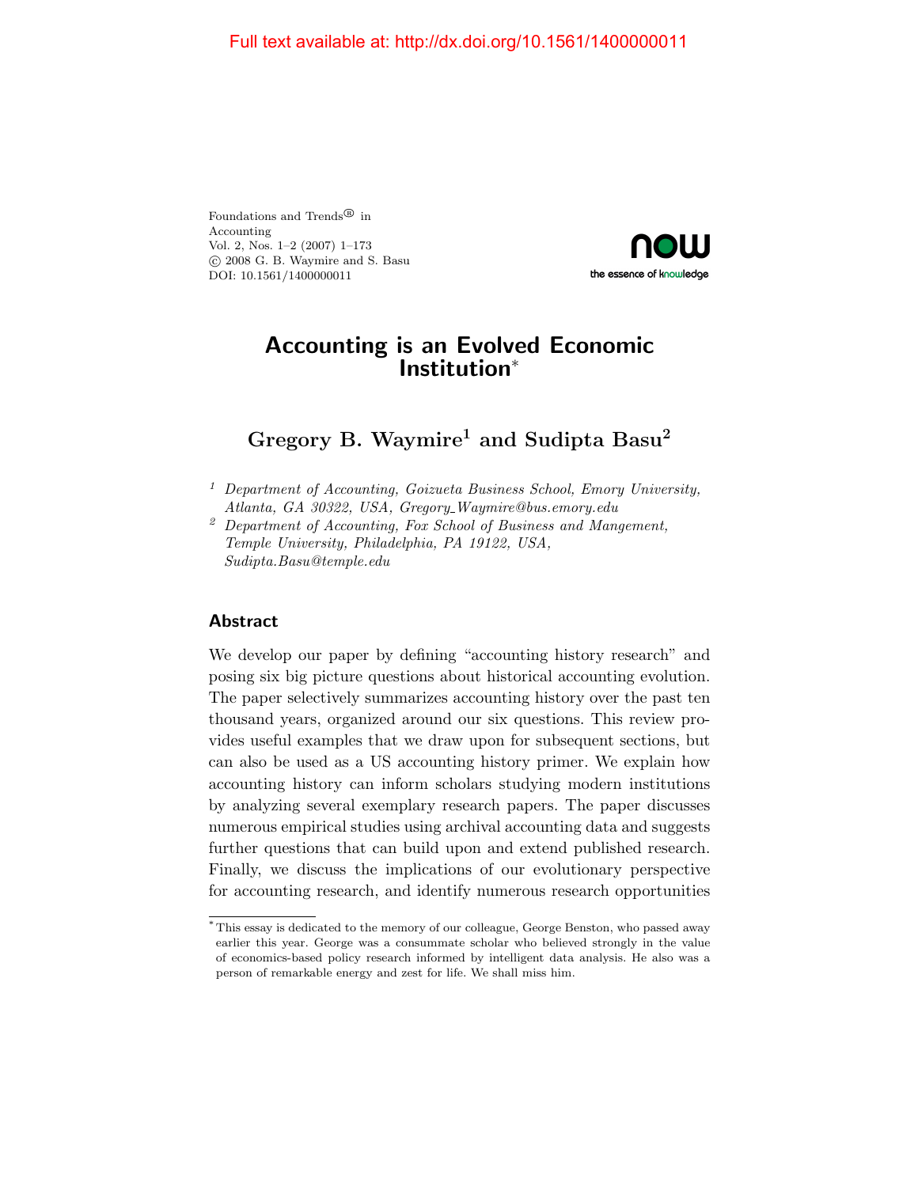# Accounting is an Evolved Economic Institution*

## Gregory B. Waymire[1] and Sudipta Basu[2]

[1] *Department of Accounting, Goizueta Business School, Emory University, Atlanta, GA 30322, USA, Gregory_Waymire@bus.emory.edu*

[2] *Department of Accounting, Fox School of Business and Mangement, Temple University, Philadelphia, PA 19122, USA, Sudipta.Basu@temple.edu*

## Abstract

We develop our paper by defining "accounting history research" and posing six big picture questions about historical accounting evolution. The paper selectively summarizes accounting history over the past ten thousand years, organized around our six questions. This review provides useful examples that we draw upon for subsequent sections, but can also be used as a US accounting history primer. We explain how accounting history can inform scholars studying modern institutions by analyzing several exemplary research papers. The paper discusses numerous empirical studies using archival accounting data and suggests further questions that can build upon and extend published research. Finally, we discuss the implications of our evolutionary perspective for accounting research, and identify numerous research opportunities

---

* This essay is dedicated to the memory of our colleague, George Benston, who passed away earlier this year. George was a consummate scholar who believed strongly in the value of economics-based policy research informed by intelligent data analysis. He also was a person of remarkable energy and zest for life. We shall miss him.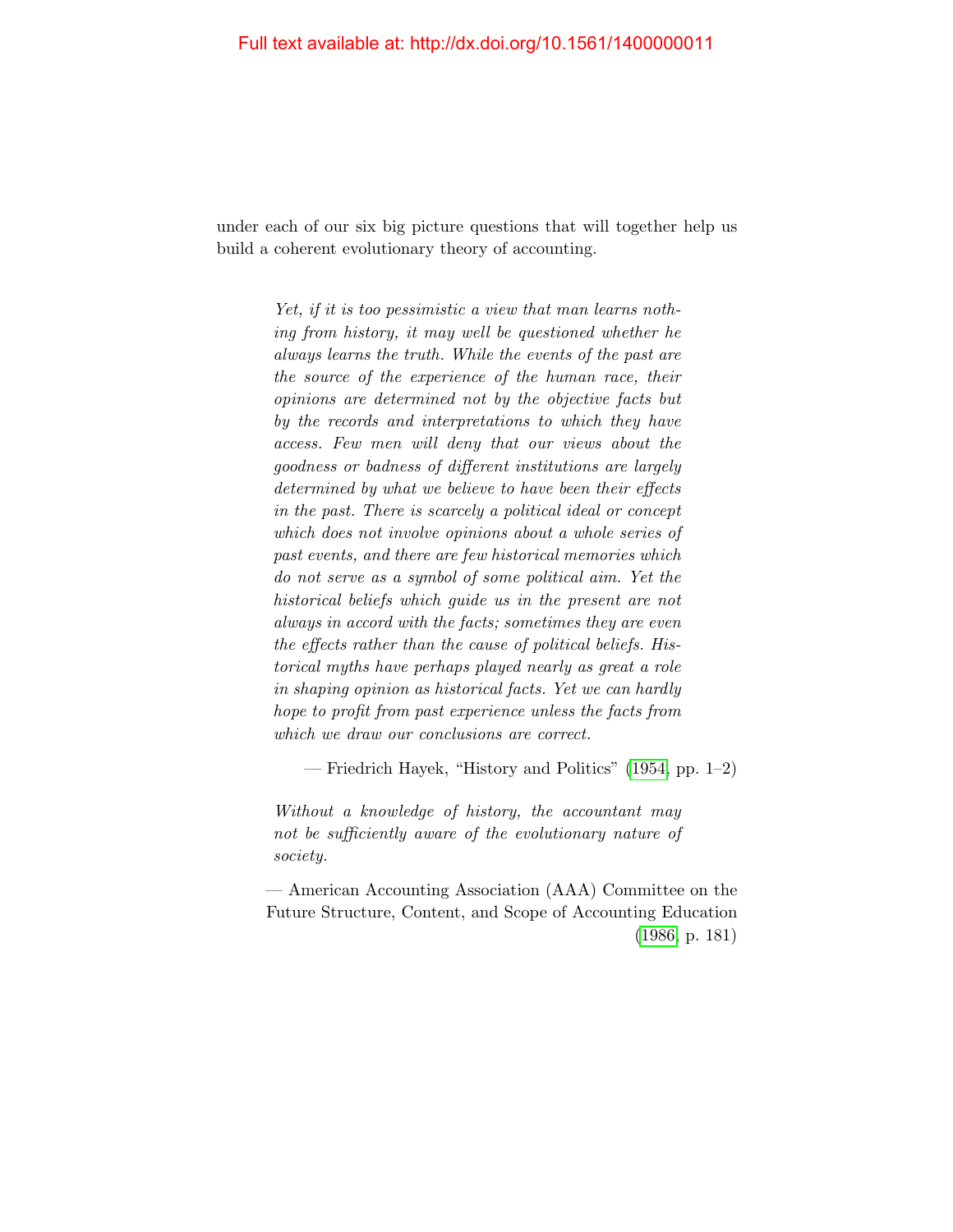under each of our six big picture questions that will together help us build a coherent evolutionary theory of accounting.

> *Yet, if it is too pessimistic a view that man learns nothing from history, it may well be questioned whether he always learns the truth. While the events of the past are the source of the experience of the human race, their opinions are determined not by the objective facts but by the records and interpretations to which they have access. Few men will deny that our views about the goodness or badness of different institutions are largely determined by what we believe to have been their effects in the past. There is scarcely a political ideal or concept which does not involve opinions about a whole series of past events, and there are few historical memories which do not serve as a symbol of some political aim. Yet the historical beliefs which guide us in the present are not always in accord with the facts; sometimes they are even the effects rather than the cause of political beliefs. Historical myths have perhaps played nearly as great a role in shaping opinion as historical facts. Yet we can hardly hope to profit from past experience unless the facts from which we draw our conclusions are correct.*
>
> — Friedrich Hayek, "History and Politics" (1954, pp. 1–2)

> *Without a knowledge of history, the accountant may not be sufficiently aware of the evolutionary nature of society.*
>
> — American Accounting Association (AAA) Committee on the Future Structure, Content, and Scope of Accounting Education (1986, p. 181)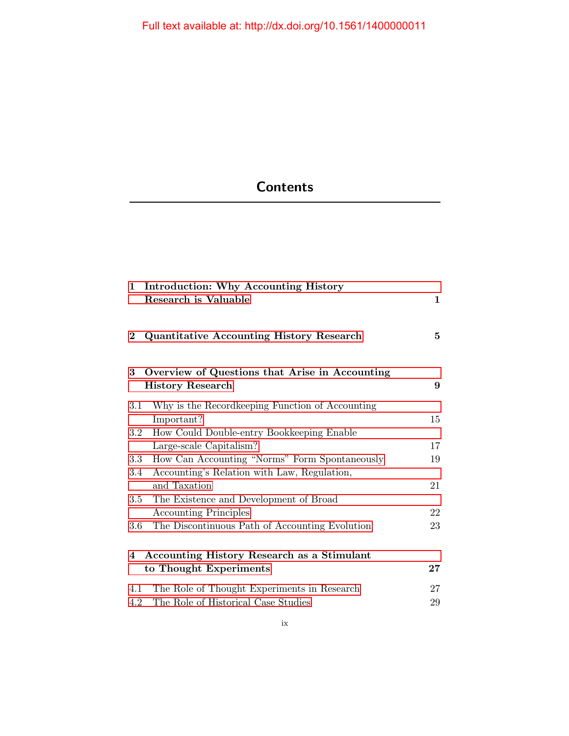Full text available at: http://dx.doi.org/10.1561/1400000011

# Contents

**1 Introduction: Why Accounting History Research is Valuable** **1**

**2 Quantitative Accounting History Research** **5**

**3 Overview of Questions that Arise in Accounting History Research** **9**

3.1 Why is the Recordkeeping Function of Accounting Important? 15
3.2 How Could Double-entry Bookkeeping Enable Large-scale Capitalism? 17
3.3 How Can Accounting "Norms" Form Spontaneously 19
3.4 Accounting's Relation with Law, Regulation, and Taxation 21
3.5 The Existence and Development of Broad Accounting Principles 22
3.6 The Discontinuous Path of Accounting Evolution 23

**4 Accounting History Research as a Stimulant to Thought Experiments** **27**

4.1 The Role of Thought Experiments in Research 27
4.2 The Role of Historical Case Studies 29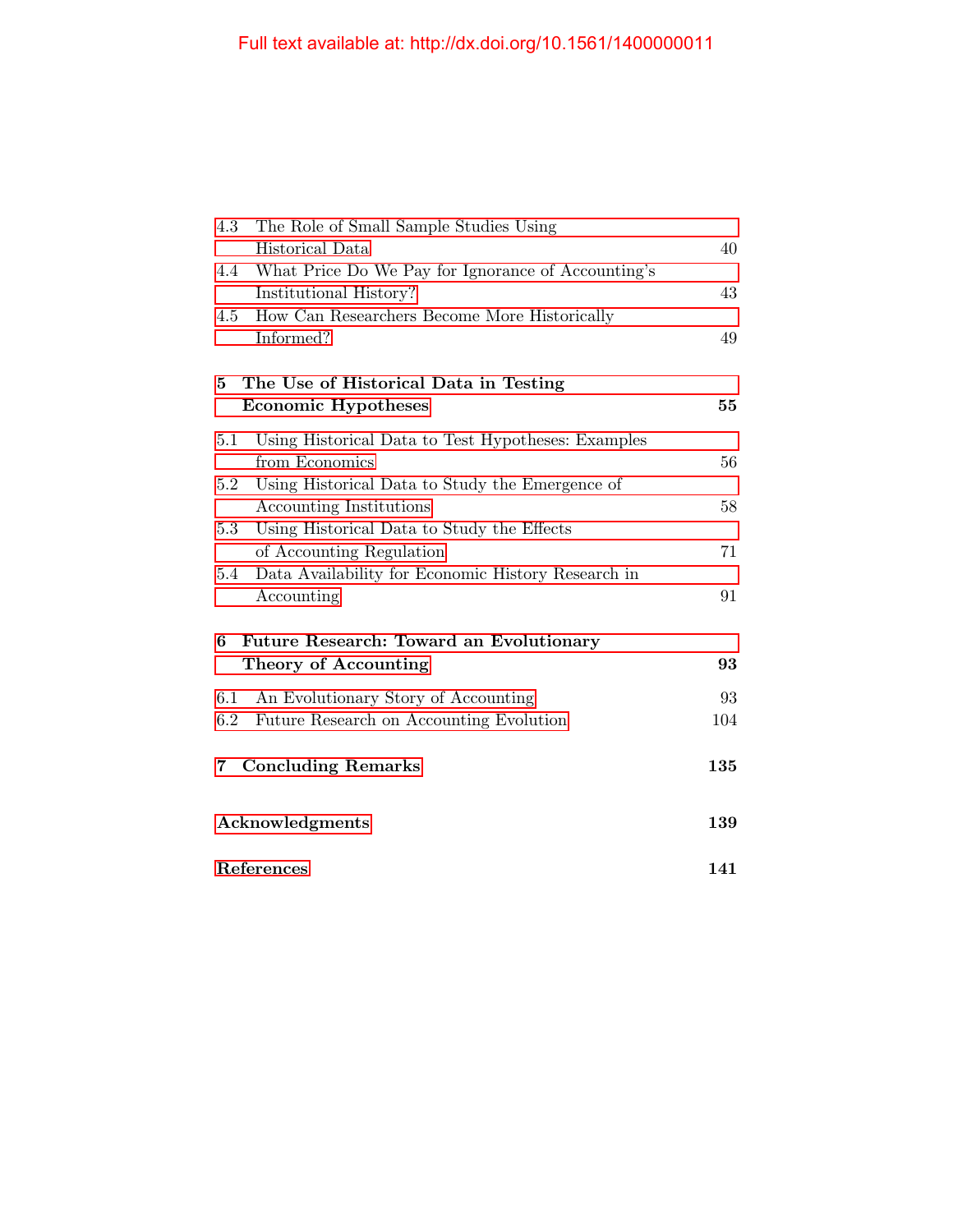4.3 The Role of Small Sample Studies Using Historical Data 40

4.4 What Price Do We Pay for Ignorance of Accounting's Institutional History? 43

4.5 How Can Researchers Become More Historically Informed? 49

**5 The Use of Historical Data in Testing Economic Hypotheses 55**

5.1 Using Historical Data to Test Hypotheses: Examples from Economics 56

5.2 Using Historical Data to Study the Emergence of Accounting Institutions 58

5.3 Using Historical Data to Study the Effects of Accounting Regulation 71

5.4 Data Availability for Economic History Research in Accounting 91

**6 Future Research: Toward an Evolutionary Theory of Accounting 93**

6.1 An Evolutionary Story of Accounting 93

6.2 Future Research on Accounting Evolution 104

**7 Concluding Remarks 135**

**Acknowledgments 139**

**References 141**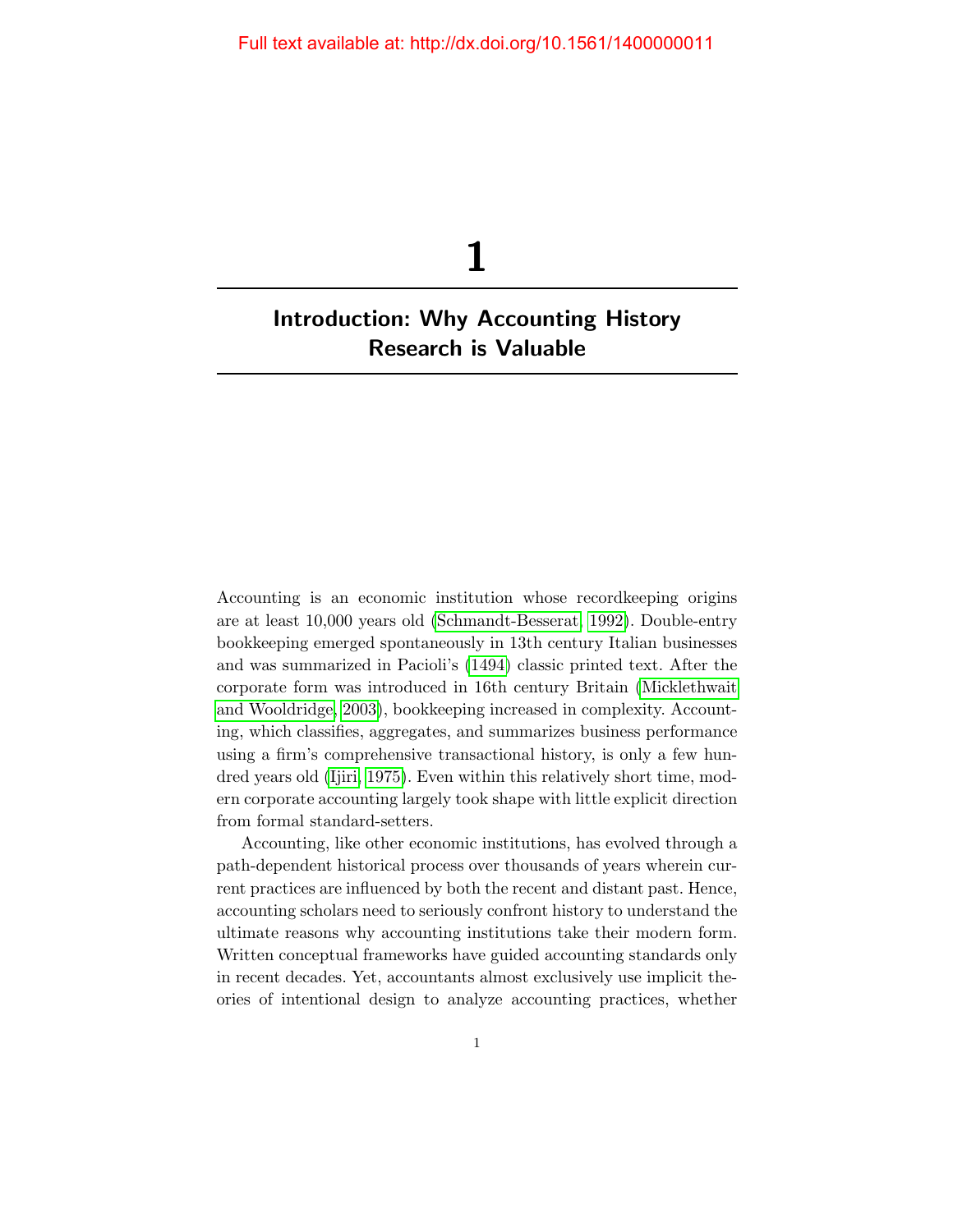# 1

## Introduction: Why Accounting History Research is Valuable

Accounting is an economic institution whose recordkeeping origins are at least 10,000 years old (Schmandt-Besserat, 1992). Double-entry bookkeeping emerged spontaneously in 13th century Italian businesses and was summarized in Pacioli's (1494) classic printed text. After the corporate form was introduced in 16th century Britain (Micklethwait and Wooldridge, 2003), bookkeeping increased in complexity. Accounting, which classifies, aggregates, and summarizes business performance using a firm's comprehensive transactional history, is only a few hundred years old (Ijiri, 1975). Even within this relatively short time, modern corporate accounting largely took shape with little explicit direction from formal standard-setters.

Accounting, like other economic institutions, has evolved through a path-dependent historical process over thousands of years wherein current practices are influenced by both the recent and distant past. Hence, accounting scholars need to seriously confront history to understand the ultimate reasons why accounting institutions take their modern form. Written conceptual frameworks have guided accounting standards only in recent decades. Yet, accountants almost exclusively use implicit theories of intentional design to analyze accounting practices, whether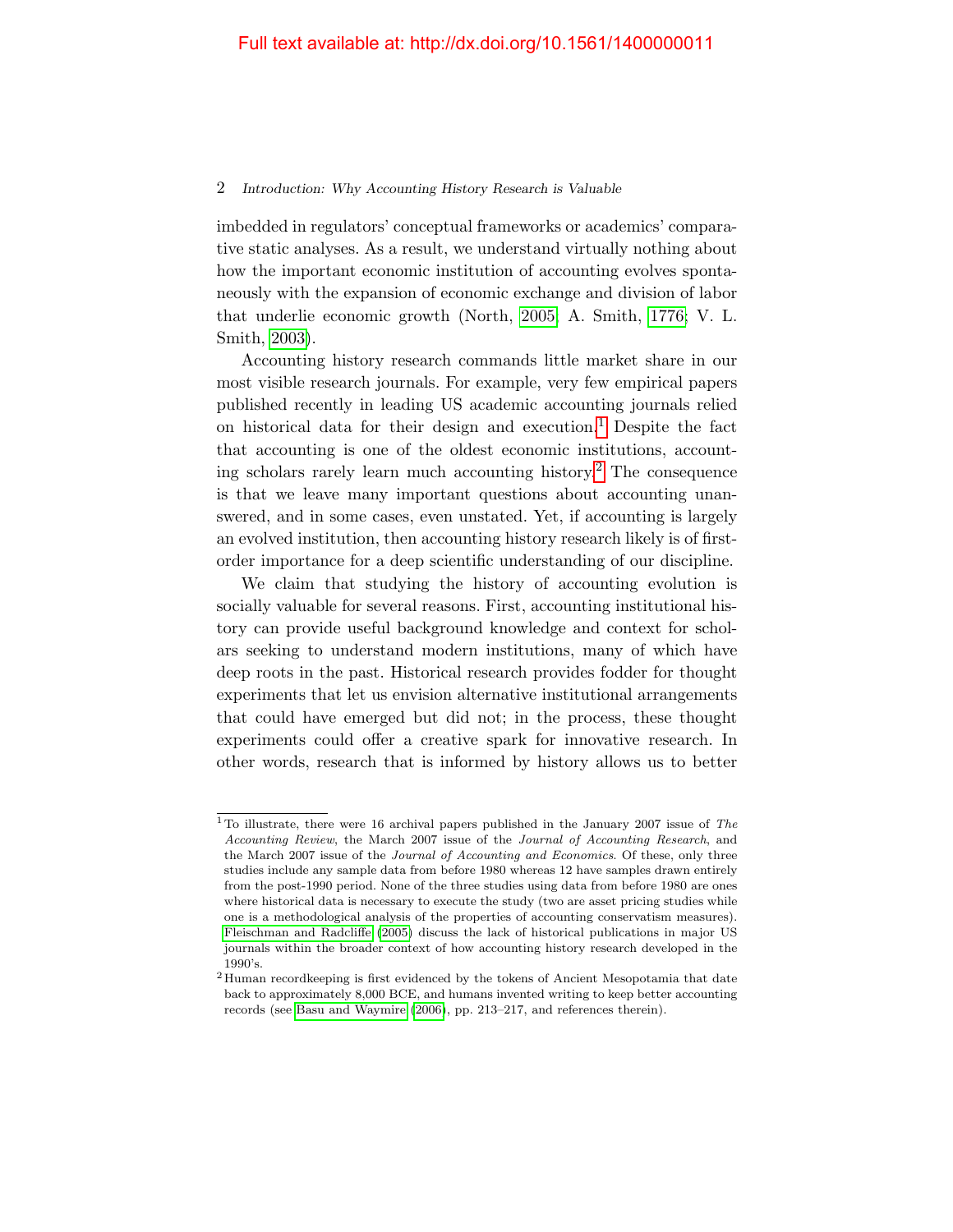imbedded in regulators' conceptual frameworks or academics' comparative static analyses. As a result, we understand virtually nothing about how the important economic institution of accounting evolves spontaneously with the expansion of economic exchange and division of labor that underlie economic growth (North, 2005; A. Smith, 1776; V. L. Smith, 2003).

Accounting history research commands little market share in our most visible research journals. For example, very few empirical papers published recently in leading US academic accounting journals relied on historical data for their design and execution.[1] Despite the fact that accounting is one of the oldest economic institutions, accounting scholars rarely learn much accounting history.[2] The consequence is that we leave many important questions about accounting unanswered, and in some cases, even unstated. Yet, if accounting is largely an evolved institution, then accounting history research likely is of first-order importance for a deep scientific understanding of our discipline.

We claim that studying the history of accounting evolution is socially valuable for several reasons. First, accounting institutional history can provide useful background knowledge and context for scholars seeking to understand modern institutions, many of which have deep roots in the past. Historical research provides fodder for thought experiments that let us envision alternative institutional arrangements that could have emerged but did not; in the process, these thought experiments could offer a creative spark for innovative research. In other words, research that is informed by history allows us to better

---

[1] To illustrate, there were 16 archival papers published in the January 2007 issue of *The Accounting Review*, the March 2007 issue of the *Journal of Accounting Research*, and the March 2007 issue of the *Journal of Accounting and Economics*. Of these, only three studies include any sample data from before 1980 whereas 12 have samples drawn entirely from the post-1990 period. None of the three studies using data from before 1980 are ones where historical data is necessary to execute the study (two are asset pricing studies while one is a methodological analysis of the properties of accounting conservatism measures). Fleischman and Radcliffe (2005) discuss the lack of historical publications in major US journals within the broader context of how accounting history research developed in the 1990's.

[2] Human recordkeeping is first evidenced by the tokens of Ancient Mesopotamia that date back to approximately 8,000 BCE, and humans invented writing to keep better accounting records (see Basu and Waymire (2006), pp. 213–217, and references therein).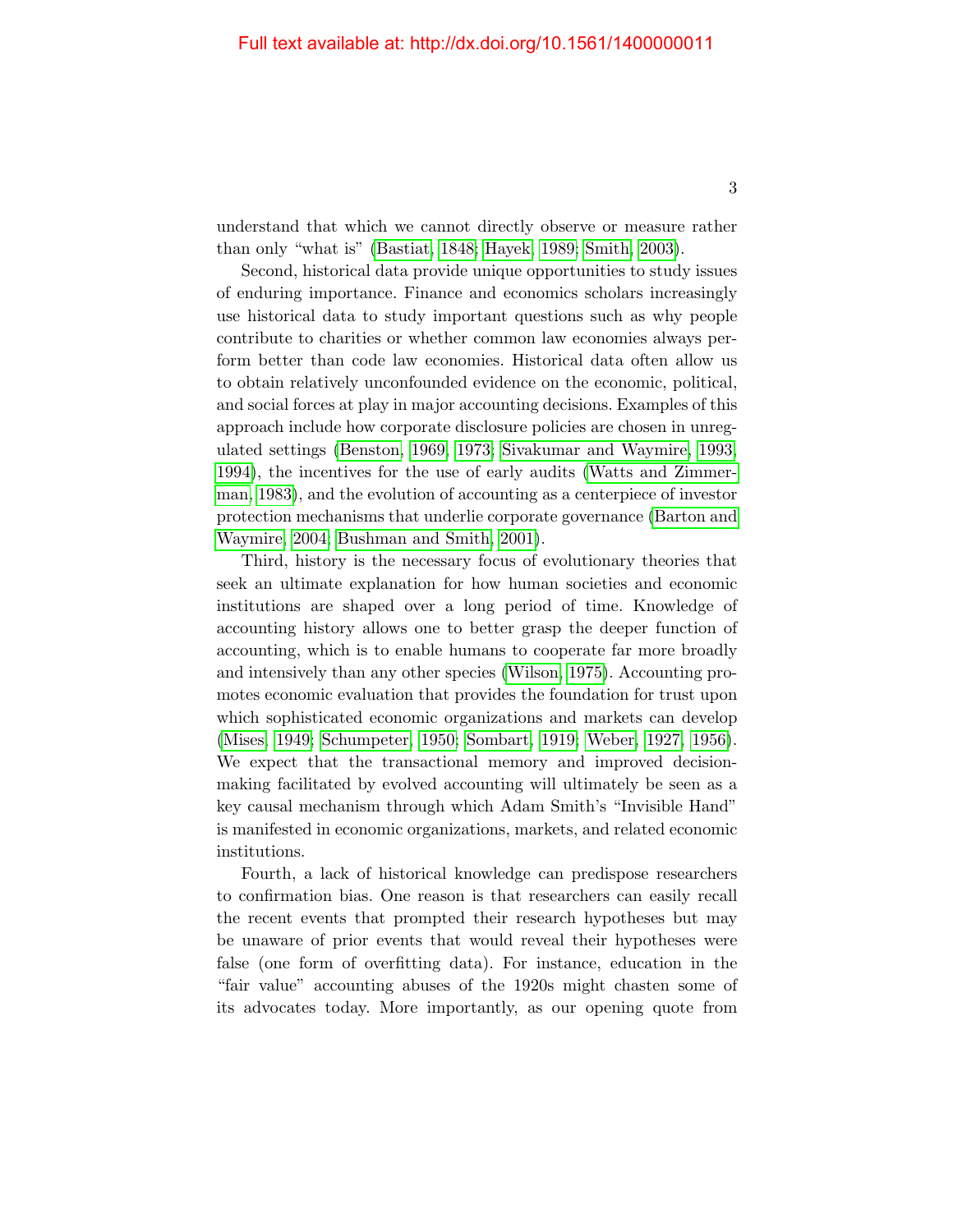understand that which we cannot directly observe or measure rather than only "what is" (Bastiat, 1848; Hayek, 1989; Smith, 2003).

Second, historical data provide unique opportunities to study issues of enduring importance. Finance and economics scholars increasingly use historical data to study important questions such as why people contribute to charities or whether common law economies always perform better than code law economies. Historical data often allow us to obtain relatively unconfounded evidence on the economic, political, and social forces at play in major accounting decisions. Examples of this approach include how corporate disclosure policies are chosen in unregulated settings (Benston, 1969, 1973; Sivakumar and Waymire, 1993, 1994), the incentives for the use of early audits (Watts and Zimmerman, 1983), and the evolution of accounting as a centerpiece of investor protection mechanisms that underlie corporate governance (Barton and Waymire, 2004; Bushman and Smith, 2001).

Third, history is the necessary focus of evolutionary theories that seek an ultimate explanation for how human societies and economic institutions are shaped over a long period of time. Knowledge of accounting history allows one to better grasp the deeper function of accounting, which is to enable humans to cooperate far more broadly and intensively than any other species (Wilson, 1975). Accounting promotes economic evaluation that provides the foundation for trust upon which sophisticated economic organizations and markets can develop (Mises, 1949; Schumpeter, 1950; Sombart, 1919; Weber, 1927, 1956). We expect that the transactional memory and improved decision-making facilitated by evolved accounting will ultimately be seen as a key causal mechanism through which Adam Smith's "Invisible Hand" is manifested in economic organizations, markets, and related economic institutions.

Fourth, a lack of historical knowledge can predispose researchers to confirmation bias. One reason is that researchers can easily recall the recent events that prompted their research hypotheses but may be unaware of prior events that would reveal their hypotheses were false (one form of overfitting data). For instance, education in the "fair value" accounting abuses of the 1920s might chasten some of its advocates today. More importantly, as our opening quote from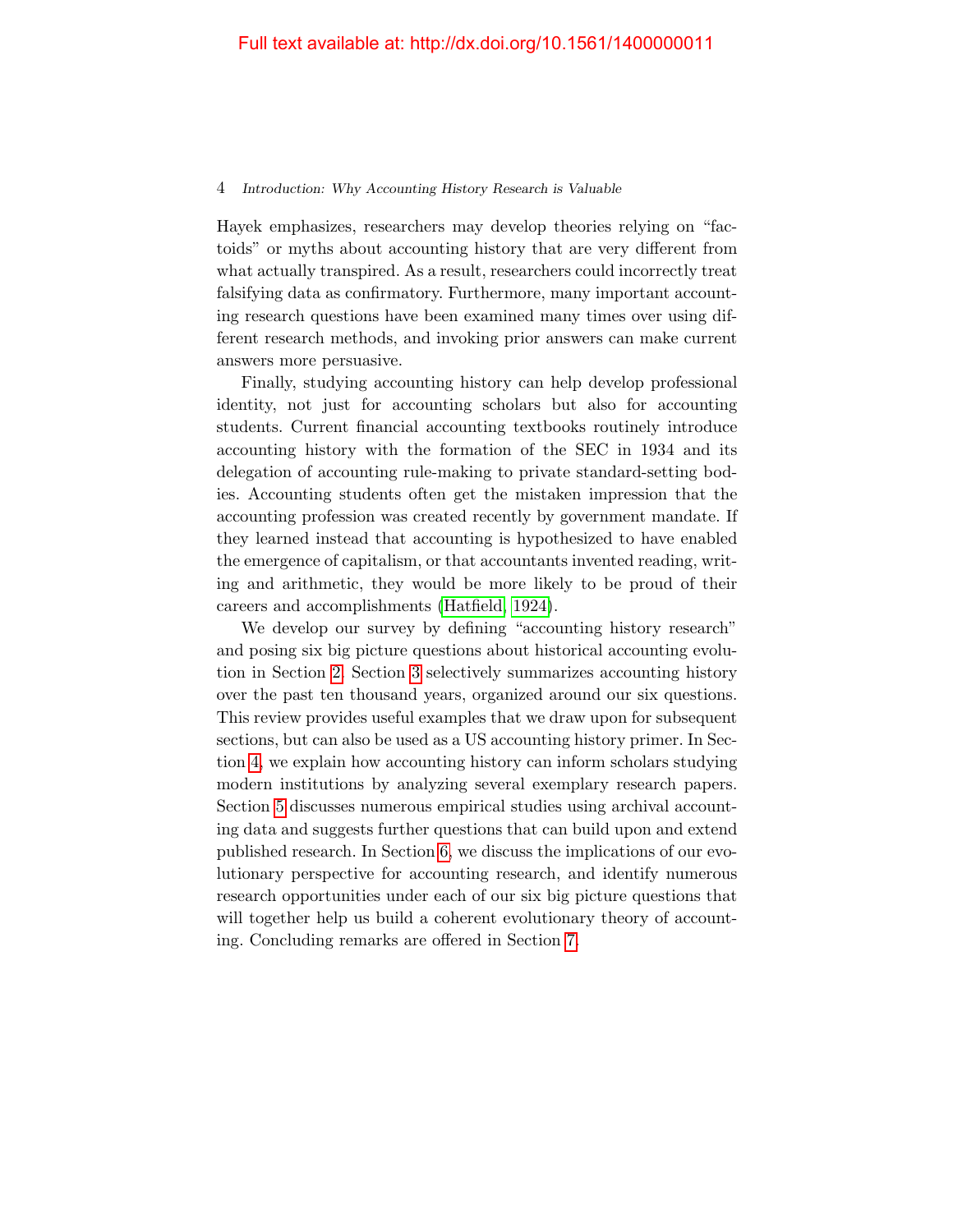Hayek emphasizes, researchers may develop theories relying on "factoids" or myths about accounting history that are very different from what actually transpired. As a result, researchers could incorrectly treat falsifying data as confirmatory. Furthermore, many important accounting research questions have been examined many times over using different research methods, and invoking prior answers can make current answers more persuasive.

Finally, studying accounting history can help develop professional identity, not just for accounting scholars but also for accounting students. Current financial accounting textbooks routinely introduce accounting history with the formation of the SEC in 1934 and its delegation of accounting rule-making to private standard-setting bodies. Accounting students often get the mistaken impression that the accounting profession was created recently by government mandate. If they learned instead that accounting is hypothesized to have enabled the emergence of capitalism, or that accountants invented reading, writing and arithmetic, they would be more likely to be proud of their careers and accomplishments (Hatfield, 1924).

We develop our survey by defining "accounting history research" and posing six big picture questions about historical accounting evolution in Section 2. Section 3 selectively summarizes accounting history over the past ten thousand years, organized around our six questions. This review provides useful examples that we draw upon for subsequent sections, but can also be used as a US accounting history primer. In Section 4, we explain how accounting history can inform scholars studying modern institutions by analyzing several exemplary research papers. Section 5 discusses numerous empirical studies using archival accounting data and suggests further questions that can build upon and extend published research. In Section 6, we discuss the implications of our evolutionary perspective for accounting research, and identify numerous research opportunities under each of our six big picture questions that will together help us build a coherent evolutionary theory of accounting. Concluding remarks are offered in Section 7.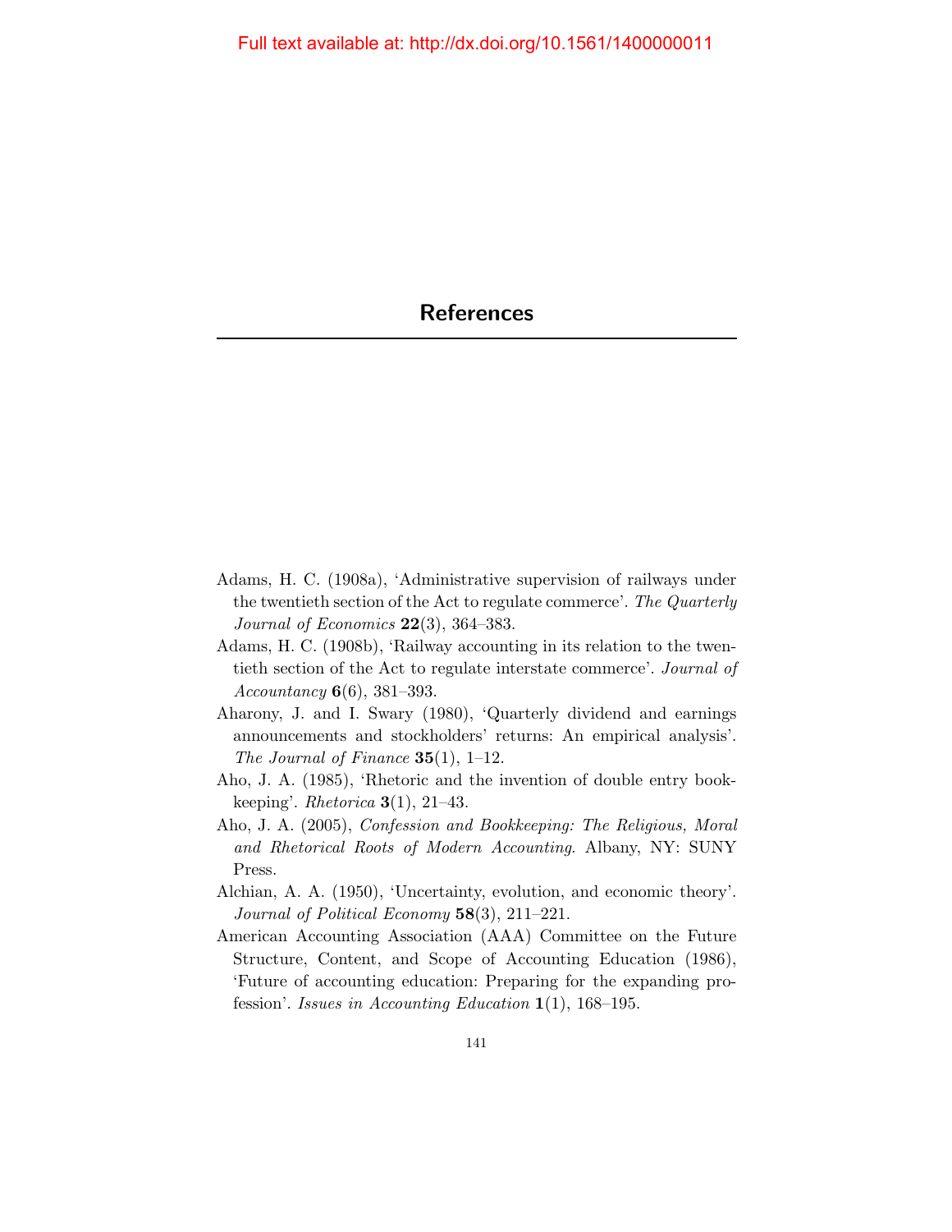# References

Adams, H. C. (1908a), 'Administrative supervision of railways under the twentieth section of the Act to regulate commerce'. *The Quarterly Journal of Economics* **22**(3), 364–383.

Adams, H. C. (1908b), 'Railway accounting in its relation to the twentieth section of the Act to regulate interstate commerce'. *Journal of Accountancy* **6**(6), 381–393.

Aharony, J. and I. Swary (1980), 'Quarterly dividend and earnings announcements and stockholders' returns: An empirical analysis'. *The Journal of Finance* **35**(1), 1–12.

Aho, J. A. (1985), 'Rhetoric and the invention of double entry bookkeeping'. *Rhetorica* **3**(1), 21–43.

Aho, J. A. (2005), *Confession and Bookkeeping: The Religious, Moral and Rhetorical Roots of Modern Accounting*. Albany, NY: SUNY Press.

Alchian, A. A. (1950), 'Uncertainty, evolution, and economic theory'. *Journal of Political Economy* **58**(3), 211–221.

American Accounting Association (AAA) Committee on the Future Structure, Content, and Scope of Accounting Education (1986), 'Future of accounting education: Preparing for the expanding profession'. *Issues in Accounting Education* **1**(1), 168–195.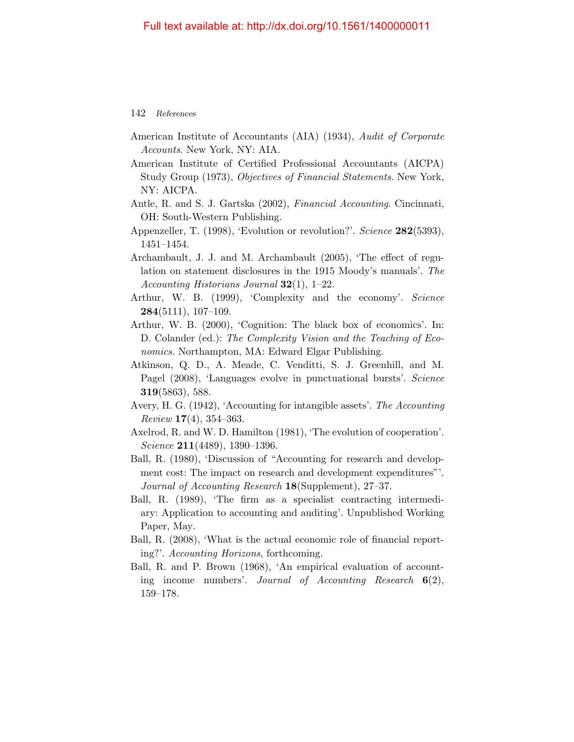American Institute of Accountants (AIA) (1934), *Audit of Corporate Accounts*. New York, NY: AIA.

American Institute of Certified Professional Accountants (AICPA) Study Group (1973), *Objectives of Financial Statements*. New York, NY: AICPA.

Antle, R. and S. J. Gartska (2002), *Financial Accounting*. Cincinnati, OH: South-Western Publishing.

Appenzeller, T. (1998), 'Evolution or revolution?'. *Science* **282**(5393), 1451–1454.

Archambault, J. J. and M. Archambault (2005), 'The effect of regulation on statement disclosures in the 1915 Moody's manuals'. *The Accounting Historians Journal* **32**(1), 1–22.

Arthur, W. B. (1999), 'Complexity and the economy'. *Science* **284**(5111), 107–109.

Arthur, W. B. (2000), 'Cognition: The black box of economics'. In: D. Colander (ed.): *The Complexity Vision and the Teaching of Economics*. Northampton, MA: Edward Elgar Publishing.

Atkinson, Q. D., A. Meade, C. Venditti, S. J. Greenhill, and M. Pagel (2008), 'Languages evolve in punctuational bursts'. *Science* **319**(5863), 588.

Avery, H. G. (1942), 'Accounting for intangible assets'. *The Accounting Review* **17**(4), 354–363.

Axelrod, R. and W. D. Hamilton (1981), 'The evolution of cooperation'. *Science* **211**(4489), 1390–1396.

Ball, R. (1980), 'Discussion of "Accounting for research and development cost: The impact on research and development expenditures"'. *Journal of Accounting Research* **18**(Supplement), 27–37.

Ball, R. (1989), 'The firm as a specialist contracting intermediary: Application to accounting and auditing'. Unpublished Working Paper, May.

Ball, R. (2008), 'What is the actual economic role of financial reporting?'. *Accounting Horizons*, forthcoming.

Ball, R. and P. Brown (1968), 'An empirical evaluation of accounting income numbers'. *Journal of Accounting Research* **6**(2), 159–178.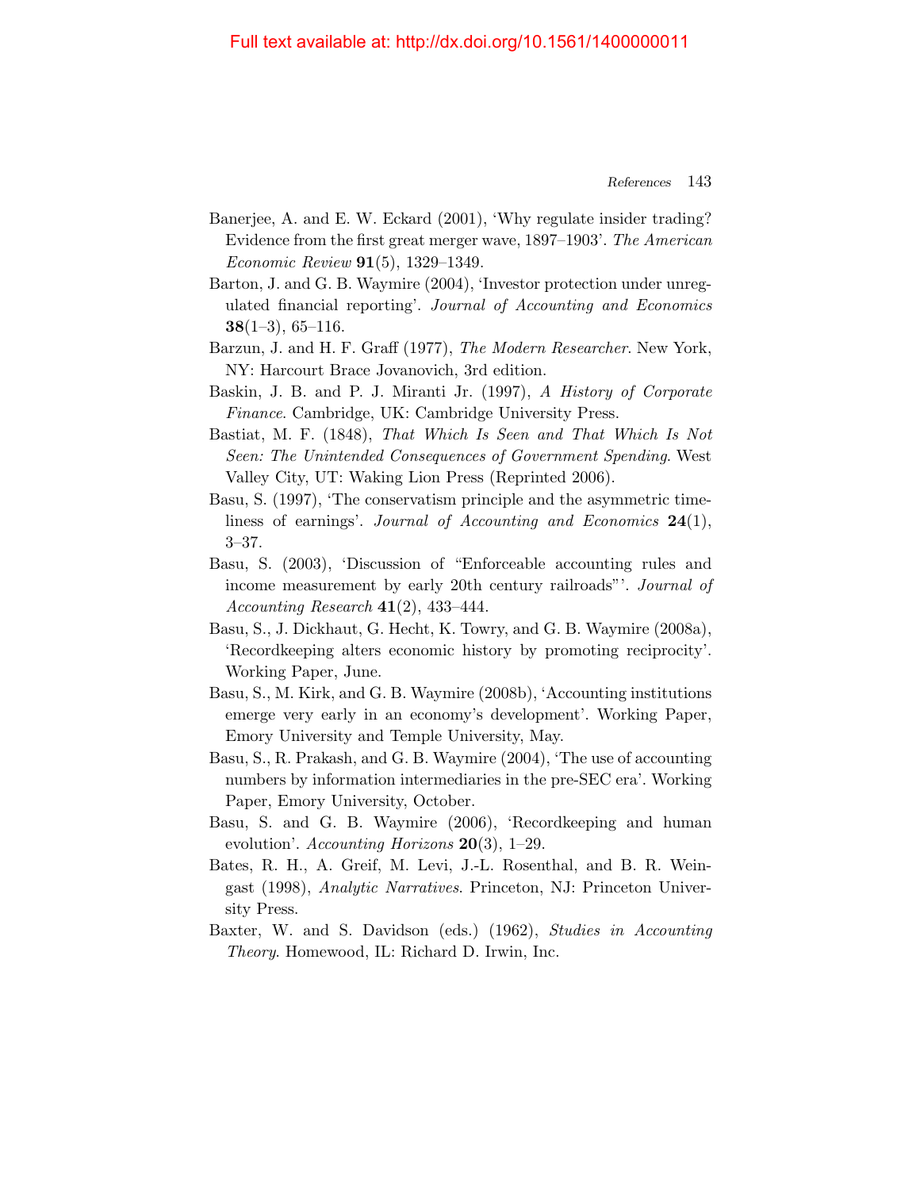Banerjee, A. and E. W. Eckard (2001), 'Why regulate insider trading? Evidence from the first great merger wave, 1897–1903'. *The American Economic Review* **91**(5), 1329–1349.

Barton, J. and G. B. Waymire (2004), 'Investor protection under unregulated financial reporting'. *Journal of Accounting and Economics* **38**(1–3), 65–116.

Barzun, J. and H. F. Graff (1977), *The Modern Researcher*. New York, NY: Harcourt Brace Jovanovich, 3rd edition.

Baskin, J. B. and P. J. Miranti Jr. (1997), *A History of Corporate Finance*. Cambridge, UK: Cambridge University Press.

Bastiat, M. F. (1848), *That Which Is Seen and That Which Is Not Seen: The Unintended Consequences of Government Spending*. West Valley City, UT: Waking Lion Press (Reprinted 2006).

Basu, S. (1997), 'The conservatism principle and the asymmetric timeliness of earnings'. *Journal of Accounting and Economics* **24**(1), 3–37.

Basu, S. (2003), 'Discussion of "Enforceable accounting rules and income measurement by early 20th century railroads"'. *Journal of Accounting Research* **41**(2), 433–444.

Basu, S., J. Dickhaut, G. Hecht, K. Towry, and G. B. Waymire (2008a), 'Recordkeeping alters economic history by promoting reciprocity'. Working Paper, June.

Basu, S., M. Kirk, and G. B. Waymire (2008b), 'Accounting institutions emerge very early in an economy's development'. Working Paper, Emory University and Temple University, May.

Basu, S., R. Prakash, and G. B. Waymire (2004), 'The use of accounting numbers by information intermediaries in the pre-SEC era'. Working Paper, Emory University, October.

Basu, S. and G. B. Waymire (2006), 'Recordkeeping and human evolution'. *Accounting Horizons* **20**(3), 1–29.

Bates, R. H., A. Greif, M. Levi, J.-L. Rosenthal, and B. R. Weingast (1998), *Analytic Narratives*. Princeton, NJ: Princeton University Press.

Baxter, W. and S. Davidson (eds.) (1962), *Studies in Accounting Theory*. Homewood, IL: Richard D. Irwin, Inc.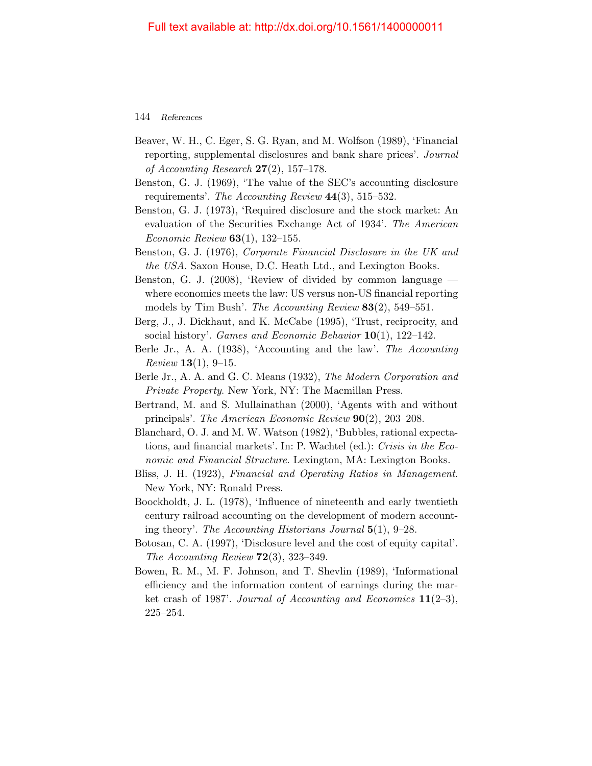Beaver, W. H., C. Eger, S. G. Ryan, and M. Wolfson (1989), 'Financial reporting, supplemental disclosures and bank share prices'. *Journal of Accounting Research* **27**(2), 157–178.

Benston, G. J. (1969), 'The value of the SEC's accounting disclosure requirements'. *The Accounting Review* **44**(3), 515–532.

Benston, G. J. (1973), 'Required disclosure and the stock market: An evaluation of the Securities Exchange Act of 1934'. *The American Economic Review* **63**(1), 132–155.

Benston, G. J. (1976), *Corporate Financial Disclosure in the UK and the USA*. Saxon House, D.C. Heath Ltd., and Lexington Books.

Benston, G. J. (2008), 'Review of divided by common language — where economics meets the law: US versus non-US financial reporting models by Tim Bush'. *The Accounting Review* **83**(2), 549–551.

Berg, J., J. Dickhaut, and K. McCabe (1995), 'Trust, reciprocity, and social history'. *Games and Economic Behavior* **10**(1), 122–142.

Berle Jr., A. A. (1938), 'Accounting and the law'. *The Accounting Review* **13**(1), 9–15.

Berle Jr., A. A. and G. C. Means (1932), *The Modern Corporation and Private Property*. New York, NY: The Macmillan Press.

Bertrand, M. and S. Mullainathan (2000), 'Agents with and without principals'. *The American Economic Review* **90**(2), 203–208.

Blanchard, O. J. and M. W. Watson (1982), 'Bubbles, rational expectations, and financial markets'. In: P. Wachtel (ed.): *Crisis in the Economic and Financial Structure*. Lexington, MA: Lexington Books.

Bliss, J. H. (1923), *Financial and Operating Ratios in Management*. New York, NY: Ronald Press.

Boockholdt, J. L. (1978), 'Influence of nineteenth and early twentieth century railroad accounting on the development of modern accounting theory'. *The Accounting Historians Journal* **5**(1), 9–28.

Botosan, C. A. (1997), 'Disclosure level and the cost of equity capital'. *The Accounting Review* **72**(3), 323–349.

Bowen, R. M., M. F. Johnson, and T. Shevlin (1989), 'Informational efficiency and the information content of earnings during the market crash of 1987'. *Journal of Accounting and Economics* **11**(2–3), 225–254.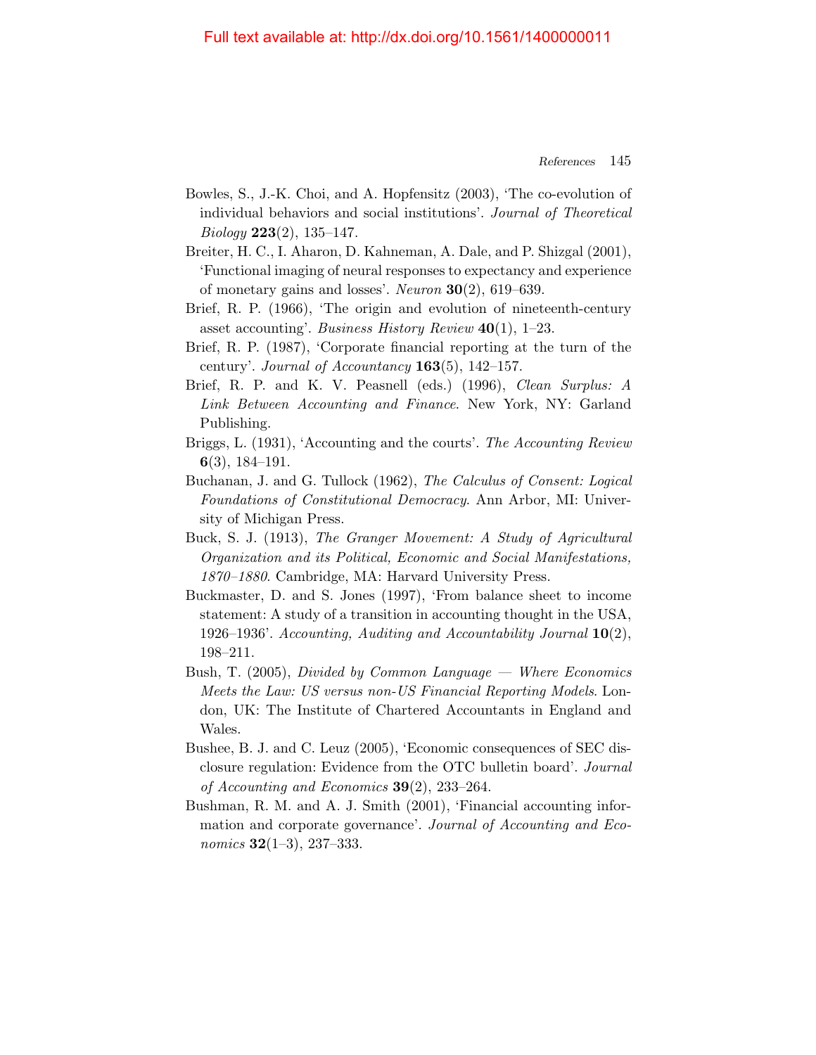Full text available at: http://dx.doi.org/10.1561/1400000011

Bowles, S., J.-K. Choi, and A. Hopfensitz (2003), 'The co-evolution of individual behaviors and social institutions'. *Journal of Theoretical Biology* **223**(2), 135–147.

Breiter, H. C., I. Aharon, D. Kahneman, A. Dale, and P. Shizgal (2001), 'Functional imaging of neural responses to expectancy and experience of monetary gains and losses'. *Neuron* **30**(2), 619–639.

Brief, R. P. (1966), 'The origin and evolution of nineteenth-century asset accounting'. *Business History Review* **40**(1), 1–23.

Brief, R. P. (1987), 'Corporate financial reporting at the turn of the century'. *Journal of Accountancy* **163**(5), 142–157.

Brief, R. P. and K. V. Peasnell (eds.) (1996), *Clean Surplus: A Link Between Accounting and Finance*. New York, NY: Garland Publishing.

Briggs, L. (1931), 'Accounting and the courts'. *The Accounting Review* **6**(3), 184–191.

Buchanan, J. and G. Tullock (1962), *The Calculus of Consent: Logical Foundations of Constitutional Democracy*. Ann Arbor, MI: University of Michigan Press.

Buck, S. J. (1913), *The Granger Movement: A Study of Agricultural Organization and its Political, Economic and Social Manifestations, 1870–1880*. Cambridge, MA: Harvard University Press.

Buckmaster, D. and S. Jones (1997), 'From balance sheet to income statement: A study of a transition in accounting thought in the USA, 1926–1936'. *Accounting, Auditing and Accountability Journal* **10**(2), 198–211.

Bush, T. (2005), *Divided by Common Language — Where Economics Meets the Law: US versus non-US Financial Reporting Models*. London, UK: The Institute of Chartered Accountants in England and Wales.

Bushee, B. J. and C. Leuz (2005), 'Economic consequences of SEC disclosure regulation: Evidence from the OTC bulletin board'. *Journal of Accounting and Economics* **39**(2), 233–264.

Bushman, R. M. and A. J. Smith (2001), 'Financial accounting information and corporate governance'. *Journal of Accounting and Economics* **32**(1–3), 237–333.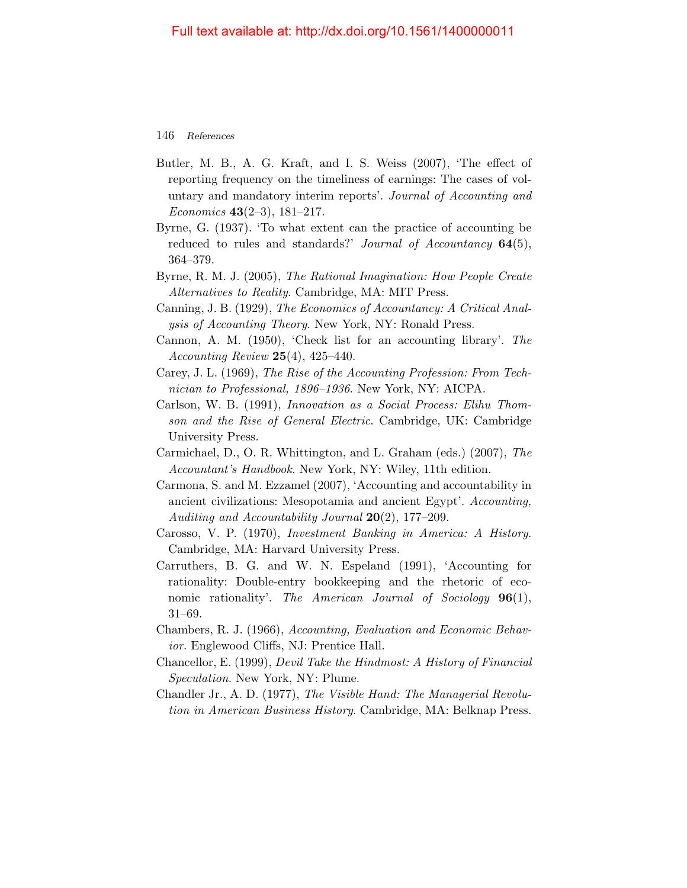Butler, M. B., A. G. Kraft, and I. S. Weiss (2007), 'The effect of reporting frequency on the timeliness of earnings: The cases of voluntary and mandatory interim reports'. *Journal of Accounting and Economics* **43**(2–3), 181–217.

Byrne, G. (1937). 'To what extent can the practice of accounting be reduced to rules and standards?' *Journal of Accountancy* **64**(5), 364–379.

Byrne, R. M. J. (2005), *The Rational Imagination: How People Create Alternatives to Reality*. Cambridge, MA: MIT Press.

Canning, J. B. (1929), *The Economics of Accountancy: A Critical Analysis of Accounting Theory*. New York, NY: Ronald Press.

Cannon, A. M. (1950), 'Check list for an accounting library'. *The Accounting Review* **25**(4), 425–440.

Carey, J. L. (1969), *The Rise of the Accounting Profession: From Technician to Professional, 1896–1936*. New York, NY: AICPA.

Carlson, W. B. (1991), *Innovation as a Social Process: Elihu Thomson and the Rise of General Electric*. Cambridge, UK: Cambridge University Press.

Carmichael, D., O. R. Whittington, and L. Graham (eds.) (2007), *The Accountant's Handbook*. New York, NY: Wiley, 11th edition.

Carmona, S. and M. Ezzamel (2007), 'Accounting and accountability in ancient civilizations: Mesopotamia and ancient Egypt'. *Accounting, Auditing and Accountability Journal* **20**(2), 177–209.

Carosso, V. P. (1970), *Investment Banking in America: A History*. Cambridge, MA: Harvard University Press.

Carruthers, B. G. and W. N. Espeland (1991), 'Accounting for rationality: Double-entry bookkeeping and the rhetoric of economic rationality'. *The American Journal of Sociology* **96**(1), 31–69.

Chambers, R. J. (1966), *Accounting, Evaluation and Economic Behavior*. Englewood Cliffs, NJ: Prentice Hall.

Chancellor, E. (1999), *Devil Take the Hindmost: A History of Financial Speculation*. New York, NY: Plume.

Chandler Jr., A. D. (1977), *The Visible Hand: The Managerial Revolution in American Business History*. Cambridge, MA: Belknap Press.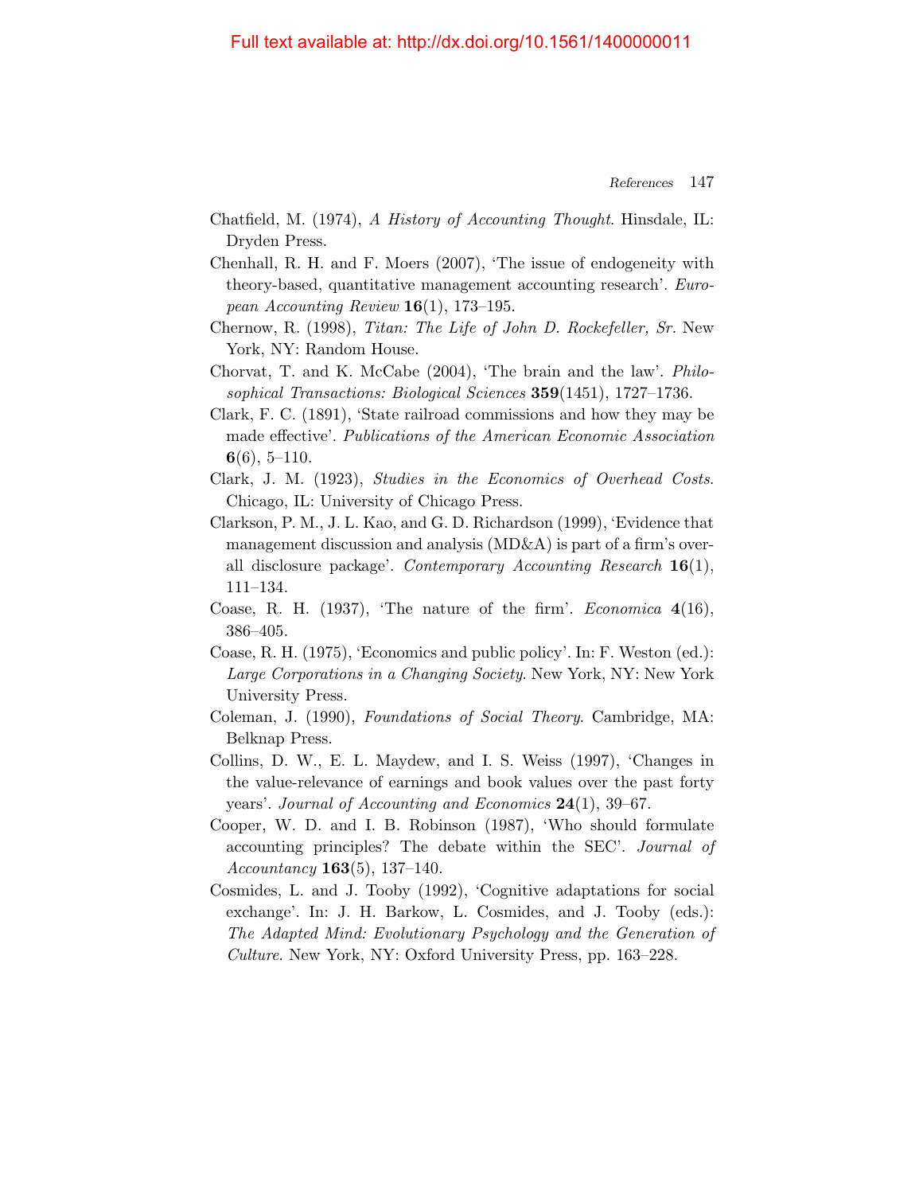Chatfield, M. (1974), *A History of Accounting Thought*. Hinsdale, IL: Dryden Press.

Chenhall, R. H. and F. Moers (2007), 'The issue of endogeneity with theory-based, quantitative management accounting research'. *European Accounting Review* **16**(1), 173–195.

Chernow, R. (1998), *Titan: The Life of John D. Rockefeller, Sr.* New York, NY: Random House.

Chorvat, T. and K. McCabe (2004), 'The brain and the law'. *Philosophical Transactions: Biological Sciences* **359**(1451), 1727–1736.

Clark, F. C. (1891), 'State railroad commissions and how they may be made effective'. *Publications of the American Economic Association* **6**(6), 5–110.

Clark, J. M. (1923), *Studies in the Economics of Overhead Costs*. Chicago, IL: University of Chicago Press.

Clarkson, P. M., J. L. Kao, and G. D. Richardson (1999), 'Evidence that management discussion and analysis (MD&A) is part of a firm's overall disclosure package'. *Contemporary Accounting Research* **16**(1), 111–134.

Coase, R. H. (1937), 'The nature of the firm'. *Economica* **4**(16), 386–405.

Coase, R. H. (1975), 'Economics and public policy'. In: F. Weston (ed.): *Large Corporations in a Changing Society*. New York, NY: New York University Press.

Coleman, J. (1990), *Foundations of Social Theory*. Cambridge, MA: Belknap Press.

Collins, D. W., E. L. Maydew, and I. S. Weiss (1997), 'Changes in the value-relevance of earnings and book values over the past forty years'. *Journal of Accounting and Economics* **24**(1), 39–67.

Cooper, W. D. and I. B. Robinson (1987), 'Who should formulate accounting principles? The debate within the SEC'. *Journal of Accountancy* **163**(5), 137–140.

Cosmides, L. and J. Tooby (1992), 'Cognitive adaptations for social exchange'. In: J. H. Barkow, L. Cosmides, and J. Tooby (eds.): *The Adapted Mind: Evolutionary Psychology and the Generation of Culture*. New York, NY: Oxford University Press, pp. 163–228.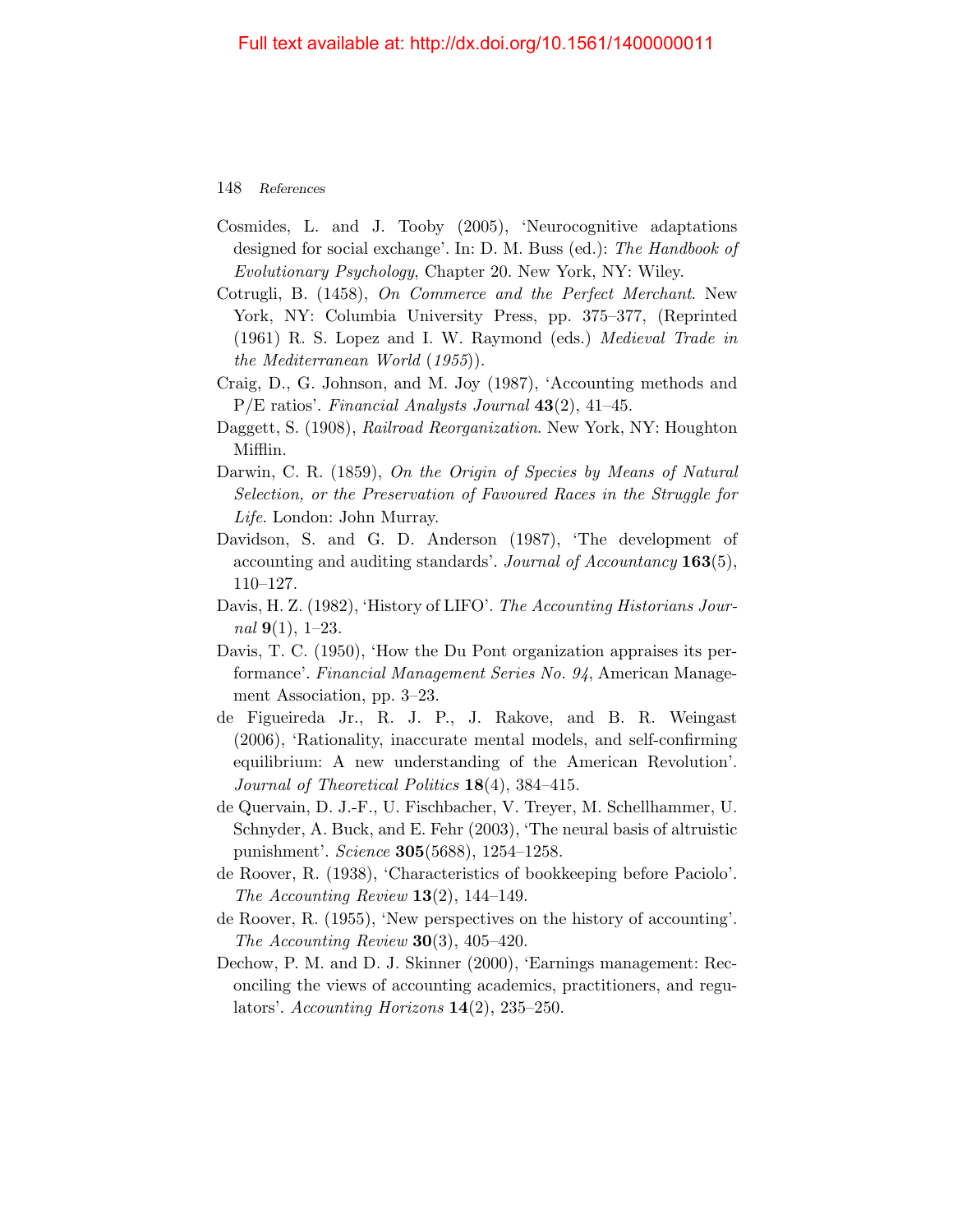Cosmides, L. and J. Tooby (2005), 'Neurocognitive adaptations designed for social exchange'. In: D. M. Buss (ed.): *The Handbook of Evolutionary Psychology*, Chapter 20. New York, NY: Wiley.

Cotrugli, B. (1458), *On Commerce and the Perfect Merchant*. New York, NY: Columbia University Press, pp. 375–377, (Reprinted (1961) R. S. Lopez and I. W. Raymond (eds.) *Medieval Trade in the Mediterranean World* (*1955*)).

Craig, D., G. Johnson, and M. Joy (1987), 'Accounting methods and P/E ratios'. *Financial Analysts Journal* **43**(2), 41–45.

Daggett, S. (1908), *Railroad Reorganization*. New York, NY: Houghton Mifflin.

Darwin, C. R. (1859), *On the Origin of Species by Means of Natural Selection, or the Preservation of Favoured Races in the Struggle for Life*. London: John Murray.

Davidson, S. and G. D. Anderson (1987), 'The development of accounting and auditing standards'. *Journal of Accountancy* **163**(5), 110–127.

Davis, H. Z. (1982), 'History of LIFO'. *The Accounting Historians Journal* **9**(1), 1–23.

Davis, T. C. (1950), 'How the Du Pont organization appraises its performance'. *Financial Management Series No. 94*, American Management Association, pp. 3–23.

de Figueireda Jr., R. J. P., J. Rakove, and B. R. Weingast (2006), 'Rationality, inaccurate mental models, and self-confirming equilibrium: A new understanding of the American Revolution'. *Journal of Theoretical Politics* **18**(4), 384–415.

de Quervain, D. J.-F., U. Fischbacher, V. Treyer, M. Schellhammer, U. Schnyder, A. Buck, and E. Fehr (2003), 'The neural basis of altruistic punishment'. *Science* **305**(5688), 1254–1258.

de Roover, R. (1938), 'Characteristics of bookkeeping before Paciolo'. *The Accounting Review* **13**(2), 144–149.

de Roover, R. (1955), 'New perspectives on the history of accounting'. *The Accounting Review* **30**(3), 405–420.

Dechow, P. M. and D. J. Skinner (2000), 'Earnings management: Reconciling the views of accounting academics, practitioners, and regulators'. *Accounting Horizons* **14**(2), 235–250.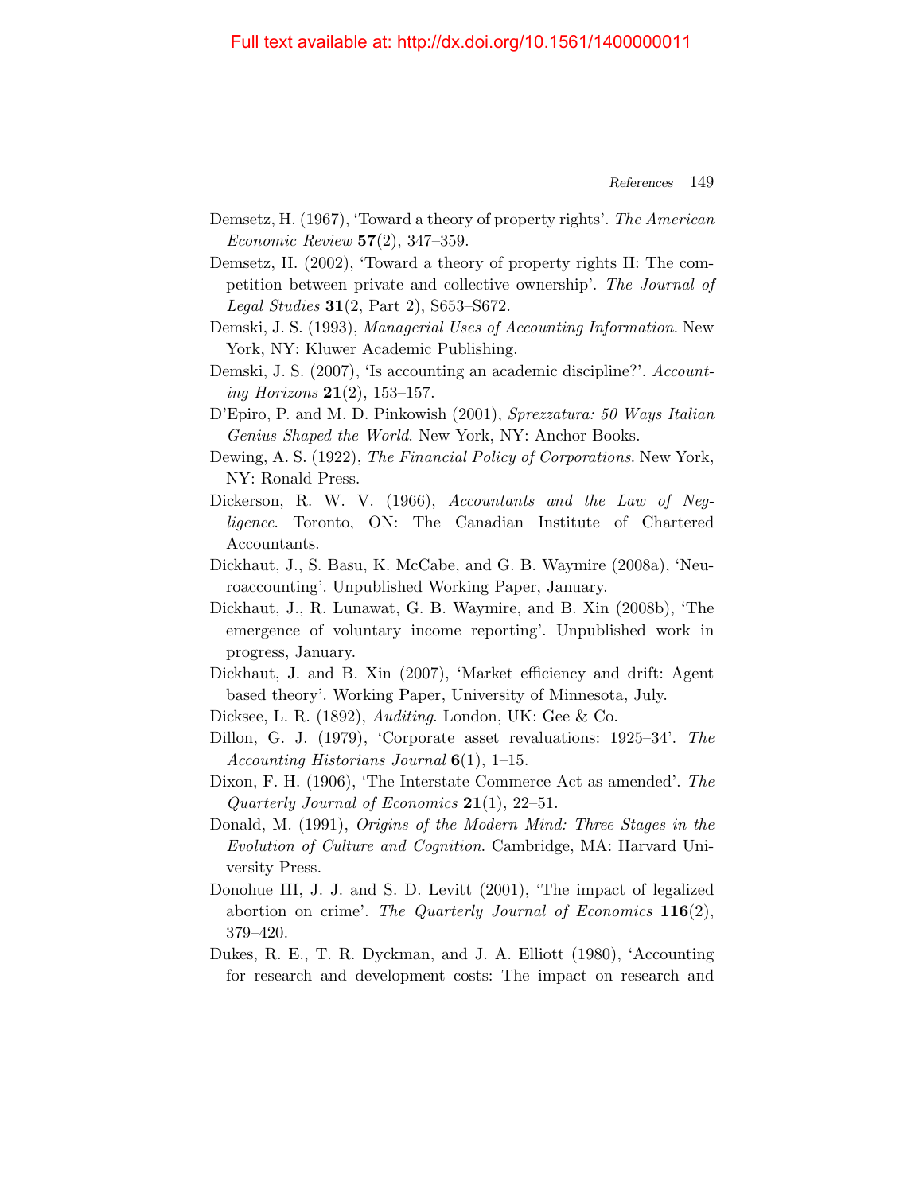Demsetz, H. (1967), 'Toward a theory of property rights'. *The American Economic Review* **57**(2), 347–359.

Demsetz, H. (2002), 'Toward a theory of property rights II: The competition between private and collective ownership'. *The Journal of Legal Studies* **31**(2, Part 2), S653–S672.

Demski, J. S. (1993), *Managerial Uses of Accounting Information*. New York, NY: Kluwer Academic Publishing.

Demski, J. S. (2007), 'Is accounting an academic discipline?'. *Accounting Horizons* **21**(2), 153–157.

D'Epiro, P. and M. D. Pinkowish (2001), *Sprezzatura: 50 Ways Italian Genius Shaped the World*. New York, NY: Anchor Books.

Dewing, A. S. (1922), *The Financial Policy of Corporations*. New York, NY: Ronald Press.

Dickerson, R. W. V. (1966), *Accountants and the Law of Negligence*. Toronto, ON: The Canadian Institute of Chartered Accountants.

Dickhaut, J., S. Basu, K. McCabe, and G. B. Waymire (2008a), 'Neuroaccounting'. Unpublished Working Paper, January.

Dickhaut, J., R. Lunawat, G. B. Waymire, and B. Xin (2008b), 'The emergence of voluntary income reporting'. Unpublished work in progress, January.

Dickhaut, J. and B. Xin (2007), 'Market efficiency and drift: Agent based theory'. Working Paper, University of Minnesota, July.

Dicksee, L. R. (1892), *Auditing*. London, UK: Gee & Co.

Dillon, G. J. (1979), 'Corporate asset revaluations: 1925–34'. *The Accounting Historians Journal* **6**(1), 1–15.

Dixon, F. H. (1906), 'The Interstate Commerce Act as amended'. *The Quarterly Journal of Economics* **21**(1), 22–51.

Donald, M. (1991), *Origins of the Modern Mind: Three Stages in the Evolution of Culture and Cognition*. Cambridge, MA: Harvard University Press.

Donohue III, J. J. and S. D. Levitt (2001), 'The impact of legalized abortion on crime'. *The Quarterly Journal of Economics* **116**(2), 379–420.

Dukes, R. E., T. R. Dyckman, and J. A. Elliott (1980), 'Accounting for research and development costs: The impact on research and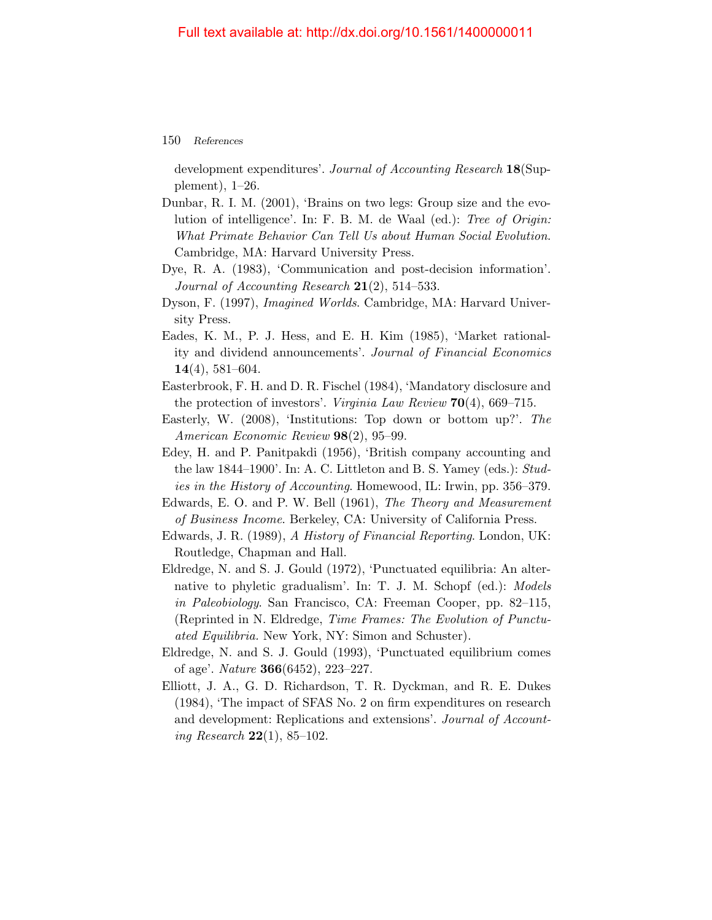development expenditures'. *Journal of Accounting Research* **18**(Supplement), 1–26.

Dunbar, R. I. M. (2001), 'Brains on two legs: Group size and the evolution of intelligence'. In: F. B. M. de Waal (ed.): *Tree of Origin: What Primate Behavior Can Tell Us about Human Social Evolution*. Cambridge, MA: Harvard University Press.

Dye, R. A. (1983), 'Communication and post-decision information'. *Journal of Accounting Research* **21**(2), 514–533.

Dyson, F. (1997), *Imagined Worlds*. Cambridge, MA: Harvard University Press.

Eades, K. M., P. J. Hess, and E. H. Kim (1985), 'Market rationality and dividend announcements'. *Journal of Financial Economics* **14**(4), 581–604.

Easterbrook, F. H. and D. R. Fischel (1984), 'Mandatory disclosure and the protection of investors'. *Virginia Law Review* **70**(4), 669–715.

Easterly, W. (2008), 'Institutions: Top down or bottom up?'. *The American Economic Review* **98**(2), 95–99.

Edey, H. and P. Panitpakdi (1956), 'British company accounting and the law 1844–1900'. In: A. C. Littleton and B. S. Yamey (eds.): *Studies in the History of Accounting*. Homewood, IL: Irwin, pp. 356–379.

Edwards, E. O. and P. W. Bell (1961), *The Theory and Measurement of Business Income*. Berkeley, CA: University of California Press.

Edwards, J. R. (1989), *A History of Financial Reporting*. London, UK: Routledge, Chapman and Hall.

Eldredge, N. and S. J. Gould (1972), 'Punctuated equilibria: An alternative to phyletic gradualism'. In: T. J. M. Schopf (ed.): *Models in Paleobiology*. San Francisco, CA: Freeman Cooper, pp. 82–115, (Reprinted in N. Eldredge, *Time Frames: The Evolution of Punctuated Equilibria*. New York, NY: Simon and Schuster).

Eldredge, N. and S. J. Gould (1993), 'Punctuated equilibrium comes of age'. *Nature* **366**(6452), 223–227.

Elliott, J. A., G. D. Richardson, T. R. Dyckman, and R. E. Dukes (1984), 'The impact of SFAS No. 2 on firm expenditures on research and development: Replications and extensions'. *Journal of Accounting Research* **22**(1), 85–102.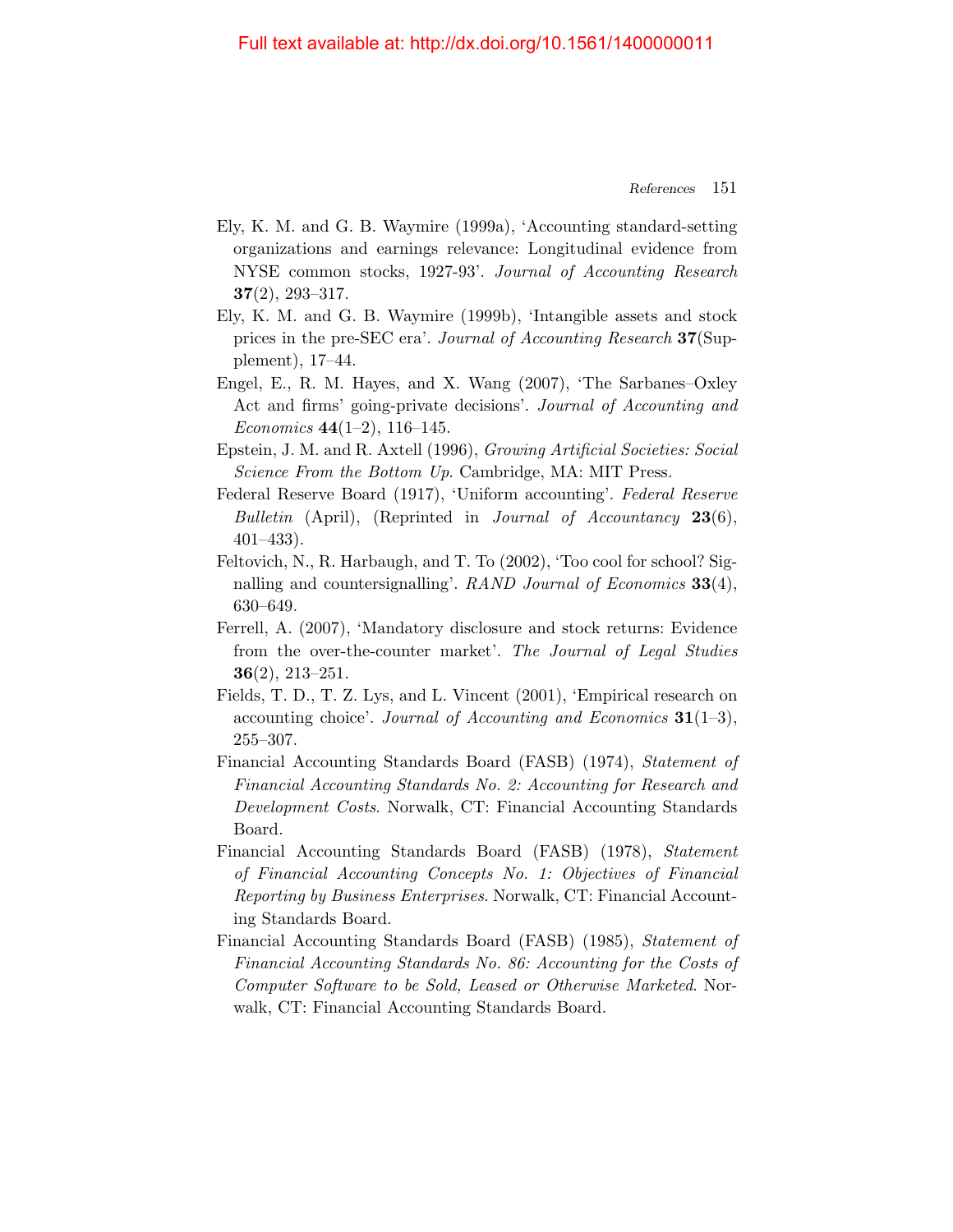Ely, K. M. and G. B. Waymire (1999a), 'Accounting standard-setting organizations and earnings relevance: Longitudinal evidence from NYSE common stocks, 1927-93'. *Journal of Accounting Research* **37**(2), 293–317.

Ely, K. M. and G. B. Waymire (1999b), 'Intangible assets and stock prices in the pre-SEC era'. *Journal of Accounting Research* **37**(Supplement), 17–44.

Engel, E., R. M. Hayes, and X. Wang (2007), 'The Sarbanes–Oxley Act and firms' going-private decisions'. *Journal of Accounting and Economics* **44**(1–2), 116–145.

Epstein, J. M. and R. Axtell (1996), *Growing Artificial Societies: Social Science From the Bottom Up*. Cambridge, MA: MIT Press.

Federal Reserve Board (1917), 'Uniform accounting'. *Federal Reserve Bulletin* (April), (Reprinted in *Journal of Accountancy* **23**(6), 401–433).

Feltovich, N., R. Harbaugh, and T. To (2002), 'Too cool for school? Signalling and countersignalling'. *RAND Journal of Economics* **33**(4), 630–649.

Ferrell, A. (2007), 'Mandatory disclosure and stock returns: Evidence from the over-the-counter market'. *The Journal of Legal Studies* **36**(2), 213–251.

Fields, T. D., T. Z. Lys, and L. Vincent (2001), 'Empirical research on accounting choice'. *Journal of Accounting and Economics* **31**(1–3), 255–307.

Financial Accounting Standards Board (FASB) (1974), *Statement of Financial Accounting Standards No. 2: Accounting for Research and Development Costs*. Norwalk, CT: Financial Accounting Standards Board.

Financial Accounting Standards Board (FASB) (1978), *Statement of Financial Accounting Concepts No. 1: Objectives of Financial Reporting by Business Enterprises*. Norwalk, CT: Financial Accounting Standards Board.

Financial Accounting Standards Board (FASB) (1985), *Statement of Financial Accounting Standards No. 86: Accounting for the Costs of Computer Software to be Sold, Leased or Otherwise Marketed*. Norwalk, CT: Financial Accounting Standards Board.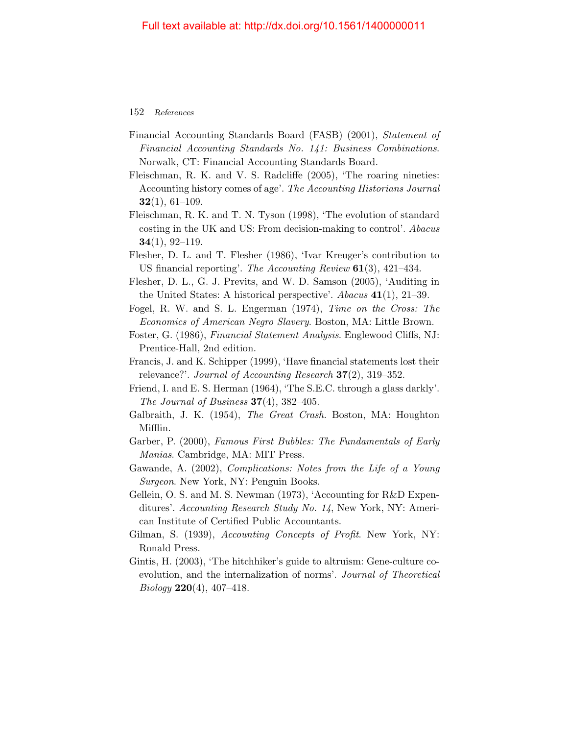Financial Accounting Standards Board (FASB) (2001), *Statement of Financial Accounting Standards No. 141: Business Combinations*. Norwalk, CT: Financial Accounting Standards Board.

Fleischman, R. K. and V. S. Radcliffe (2005), 'The roaring nineties: Accounting history comes of age'. *The Accounting Historians Journal* **32**(1), 61–109.

Fleischman, R. K. and T. N. Tyson (1998), 'The evolution of standard costing in the UK and US: From decision-making to control'. *Abacus* **34**(1), 92–119.

Flesher, D. L. and T. Flesher (1986), 'Ivar Kreuger's contribution to US financial reporting'. *The Accounting Review* **61**(3), 421–434.

Flesher, D. L., G. J. Previts, and W. D. Samson (2005), 'Auditing in the United States: A historical perspective'. *Abacus* **41**(1), 21–39.

Fogel, R. W. and S. L. Engerman (1974), *Time on the Cross: The Economics of American Negro Slavery*. Boston, MA: Little Brown.

Foster, G. (1986), *Financial Statement Analysis*. Englewood Cliffs, NJ: Prentice-Hall, 2nd edition.

Francis, J. and K. Schipper (1999), 'Have financial statements lost their relevance?'. *Journal of Accounting Research* **37**(2), 319–352.

Friend, I. and E. S. Herman (1964), 'The S.E.C. through a glass darkly'. *The Journal of Business* **37**(4), 382–405.

Galbraith, J. K. (1954), *The Great Crash*. Boston, MA: Houghton Mifflin.

Garber, P. (2000), *Famous First Bubbles: The Fundamentals of Early Manias*. Cambridge, MA: MIT Press.

Gawande, A. (2002), *Complications: Notes from the Life of a Young Surgeon*. New York, NY: Penguin Books.

Gellein, O. S. and M. S. Newman (1973), 'Accounting for R&D Expenditures'. *Accounting Research Study No. 14*, New York, NY: American Institute of Certified Public Accountants.

Gilman, S. (1939), *Accounting Concepts of Profit*. New York, NY: Ronald Press.

Gintis, H. (2003), 'The hitchhiker's guide to altruism: Gene-culture coevolution, and the internalization of norms'. *Journal of Theoretical Biology* **220**(4), 407–418.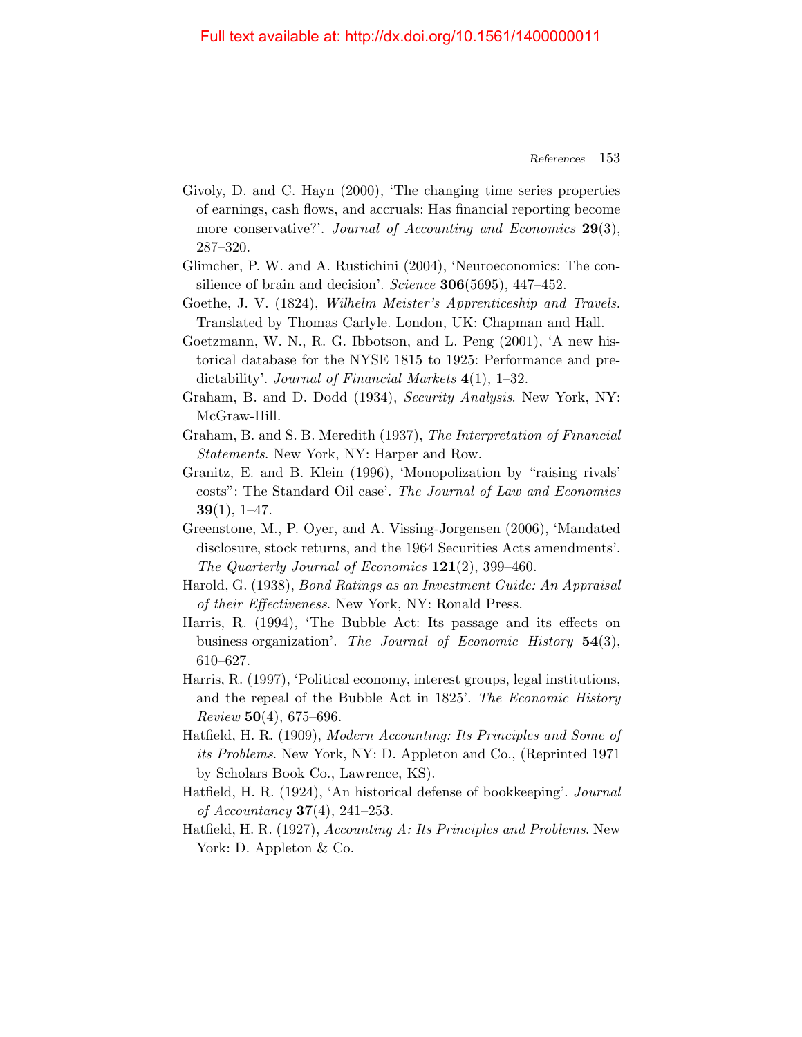Givoly, D. and C. Hayn (2000), 'The changing time series properties of earnings, cash flows, and accruals: Has financial reporting become more conservative?'. *Journal of Accounting and Economics* **29**(3), 287–320.

Glimcher, P. W. and A. Rustichini (2004), 'Neuroeconomics: The consilience of brain and decision'. *Science* **306**(5695), 447–452.

Goethe, J. V. (1824), *Wilhelm Meister's Apprenticeship and Travels*. Translated by Thomas Carlyle. London, UK: Chapman and Hall.

Goetzmann, W. N., R. G. Ibbotson, and L. Peng (2001), 'A new historical database for the NYSE 1815 to 1925: Performance and predictability'. *Journal of Financial Markets* **4**(1), 1–32.

Graham, B. and D. Dodd (1934), *Security Analysis*. New York, NY: McGraw-Hill.

Graham, B. and S. B. Meredith (1937), *The Interpretation of Financial Statements*. New York, NY: Harper and Row.

Granitz, E. and B. Klein (1996), 'Monopolization by "raising rivals' costs": The Standard Oil case'. *The Journal of Law and Economics* **39**(1), 1–47.

Greenstone, M., P. Oyer, and A. Vissing-Jorgensen (2006), 'Mandated disclosure, stock returns, and the 1964 Securities Acts amendments'. *The Quarterly Journal of Economics* **121**(2), 399–460.

Harold, G. (1938), *Bond Ratings as an Investment Guide: An Appraisal of their Effectiveness*. New York, NY: Ronald Press.

Harris, R. (1994), 'The Bubble Act: Its passage and its effects on business organization'. *The Journal of Economic History* **54**(3), 610–627.

Harris, R. (1997), 'Political economy, interest groups, legal institutions, and the repeal of the Bubble Act in 1825'. *The Economic History Review* **50**(4), 675–696.

Hatfield, H. R. (1909), *Modern Accounting: Its Principles and Some of its Problems*. New York, NY: D. Appleton and Co., (Reprinted 1971 by Scholars Book Co., Lawrence, KS).

Hatfield, H. R. (1924), 'An historical defense of bookkeeping'. *Journal of Accountancy* **37**(4), 241–253.

Hatfield, H. R. (1927), *Accounting A: Its Principles and Problems*. New York: D. Appleton & Co.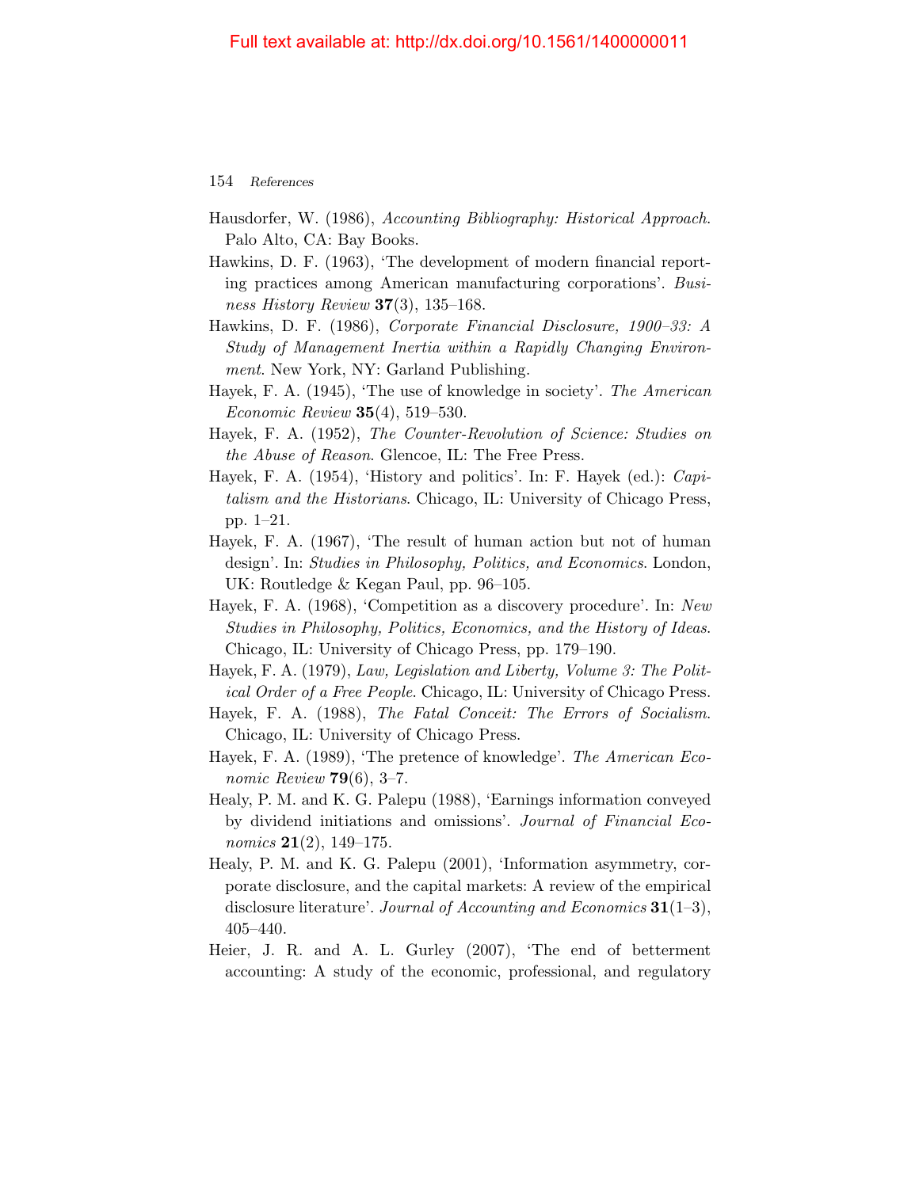Hausdorfer, W. (1986), *Accounting Bibliography: Historical Approach*. Palo Alto, CA: Bay Books.

Hawkins, D. F. (1963), 'The development of modern financial reporting practices among American manufacturing corporations'. *Business History Review* **37**(3), 135–168.

Hawkins, D. F. (1986), *Corporate Financial Disclosure, 1900–33: A Study of Management Inertia within a Rapidly Changing Environment*. New York, NY: Garland Publishing.

Hayek, F. A. (1945), 'The use of knowledge in society'. *The American Economic Review* **35**(4), 519–530.

Hayek, F. A. (1952), *The Counter-Revolution of Science: Studies on the Abuse of Reason*. Glencoe, IL: The Free Press.

Hayek, F. A. (1954), 'History and politics'. In: F. Hayek (ed.): *Capitalism and the Historians*. Chicago, IL: University of Chicago Press, pp. 1–21.

Hayek, F. A. (1967), 'The result of human action but not of human design'. In: *Studies in Philosophy, Politics, and Economics*. London, UK: Routledge & Kegan Paul, pp. 96–105.

Hayek, F. A. (1968), 'Competition as a discovery procedure'. In: *New Studies in Philosophy, Politics, Economics, and the History of Ideas*. Chicago, IL: University of Chicago Press, pp. 179–190.

Hayek, F. A. (1979), *Law, Legislation and Liberty, Volume 3: The Political Order of a Free People*. Chicago, IL: University of Chicago Press.

Hayek, F. A. (1988), *The Fatal Conceit: The Errors of Socialism*. Chicago, IL: University of Chicago Press.

Hayek, F. A. (1989), 'The pretence of knowledge'. *The American Economic Review* **79**(6), 3–7.

Healy, P. M. and K. G. Palepu (1988), 'Earnings information conveyed by dividend initiations and omissions'. *Journal of Financial Economics* **21**(2), 149–175.

Healy, P. M. and K. G. Palepu (2001), 'Information asymmetry, corporate disclosure, and the capital markets: A review of the empirical disclosure literature'. *Journal of Accounting and Economics* **31**(1–3), 405–440.

Heier, J. R. and A. L. Gurley (2007), 'The end of betterment accounting: A study of the economic, professional, and regulatory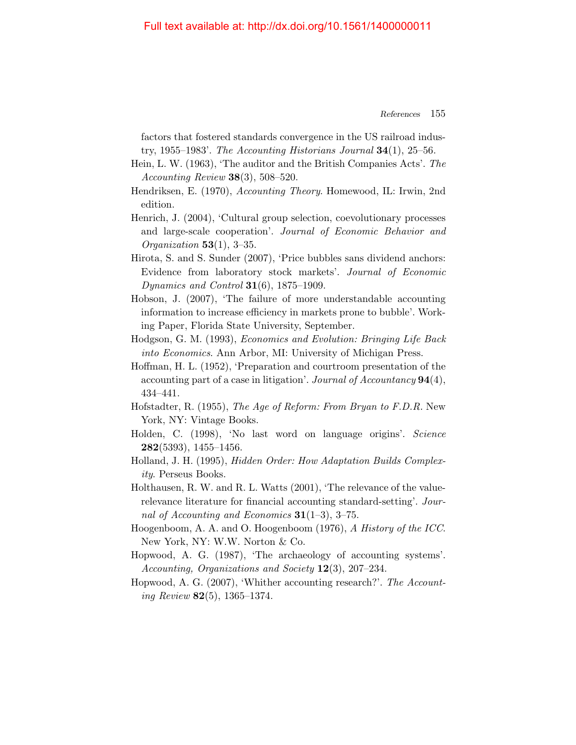factors that fostered standards convergence in the US railroad industry, 1955–1983'. *The Accounting Historians Journal* **34**(1), 25–56.

Hein, L. W. (1963), 'The auditor and the British Companies Acts'. *The Accounting Review* **38**(3), 508–520.

Hendriksen, E. (1970), *Accounting Theory*. Homewood, IL: Irwin, 2nd edition.

Henrich, J. (2004), 'Cultural group selection, coevolutionary processes and large-scale cooperation'. *Journal of Economic Behavior and Organization* **53**(1), 3–35.

Hirota, S. and S. Sunder (2007), 'Price bubbles sans dividend anchors: Evidence from laboratory stock markets'. *Journal of Economic Dynamics and Control* **31**(6), 1875–1909.

Hobson, J. (2007), 'The failure of more understandable accounting information to increase efficiency in markets prone to bubble'. Working Paper, Florida State University, September.

Hodgson, G. M. (1993), *Economics and Evolution: Bringing Life Back into Economics*. Ann Arbor, MI: University of Michigan Press.

Hoffman, H. L. (1952), 'Preparation and courtroom presentation of the accounting part of a case in litigation'. *Journal of Accountancy* **94**(4), 434–441.

Hofstadter, R. (1955), *The Age of Reform: From Bryan to F.D.R.* New York, NY: Vintage Books.

Holden, C. (1998), 'No last word on language origins'. *Science* **282**(5393), 1455–1456.

Holland, J. H. (1995), *Hidden Order: How Adaptation Builds Complexity*. Perseus Books.

Holthausen, R. W. and R. L. Watts (2001), 'The relevance of the value-relevance literature for financial accounting standard-setting'. *Journal of Accounting and Economics* **31**(1–3), 3–75.

Hoogenboom, A. A. and O. Hoogenboom (1976), *A History of the ICC*. New York, NY: W.W. Norton & Co.

Hopwood, A. G. (1987), 'The archaeology of accounting systems'. *Accounting, Organizations and Society* **12**(3), 207–234.

Hopwood, A. G. (2007), 'Whither accounting research?'. *The Accounting Review* **82**(5), 1365–1374.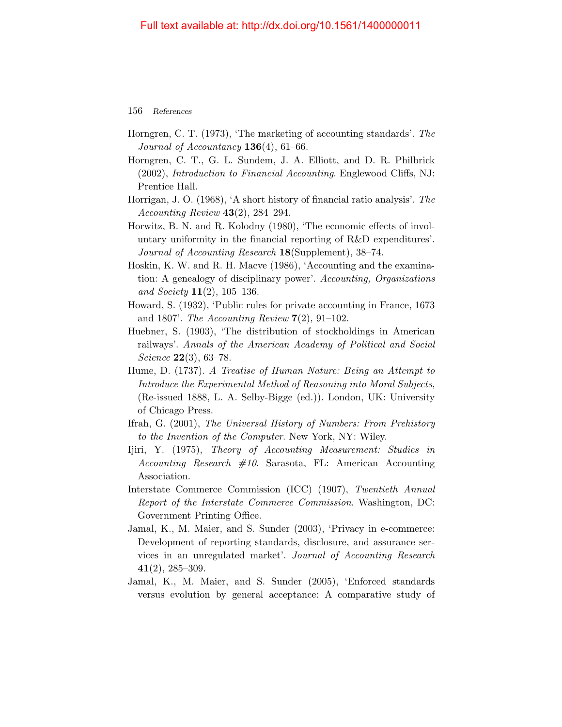Horngren, C. T. (1973), 'The marketing of accounting standards'. *The Journal of Accountancy* **136**(4), 61–66.

Horngren, C. T., G. L. Sundem, J. A. Elliott, and D. R. Philbrick (2002), *Introduction to Financial Accounting*. Englewood Cliffs, NJ: Prentice Hall.

Horrigan, J. O. (1968), 'A short history of financial ratio analysis'. *The Accounting Review* **43**(2), 284–294.

Horwitz, B. N. and R. Kolodny (1980), 'The economic effects of involuntary uniformity in the financial reporting of R&D expenditures'. *Journal of Accounting Research* **18**(Supplement), 38–74.

Hoskin, K. W. and R. H. Macve (1986), 'Accounting and the examination: A genealogy of disciplinary power'. *Accounting, Organizations and Society* **11**(2), 105–136.

Howard, S. (1932), 'Public rules for private accounting in France, 1673 and 1807'. *The Accounting Review* **7**(2), 91–102.

Huebner, S. (1903), 'The distribution of stockholdings in American railways'. *Annals of the American Academy of Political and Social Science* **22**(3), 63–78.

Hume, D. (1737). *A Treatise of Human Nature: Being an Attempt to Introduce the Experimental Method of Reasoning into Moral Subjects*, (Re-issued 1888, L. A. Selby-Bigge (ed.)). London, UK: University of Chicago Press.

Ifrah, G. (2001), *The Universal History of Numbers: From Prehistory to the Invention of the Computer*. New York, NY: Wiley.

Ijiri, Y. (1975), *Theory of Accounting Measurement: Studies in Accounting Research #10*. Sarasota, FL: American Accounting Association.

Interstate Commerce Commission (ICC) (1907), *Twentieth Annual Report of the Interstate Commerce Commission*. Washington, DC: Government Printing Office.

Jamal, K., M. Maier, and S. Sunder (2003), 'Privacy in e-commerce: Development of reporting standards, disclosure, and assurance services in an unregulated market'. *Journal of Accounting Research* **41**(2), 285–309.

Jamal, K., M. Maier, and S. Sunder (2005), 'Enforced standards versus evolution by general acceptance: A comparative study of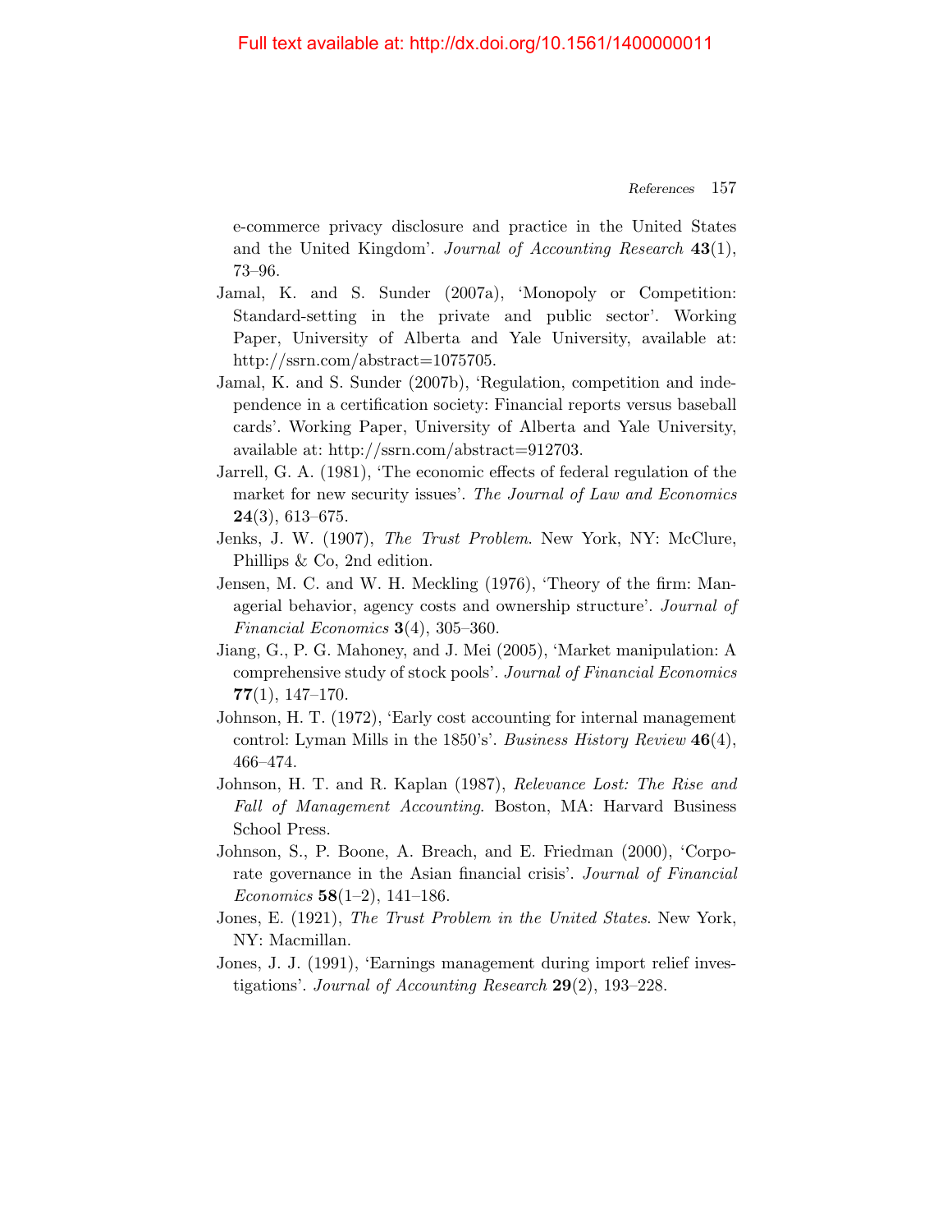e-commerce privacy disclosure and practice in the United States and the United Kingdom'. *Journal of Accounting Research* **43**(1), 73–96.

Jamal, K. and S. Sunder (2007a), 'Monopoly or Competition: Standard-setting in the private and public sector'. Working Paper, University of Alberta and Yale University, available at: http://ssrn.com/abstract=1075705.

Jamal, K. and S. Sunder (2007b), 'Regulation, competition and independence in a certification society: Financial reports versus baseball cards'. Working Paper, University of Alberta and Yale University, available at: http://ssrn.com/abstract=912703.

Jarrell, G. A. (1981), 'The economic effects of federal regulation of the market for new security issues'. *The Journal of Law and Economics* **24**(3), 613–675.

Jenks, J. W. (1907), *The Trust Problem*. New York, NY: McClure, Phillips & Co, 2nd edition.

Jensen, M. C. and W. H. Meckling (1976), 'Theory of the firm: Managerial behavior, agency costs and ownership structure'. *Journal of Financial Economics* **3**(4), 305–360.

Jiang, G., P. G. Mahoney, and J. Mei (2005), 'Market manipulation: A comprehensive study of stock pools'. *Journal of Financial Economics* **77**(1), 147–170.

Johnson, H. T. (1972), 'Early cost accounting for internal management control: Lyman Mills in the 1850's'. *Business History Review* **46**(4), 466–474.

Johnson, H. T. and R. Kaplan (1987), *Relevance Lost: The Rise and Fall of Management Accounting*. Boston, MA: Harvard Business School Press.

Johnson, S., P. Boone, A. Breach, and E. Friedman (2000), 'Corporate governance in the Asian financial crisis'. *Journal of Financial Economics* **58**(1–2), 141–186.

Jones, E. (1921), *The Trust Problem in the United States*. New York, NY: Macmillan.

Jones, J. J. (1991), 'Earnings management during import relief investigations'. *Journal of Accounting Research* **29**(2), 193–228.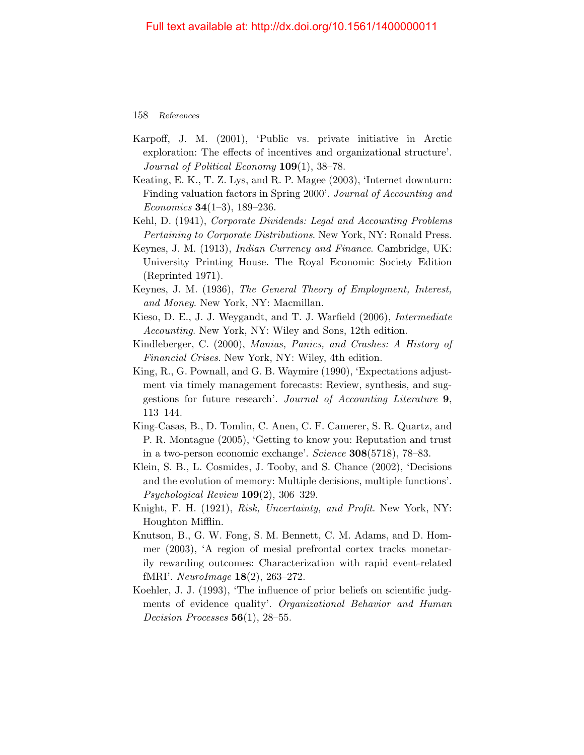Karpoff, J. M. (2001), 'Public vs. private initiative in Arctic exploration: The effects of incentives and organizational structure'. *Journal of Political Economy* **109**(1), 38–78.

Keating, E. K., T. Z. Lys, and R. P. Magee (2003), 'Internet downturn: Finding valuation factors in Spring 2000'. *Journal of Accounting and Economics* **34**(1–3), 189–236.

Kehl, D. (1941), *Corporate Dividends: Legal and Accounting Problems Pertaining to Corporate Distributions*. New York, NY: Ronald Press.

Keynes, J. M. (1913), *Indian Currency and Finance*. Cambridge, UK: University Printing House. The Royal Economic Society Edition (Reprinted 1971).

Keynes, J. M. (1936), *The General Theory of Employment, Interest, and Money*. New York, NY: Macmillan.

Kieso, D. E., J. J. Weygandt, and T. J. Warfield (2006), *Intermediate Accounting*. New York, NY: Wiley and Sons, 12th edition.

Kindleberger, C. (2000), *Manias, Panics, and Crashes: A History of Financial Crises*. New York, NY: Wiley, 4th edition.

King, R., G. Pownall, and G. B. Waymire (1990), 'Expectations adjustment via timely management forecasts: Review, synthesis, and suggestions for future research'. *Journal of Accounting Literature* **9**, 113–144.

King-Casas, B., D. Tomlin, C. Anen, C. F. Camerer, S. R. Quartz, and P. R. Montague (2005), 'Getting to know you: Reputation and trust in a two-person economic exchange'. *Science* **308**(5718), 78–83.

Klein, S. B., L. Cosmides, J. Tooby, and S. Chance (2002), 'Decisions and the evolution of memory: Multiple decisions, multiple functions'. *Psychological Review* **109**(2), 306–329.

Knight, F. H. (1921), *Risk, Uncertainty, and Profit*. New York, NY: Houghton Mifflin.

Knutson, B., G. W. Fong, S. M. Bennett, C. M. Adams, and D. Hommer (2003), 'A region of mesial prefrontal cortex tracks monetarily rewarding outcomes: Characterization with rapid event-related fMRI'. *NeuroImage* **18**(2), 263–272.

Koehler, J. J. (1993), 'The influence of prior beliefs on scientific judgments of evidence quality'. *Organizational Behavior and Human Decision Processes* **56**(1), 28–55.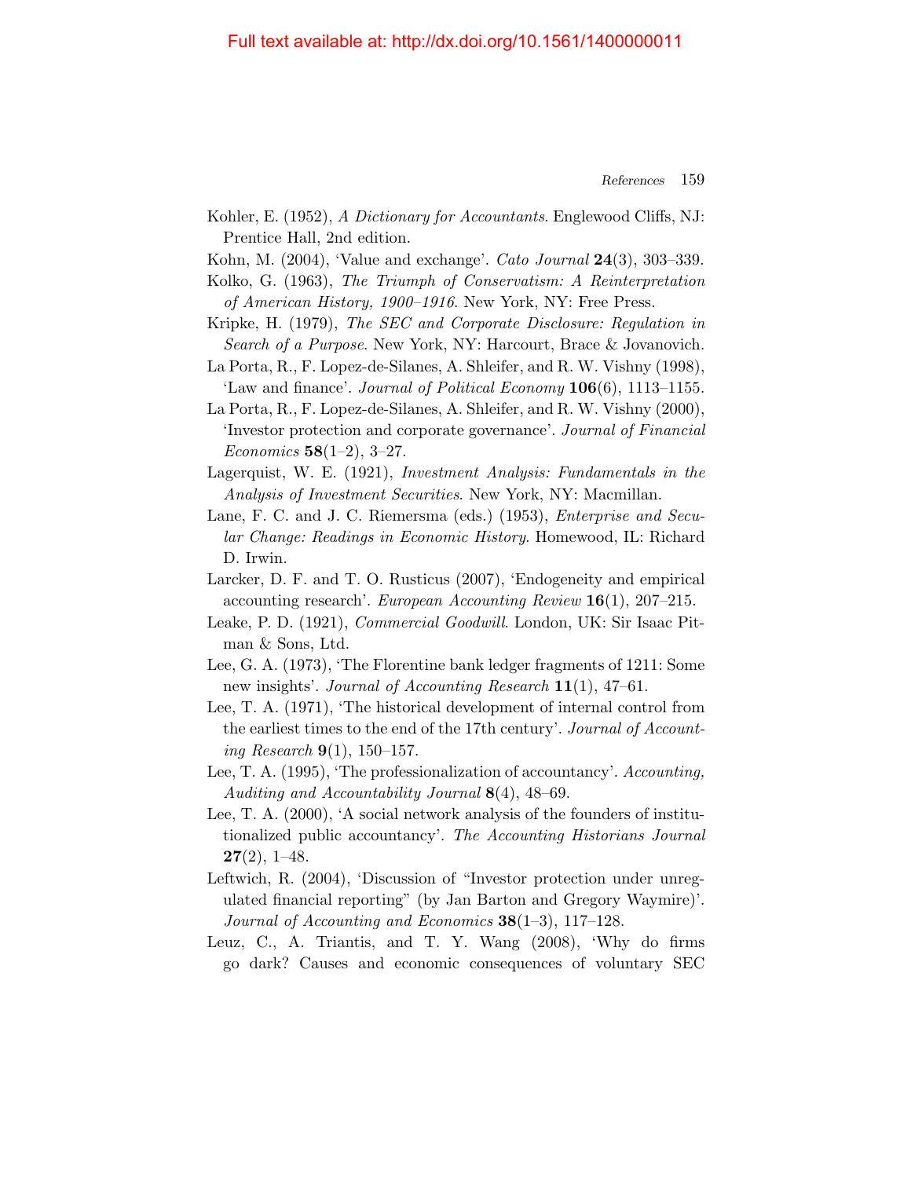Full text available at: http://dx.doi.org/10.1561/1400000011

Kohler, E. (1952), *A Dictionary for Accountants*. Englewood Cliffs, NJ: Prentice Hall, 2nd edition.

Kohn, M. (2004), 'Value and exchange'. *Cato Journal* **24**(3), 303–339.

Kolko, G. (1963), *The Triumph of Conservatism: A Reinterpretation of American History, 1900–1916*. New York, NY: Free Press.

Kripke, H. (1979), *The SEC and Corporate Disclosure: Regulation in Search of a Purpose*. New York, NY: Harcourt, Brace & Jovanovich.

La Porta, R., F. Lopez-de-Silanes, A. Shleifer, and R. W. Vishny (1998), 'Law and finance'. *Journal of Political Economy* **106**(6), 1113–1155.

La Porta, R., F. Lopez-de-Silanes, A. Shleifer, and R. W. Vishny (2000), 'Investor protection and corporate governance'. *Journal of Financial Economics* **58**(1–2), 3–27.

Lagerquist, W. E. (1921), *Investment Analysis: Fundamentals in the Analysis of Investment Securities*. New York, NY: Macmillan.

Lane, F. C. and J. C. Riemersma (eds.) (1953), *Enterprise and Secular Change: Readings in Economic History*. Homewood, IL: Richard D. Irwin.

Larcker, D. F. and T. O. Rusticus (2007), 'Endogeneity and empirical accounting research'. *European Accounting Review* **16**(1), 207–215.

Leake, P. D. (1921), *Commercial Goodwill*. London, UK: Sir Isaac Pitman & Sons, Ltd.

Lee, G. A. (1973), 'The Florentine bank ledger fragments of 1211: Some new insights'. *Journal of Accounting Research* **11**(1), 47–61.

Lee, T. A. (1971), 'The historical development of internal control from the earliest times to the end of the 17th century'. *Journal of Accounting Research* **9**(1), 150–157.

Lee, T. A. (1995), 'The professionalization of accountancy'. *Accounting, Auditing and Accountability Journal* **8**(4), 48–69.

Lee, T. A. (2000), 'A social network analysis of the founders of institutionalized public accountancy'. *The Accounting Historians Journal* **27**(2), 1–48.

Leftwich, R. (2004), 'Discussion of "Investor protection under unregulated financial reporting" (by Jan Barton and Gregory Waymire)'. *Journal of Accounting and Economics* **38**(1–3), 117–128.

Leuz, C., A. Triantis, and T. Y. Wang (2008), 'Why do firms go dark? Causes and economic consequences of voluntary SEC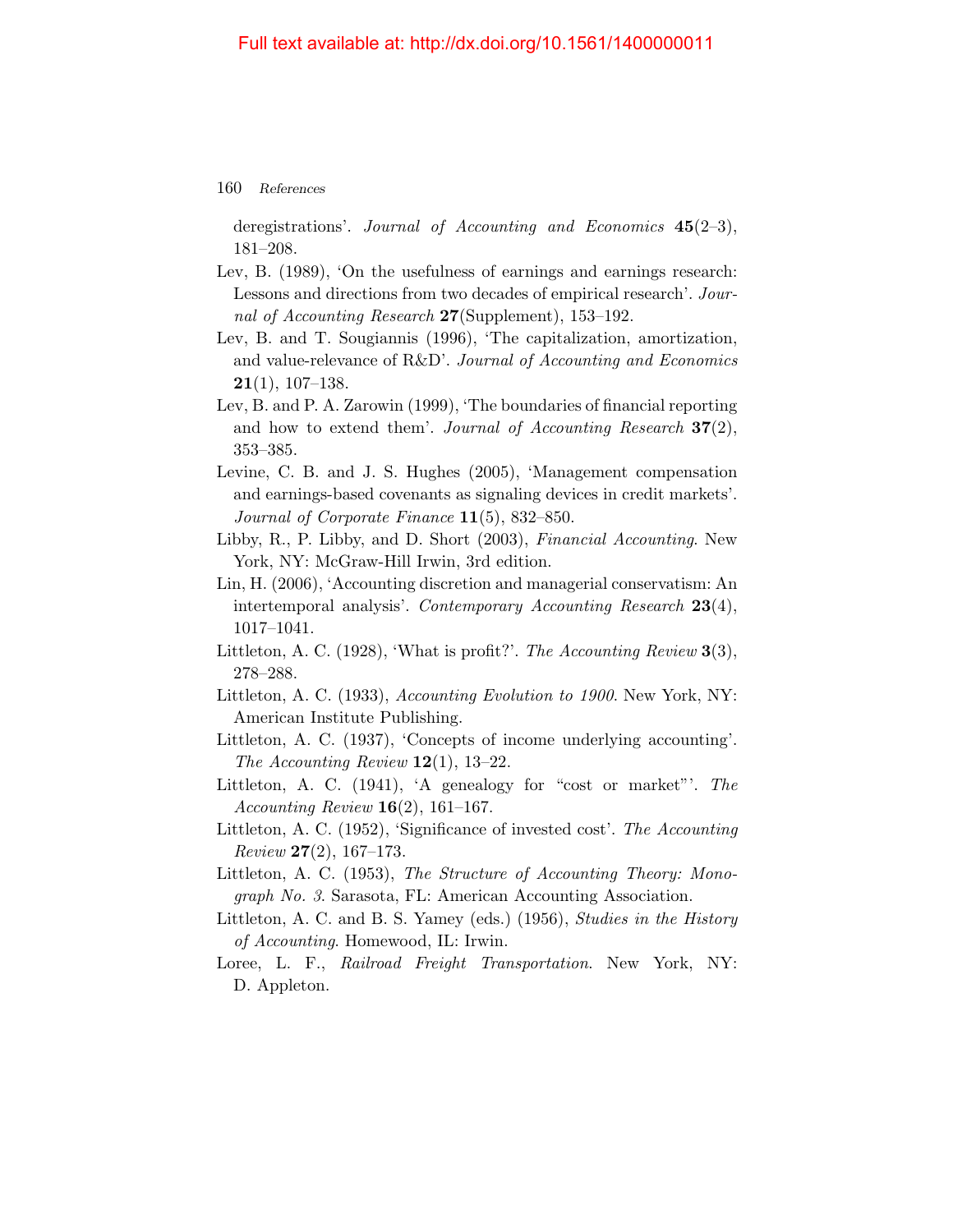deregistrations'. *Journal of Accounting and Economics* **45**(2–3), 181–208.

Lev, B. (1989), 'On the usefulness of earnings and earnings research: Lessons and directions from two decades of empirical research'. *Journal of Accounting Research* **27**(Supplement), 153–192.

Lev, B. and T. Sougiannis (1996), 'The capitalization, amortization, and value-relevance of R&D'. *Journal of Accounting and Economics* **21**(1), 107–138.

Lev, B. and P. A. Zarowin (1999), 'The boundaries of financial reporting and how to extend them'. *Journal of Accounting Research* **37**(2), 353–385.

Levine, C. B. and J. S. Hughes (2005), 'Management compensation and earnings-based covenants as signaling devices in credit markets'. *Journal of Corporate Finance* **11**(5), 832–850.

Libby, R., P. Libby, and D. Short (2003), *Financial Accounting*. New York, NY: McGraw-Hill Irwin, 3rd edition.

Lin, H. (2006), 'Accounting discretion and managerial conservatism: An intertemporal analysis'. *Contemporary Accounting Research* **23**(4), 1017–1041.

Littleton, A. C. (1928), 'What is profit?'. *The Accounting Review* **3**(3), 278–288.

Littleton, A. C. (1933), *Accounting Evolution to 1900*. New York, NY: American Institute Publishing.

Littleton, A. C. (1937), 'Concepts of income underlying accounting'. *The Accounting Review* **12**(1), 13–22.

Littleton, A. C. (1941), 'A genealogy for "cost or market"'. *The Accounting Review* **16**(2), 161–167.

Littleton, A. C. (1952), 'Significance of invested cost'. *The Accounting Review* **27**(2), 167–173.

Littleton, A. C. (1953), *The Structure of Accounting Theory: Monograph No. 3*. Sarasota, FL: American Accounting Association.

Littleton, A. C. and B. S. Yamey (eds.) (1956), *Studies in the History of Accounting*. Homewood, IL: Irwin.

Loree, L. F., *Railroad Freight Transportation*. New York, NY: D. Appleton.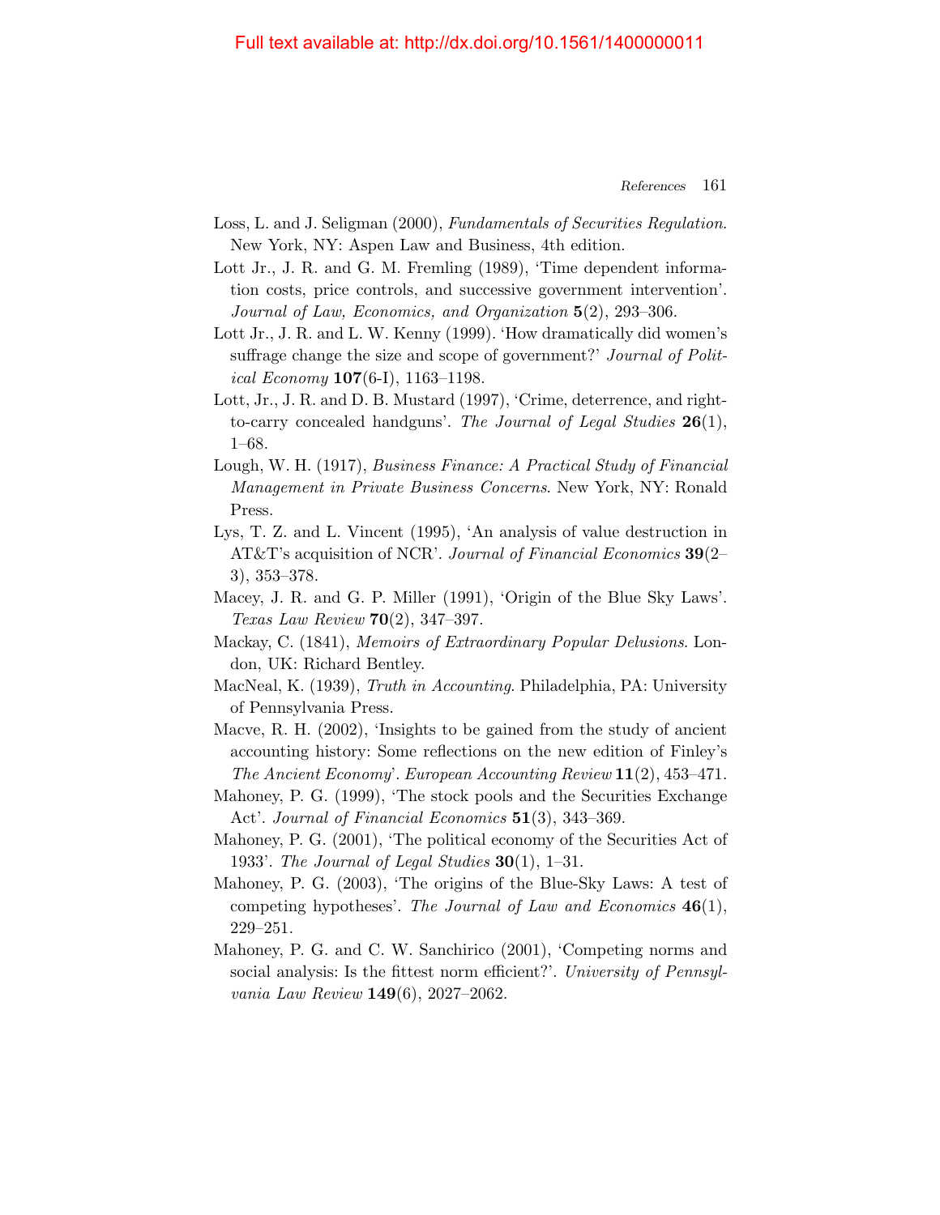Loss, L. and J. Seligman (2000), *Fundamentals of Securities Regulation*. New York, NY: Aspen Law and Business, 4th edition.

Lott Jr., J. R. and G. M. Fremling (1989), 'Time dependent information costs, price controls, and successive government intervention'. *Journal of Law, Economics, and Organization* **5**(2), 293–306.

Lott Jr., J. R. and L. W. Kenny (1999). 'How dramatically did women's suffrage change the size and scope of government?' *Journal of Political Economy* **107**(6-I), 1163–1198.

Lott, Jr., J. R. and D. B. Mustard (1997), 'Crime, deterrence, and right-to-carry concealed handguns'. *The Journal of Legal Studies* **26**(1), 1–68.

Lough, W. H. (1917), *Business Finance: A Practical Study of Financial Management in Private Business Concerns*. New York, NY: Ronald Press.

Lys, T. Z. and L. Vincent (1995), 'An analysis of value destruction in AT&T's acquisition of NCR'. *Journal of Financial Economics* **39**(2–3), 353–378.

Macey, J. R. and G. P. Miller (1991), 'Origin of the Blue Sky Laws'. *Texas Law Review* **70**(2), 347–397.

Mackay, C. (1841), *Memoirs of Extraordinary Popular Delusions*. London, UK: Richard Bentley.

MacNeal, K. (1939), *Truth in Accounting*. Philadelphia, PA: University of Pennsylvania Press.

Macve, R. H. (2002), 'Insights to be gained from the study of ancient accounting history: Some reflections on the new edition of Finley's *The Ancient Economy*'. *European Accounting Review* **11**(2), 453–471.

Mahoney, P. G. (1999), 'The stock pools and the Securities Exchange Act'. *Journal of Financial Economics* **51**(3), 343–369.

Mahoney, P. G. (2001), 'The political economy of the Securities Act of 1933'. *The Journal of Legal Studies* **30**(1), 1–31.

Mahoney, P. G. (2003), 'The origins of the Blue-Sky Laws: A test of competing hypotheses'. *The Journal of Law and Economics* **46**(1), 229–251.

Mahoney, P. G. and C. W. Sanchirico (2001), 'Competing norms and social analysis: Is the fittest norm efficient?'. *University of Pennsylvania Law Review* **149**(6), 2027–2062.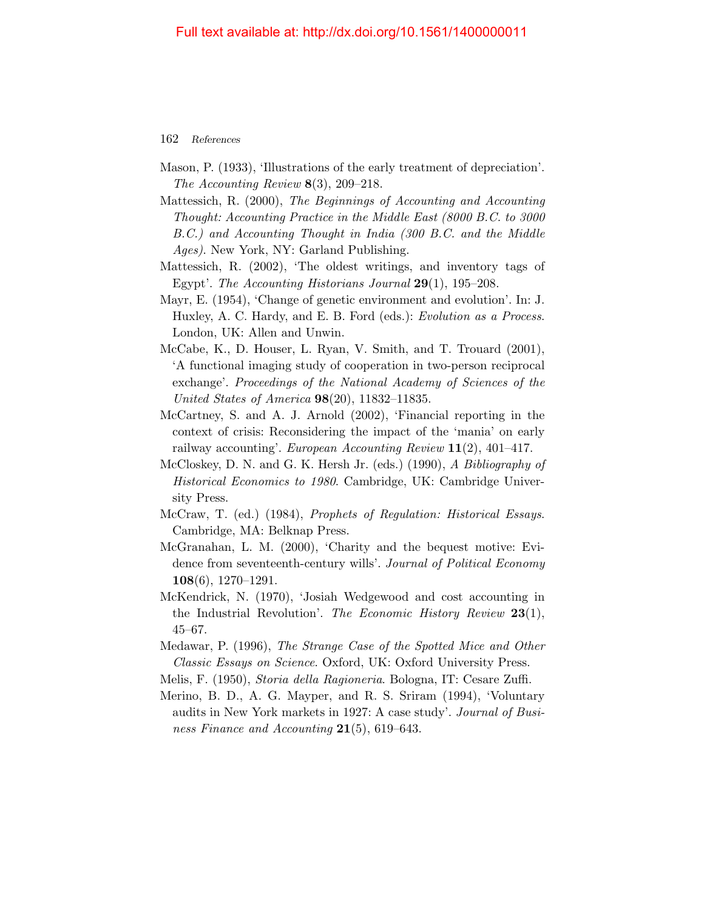Mason, P. (1933), 'Illustrations of the early treatment of depreciation'. *The Accounting Review* **8**(3), 209–218.

Mattessich, R. (2000), *The Beginnings of Accounting and Accounting Thought: Accounting Practice in the Middle East (8000 B.C. to 3000 B.C.) and Accounting Thought in India (300 B.C. and the Middle Ages)*. New York, NY: Garland Publishing.

Mattessich, R. (2002), 'The oldest writings, and inventory tags of Egypt'. *The Accounting Historians Journal* **29**(1), 195–208.

Mayr, E. (1954), 'Change of genetic environment and evolution'. In: J. Huxley, A. C. Hardy, and E. B. Ford (eds.): *Evolution as a Process*. London, UK: Allen and Unwin.

McCabe, K., D. Houser, L. Ryan, V. Smith, and T. Trouard (2001), 'A functional imaging study of cooperation in two-person reciprocal exchange'. *Proceedings of the National Academy of Sciences of the United States of America* **98**(20), 11832–11835.

McCartney, S. and A. J. Arnold (2002), 'Financial reporting in the context of crisis: Reconsidering the impact of the 'mania' on early railway accounting'. *European Accounting Review* **11**(2), 401–417.

McCloskey, D. N. and G. K. Hersh Jr. (eds.) (1990), *A Bibliography of Historical Economics to 1980*. Cambridge, UK: Cambridge University Press.

McCraw, T. (ed.) (1984), *Prophets of Regulation: Historical Essays*. Cambridge, MA: Belknap Press.

McGranahan, L. M. (2000), 'Charity and the bequest motive: Evidence from seventeenth-century wills'. *Journal of Political Economy* **108**(6), 1270–1291.

McKendrick, N. (1970), 'Josiah Wedgewood and cost accounting in the Industrial Revolution'. *The Economic History Review* **23**(1), 45–67.

Medawar, P. (1996), *The Strange Case of the Spotted Mice and Other Classic Essays on Science*. Oxford, UK: Oxford University Press.

Melis, F. (1950), *Storia della Ragioneria*. Bologna, IT: Cesare Zuffi.

Merino, B. D., A. G. Mayper, and R. S. Sriram (1994), 'Voluntary audits in New York markets in 1927: A case study'. *Journal of Business Finance and Accounting* **21**(5), 619–643.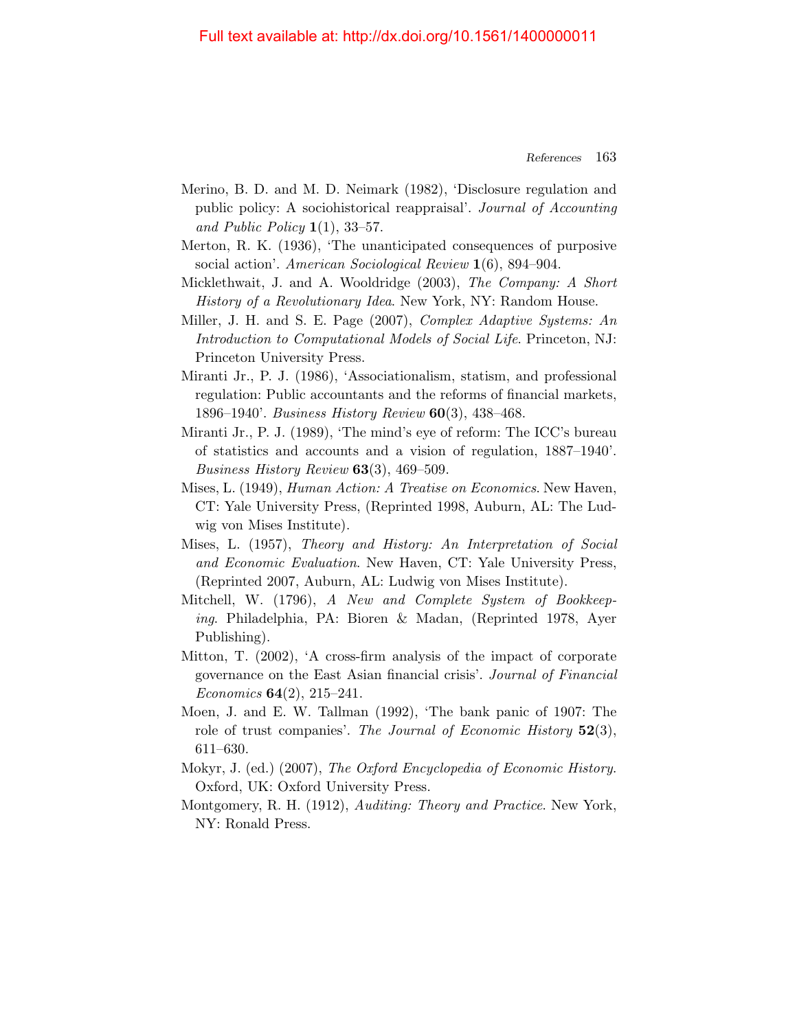Merino, B. D. and M. D. Neimark (1982), 'Disclosure regulation and public policy: A sociohistorical reappraisal'. *Journal of Accounting and Public Policy* **1**(1), 33–57.

Merton, R. K. (1936), 'The unanticipated consequences of purposive social action'. *American Sociological Review* **1**(6), 894–904.

Micklethwait, J. and A. Wooldridge (2003), *The Company: A Short History of a Revolutionary Idea*. New York, NY: Random House.

Miller, J. H. and S. E. Page (2007), *Complex Adaptive Systems: An Introduction to Computational Models of Social Life*. Princeton, NJ: Princeton University Press.

Miranti Jr., P. J. (1986), 'Associationalism, statism, and professional regulation: Public accountants and the reforms of financial markets, 1896–1940'. *Business History Review* **60**(3), 438–468.

Miranti Jr., P. J. (1989), 'The mind's eye of reform: The ICC's bureau of statistics and accounts and a vision of regulation, 1887–1940'. *Business History Review* **63**(3), 469–509.

Mises, L. (1949), *Human Action: A Treatise on Economics*. New Haven, CT: Yale University Press, (Reprinted 1998, Auburn, AL: The Ludwig von Mises Institute).

Mises, L. (1957), *Theory and History: An Interpretation of Social and Economic Evaluation*. New Haven, CT: Yale University Press, (Reprinted 2007, Auburn, AL: Ludwig von Mises Institute).

Mitchell, W. (1796), *A New and Complete System of Bookkeeping*. Philadelphia, PA: Bioren & Madan, (Reprinted 1978, Ayer Publishing).

Mitton, T. (2002), 'A cross-firm analysis of the impact of corporate governance on the East Asian financial crisis'. *Journal of Financial Economics* **64**(2), 215–241.

Moen, J. and E. W. Tallman (1992), 'The bank panic of 1907: The role of trust companies'. *The Journal of Economic History* **52**(3), 611–630.

Mokyr, J. (ed.) (2007), *The Oxford Encyclopedia of Economic History*. Oxford, UK: Oxford University Press.

Montgomery, R. H. (1912), *Auditing: Theory and Practice*. New York, NY: Ronald Press.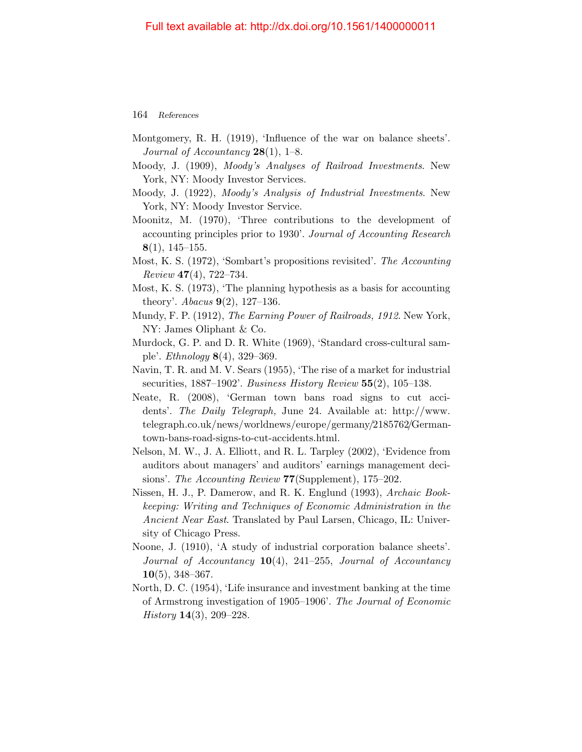Montgomery, R. H. (1919), 'Influence of the war on balance sheets'. *Journal of Accountancy* **28**(1), 1–8.

Moody, J. (1909), *Moody's Analyses of Railroad Investments*. New York, NY: Moody Investor Services.

Moody, J. (1922), *Moody's Analysis of Industrial Investments*. New York, NY: Moody Investor Service.

Moonitz, M. (1970), 'Three contributions to the development of accounting principles prior to 1930'. *Journal of Accounting Research* **8**(1), 145–155.

Most, K. S. (1972), 'Sombart's propositions revisited'. *The Accounting Review* **47**(4), 722–734.

Most, K. S. (1973), 'The planning hypothesis as a basis for accounting theory'. *Abacus* **9**(2), 127–136.

Mundy, F. P. (1912), *The Earning Power of Railroads, 1912*. New York, NY: James Oliphant & Co.

Murdock, G. P. and D. R. White (1969), 'Standard cross-cultural sample'. *Ethnology* **8**(4), 329–369.

Navin, T. R. and M. V. Sears (1955), 'The rise of a market for industrial securities, 1887–1902'. *Business History Review* **55**(2), 105–138.

Neate, R. (2008), 'German town bans road signs to cut accidents'. *The Daily Telegraph,* June 24. Available at: http://www.telegraph.co.uk/news/worldnews/europe/germany/2185762/German-town-bans-road-signs-to-cut-accidents.html.

Nelson, M. W., J. A. Elliott, and R. L. Tarpley (2002), 'Evidence from auditors about managers' and auditors' earnings management decisions'. *The Accounting Review* **77**(Supplement), 175–202.

Nissen, H. J., P. Damerow, and R. K. Englund (1993), *Archaic Bookkeeping: Writing and Techniques of Economic Administration in the Ancient Near East*. Translated by Paul Larsen, Chicago, IL: University of Chicago Press.

Noone, J. (1910), 'A study of industrial corporation balance sheets'. *Journal of Accountancy* **10**(4), 241–255, *Journal of Accountancy* **10**(5), 348–367.

North, D. C. (1954), 'Life insurance and investment banking at the time of Armstrong investigation of 1905–1906'. *The Journal of Economic History* **14**(3), 209–228.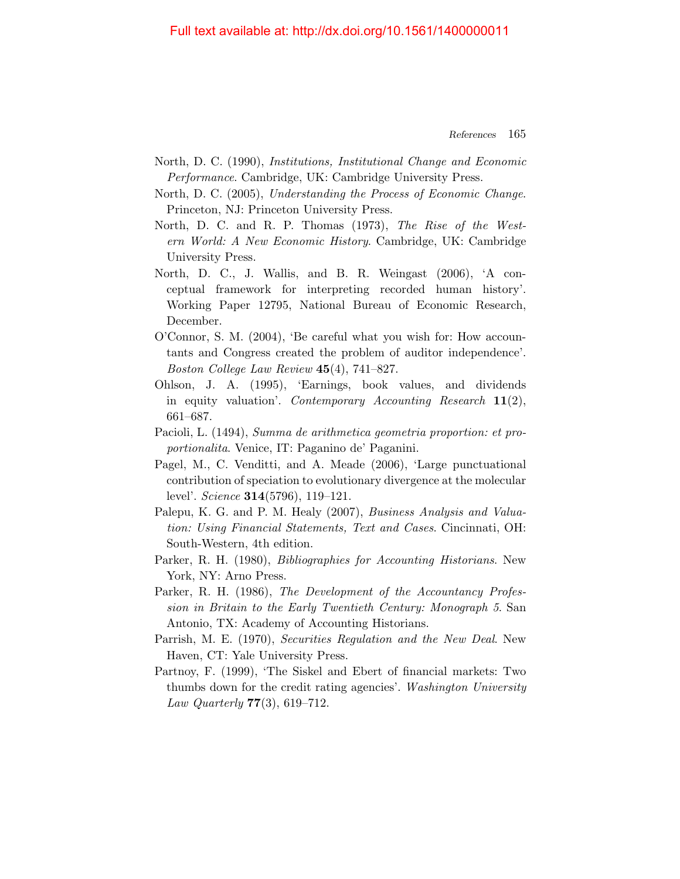North, D. C. (1990), *Institutions, Institutional Change and Economic Performance*. Cambridge, UK: Cambridge University Press.

North, D. C. (2005), *Understanding the Process of Economic Change*. Princeton, NJ: Princeton University Press.

North, D. C. and R. P. Thomas (1973), *The Rise of the Western World: A New Economic History*. Cambridge, UK: Cambridge University Press.

North, D. C., J. Wallis, and B. R. Weingast (2006), 'A conceptual framework for interpreting recorded human history'. Working Paper 12795, National Bureau of Economic Research, December.

O'Connor, S. M. (2004), 'Be careful what you wish for: How accountants and Congress created the problem of auditor independence'. *Boston College Law Review* **45**(4), 741–827.

Ohlson, J. A. (1995), 'Earnings, book values, and dividends in equity valuation'. *Contemporary Accounting Research* **11**(2), 661–687.

Pacioli, L. (1494), *Summa de arithmetica geometria proportion: et proportionalita*. Venice, IT: Paganino de' Paganini.

Pagel, M., C. Venditti, and A. Meade (2006), 'Large punctuational contribution of speciation to evolutionary divergence at the molecular level'. *Science* **314**(5796), 119–121.

Palepu, K. G. and P. M. Healy (2007), *Business Analysis and Valuation: Using Financial Statements, Text and Cases*. Cincinnati, OH: South-Western, 4th edition.

Parker, R. H. (1980), *Bibliographies for Accounting Historians*. New York, NY: Arno Press.

Parker, R. H. (1986), *The Development of the Accountancy Profession in Britain to the Early Twentieth Century: Monograph 5*. San Antonio, TX: Academy of Accounting Historians.

Parrish, M. E. (1970), *Securities Regulation and the New Deal*. New Haven, CT: Yale University Press.

Partnoy, F. (1999), 'The Siskel and Ebert of financial markets: Two thumbs down for the credit rating agencies'. *Washington University Law Quarterly* **77**(3), 619–712.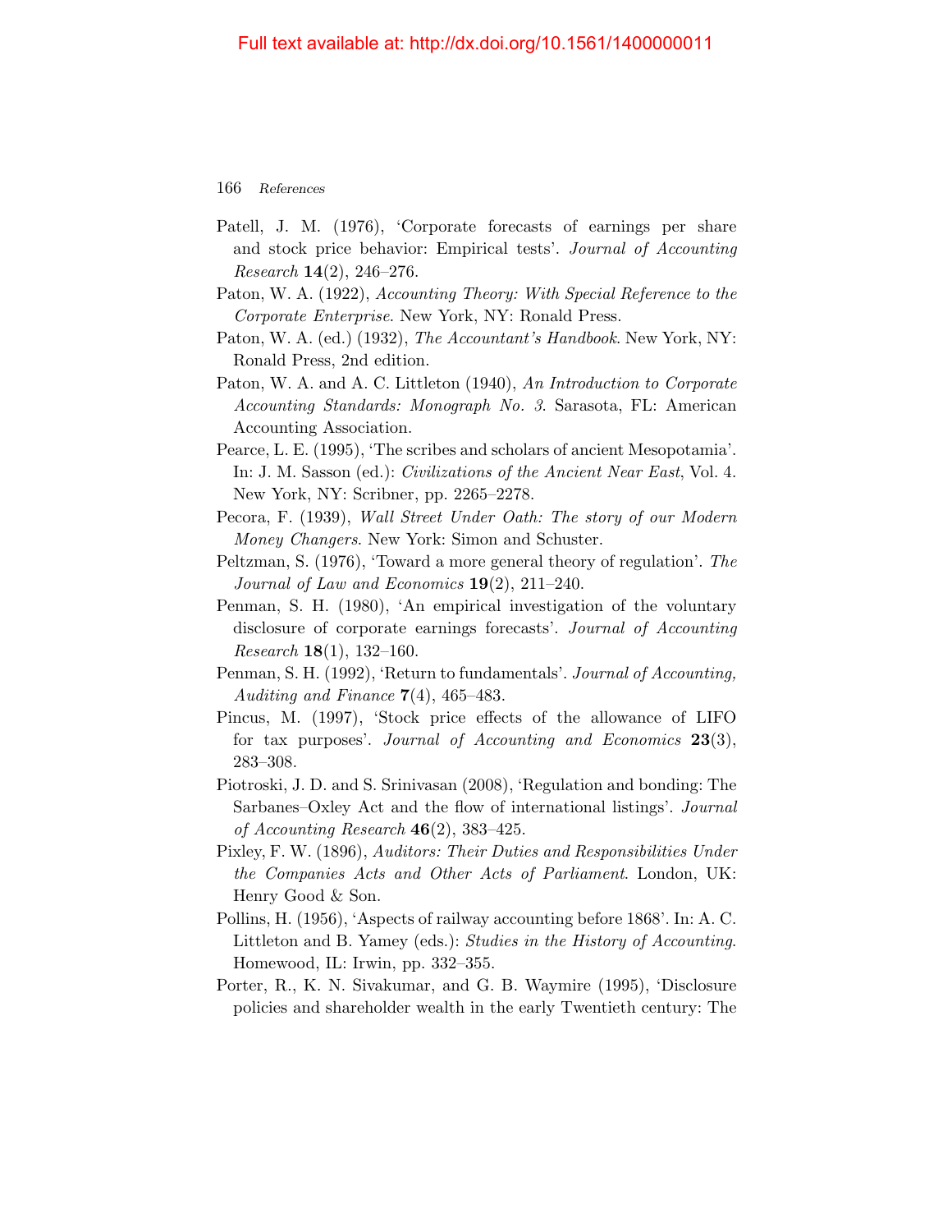Full text available at: http://dx.doi.org/10.1561/1400000011

Patell, J. M. (1976), 'Corporate forecasts of earnings per share and stock price behavior: Empirical tests'. *Journal of Accounting Research* **14**(2), 246–276.

Paton, W. A. (1922), *Accounting Theory: With Special Reference to the Corporate Enterprise*. New York, NY: Ronald Press.

Paton, W. A. (ed.) (1932), *The Accountant's Handbook*. New York, NY: Ronald Press, 2nd edition.

Paton, W. A. and A. C. Littleton (1940), *An Introduction to Corporate Accounting Standards: Monograph No. 3*. Sarasota, FL: American Accounting Association.

Pearce, L. E. (1995), 'The scribes and scholars of ancient Mesopotamia'. In: J. M. Sasson (ed.): *Civilizations of the Ancient Near East*, Vol. 4. New York, NY: Scribner, pp. 2265–2278.

Pecora, F. (1939), *Wall Street Under Oath: The story of our Modern Money Changers*. New York: Simon and Schuster.

Peltzman, S. (1976), 'Toward a more general theory of regulation'. *The Journal of Law and Economics* **19**(2), 211–240.

Penman, S. H. (1980), 'An empirical investigation of the voluntary disclosure of corporate earnings forecasts'. *Journal of Accounting Research* **18**(1), 132–160.

Penman, S. H. (1992), 'Return to fundamentals'. *Journal of Accounting, Auditing and Finance* **7**(4), 465–483.

Pincus, M. (1997), 'Stock price effects of the allowance of LIFO for tax purposes'. *Journal of Accounting and Economics* **23**(3), 283–308.

Piotroski, J. D. and S. Srinivasan (2008), 'Regulation and bonding: The Sarbanes–Oxley Act and the flow of international listings'. *Journal of Accounting Research* **46**(2), 383–425.

Pixley, F. W. (1896), *Auditors: Their Duties and Responsibilities Under the Companies Acts and Other Acts of Parliament*. London, UK: Henry Good & Son.

Pollins, H. (1956), 'Aspects of railway accounting before 1868'. In: A. C. Littleton and B. Yamey (eds.): *Studies in the History of Accounting*. Homewood, IL: Irwin, pp. 332–355.

Porter, R., K. N. Sivakumar, and G. B. Waymire (1995), 'Disclosure policies and shareholder wealth in the early Twentieth century: The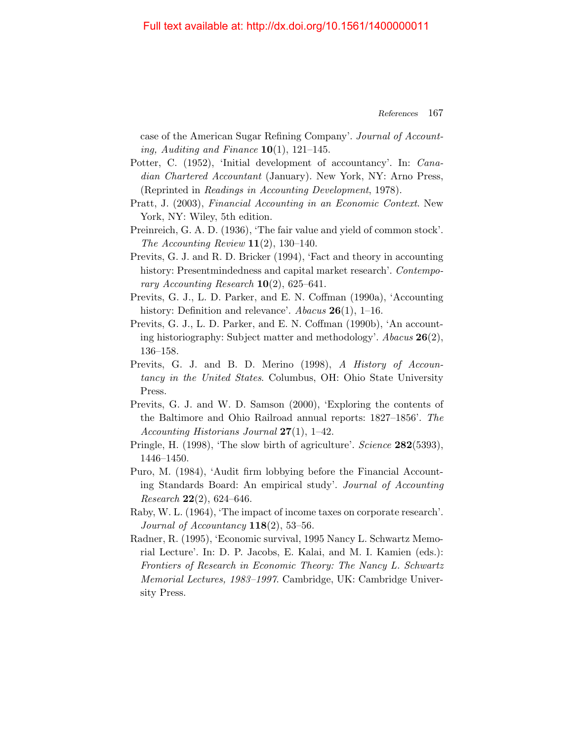case of the American Sugar Refining Company'. *Journal of Accounting, Auditing and Finance* **10**(1), 121–145.

Potter, C. (1952), 'Initial development of accountancy'. In: *Canadian Chartered Accountant* (January). New York, NY: Arno Press, (Reprinted in *Readings in Accounting Development*, 1978).

Pratt, J. (2003), *Financial Accounting in an Economic Context*. New York, NY: Wiley, 5th edition.

Preinreich, G. A. D. (1936), 'The fair value and yield of common stock'. *The Accounting Review* **11**(2), 130–140.

Previts, G. J. and R. D. Bricker (1994), 'Fact and theory in accounting history: Presentmindedness and capital market research'. *Contemporary Accounting Research* **10**(2), 625–641.

Previts, G. J., L. D. Parker, and E. N. Coffman (1990a), 'Accounting history: Definition and relevance'. *Abacus* **26**(1), 1–16.

Previts, G. J., L. D. Parker, and E. N. Coffman (1990b), 'An accounting historiography: Subject matter and methodology'. *Abacus* **26**(2), 136–158.

Previts, G. J. and B. D. Merino (1998), *A History of Accountancy in the United States*. Columbus, OH: Ohio State University Press.

Previts, G. J. and W. D. Samson (2000), 'Exploring the contents of the Baltimore and Ohio Railroad annual reports: 1827–1856'. *The Accounting Historians Journal* **27**(1), 1–42.

Pringle, H. (1998), 'The slow birth of agriculture'. *Science* **282**(5393), 1446–1450.

Puro, M. (1984), 'Audit firm lobbying before the Financial Accounting Standards Board: An empirical study'. *Journal of Accounting Research* **22**(2), 624–646.

Raby, W. L. (1964), 'The impact of income taxes on corporate research'. *Journal of Accountancy* **118**(2), 53–56.

Radner, R. (1995), 'Economic survival, 1995 Nancy L. Schwartz Memorial Lecture'. In: D. P. Jacobs, E. Kalai, and M. I. Kamien (eds.): *Frontiers of Research in Economic Theory: The Nancy L. Schwartz Memorial Lectures, 1983–1997*. Cambridge, UK: Cambridge University Press.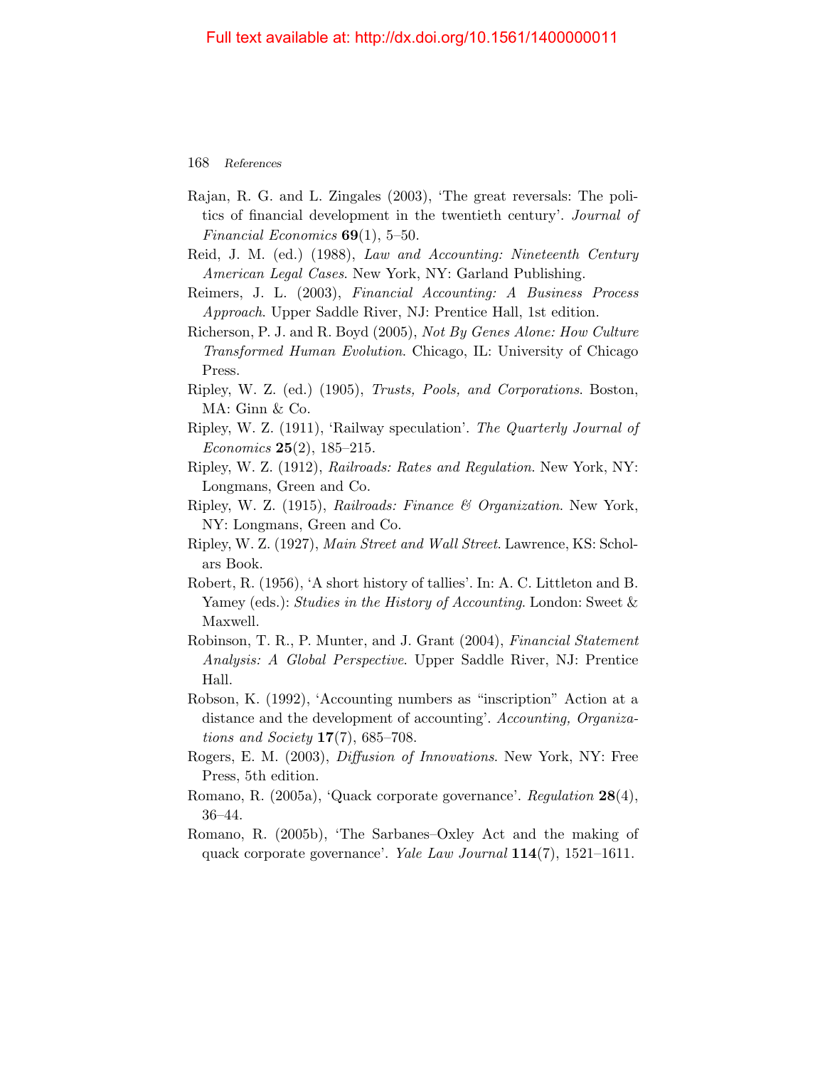Rajan, R. G. and L. Zingales (2003), 'The great reversals: The politics of financial development in the twentieth century'. *Journal of Financial Economics* **69**(1), 5–50.

Reid, J. M. (ed.) (1988), *Law and Accounting: Nineteenth Century American Legal Cases*. New York, NY: Garland Publishing.

Reimers, J. L. (2003), *Financial Accounting: A Business Process Approach*. Upper Saddle River, NJ: Prentice Hall, 1st edition.

Richerson, P. J. and R. Boyd (2005), *Not By Genes Alone: How Culture Transformed Human Evolution*. Chicago, IL: University of Chicago Press.

Ripley, W. Z. (ed.) (1905), *Trusts, Pools, and Corporations*. Boston, MA: Ginn & Co.

Ripley, W. Z. (1911), 'Railway speculation'. *The Quarterly Journal of Economics* **25**(2), 185–215.

Ripley, W. Z. (1912), *Railroads: Rates and Regulation*. New York, NY: Longmans, Green and Co.

Ripley, W. Z. (1915), *Railroads: Finance & Organization*. New York, NY: Longmans, Green and Co.

Ripley, W. Z. (1927), *Main Street and Wall Street*. Lawrence, KS: Scholars Book.

Robert, R. (1956), 'A short history of tallies'. In: A. C. Littleton and B. Yamey (eds.): *Studies in the History of Accounting*. London: Sweet & Maxwell.

Robinson, T. R., P. Munter, and J. Grant (2004), *Financial Statement Analysis: A Global Perspective*. Upper Saddle River, NJ: Prentice Hall.

Robson, K. (1992), 'Accounting numbers as "inscription" Action at a distance and the development of accounting'. *Accounting, Organizations and Society* **17**(7), 685–708.

Rogers, E. M. (2003), *Diffusion of Innovations*. New York, NY: Free Press, 5th edition.

Romano, R. (2005a), 'Quack corporate governance'. *Regulation* **28**(4), 36–44.

Romano, R. (2005b), 'The Sarbanes–Oxley Act and the making of quack corporate governance'. *Yale Law Journal* **114**(7), 1521–1611.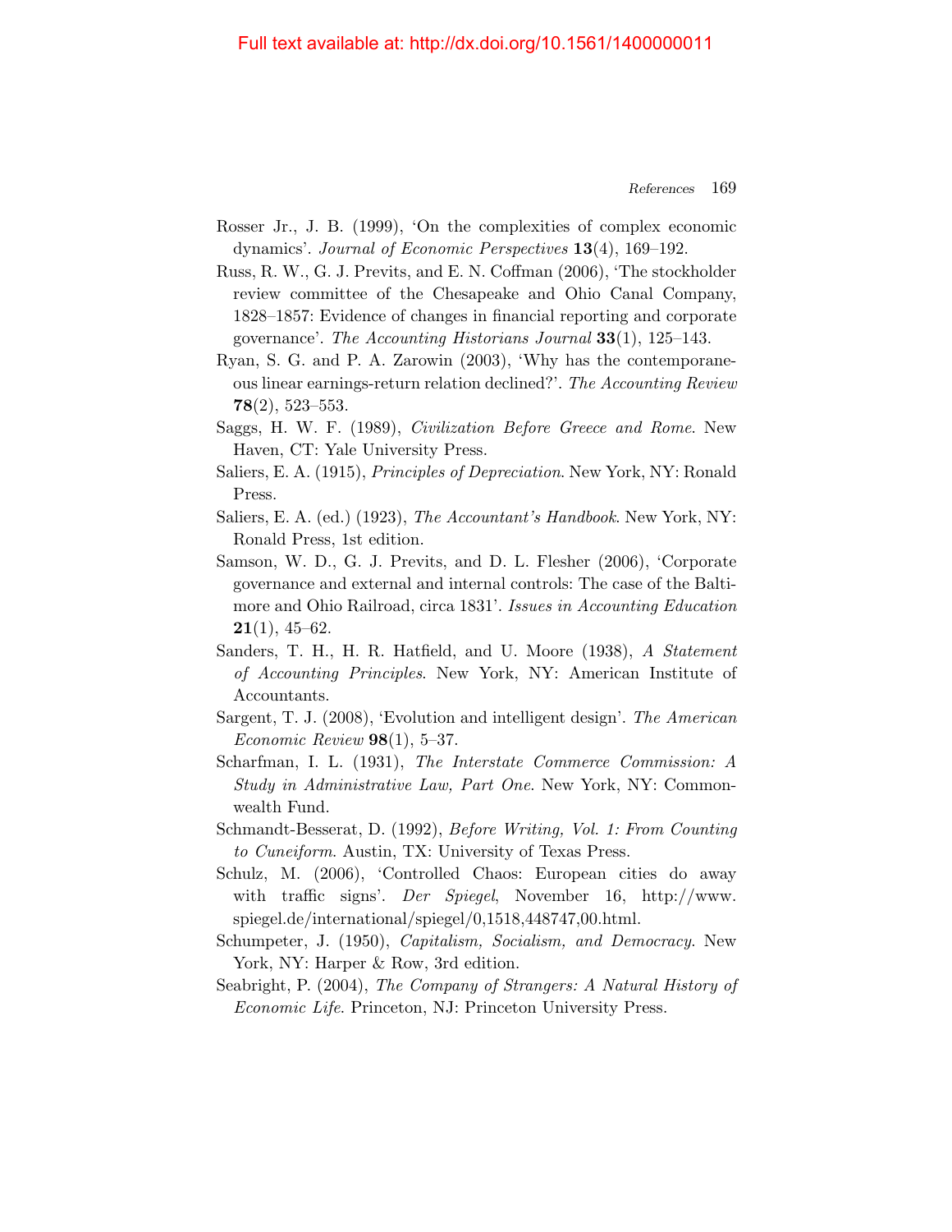Rosser Jr., J. B. (1999), 'On the complexities of complex economic dynamics'. *Journal of Economic Perspectives* **13**(4), 169–192.

Russ, R. W., G. J. Previts, and E. N. Coffman (2006), 'The stockholder review committee of the Chesapeake and Ohio Canal Company, 1828–1857: Evidence of changes in financial reporting and corporate governance'. *The Accounting Historians Journal* **33**(1), 125–143.

Ryan, S. G. and P. A. Zarowin (2003), 'Why has the contemporaneous linear earnings-return relation declined?'. *The Accounting Review* **78**(2), 523–553.

Saggs, H. W. F. (1989), *Civilization Before Greece and Rome*. New Haven, CT: Yale University Press.

Saliers, E. A. (1915), *Principles of Depreciation*. New York, NY: Ronald Press.

Saliers, E. A. (ed.) (1923), *The Accountant's Handbook*. New York, NY: Ronald Press, 1st edition.

Samson, W. D., G. J. Previts, and D. L. Flesher (2006), 'Corporate governance and external and internal controls: The case of the Baltimore and Ohio Railroad, circa 1831'. *Issues in Accounting Education* **21**(1), 45–62.

Sanders, T. H., H. R. Hatfield, and U. Moore (1938), *A Statement of Accounting Principles*. New York, NY: American Institute of Accountants.

Sargent, T. J. (2008), 'Evolution and intelligent design'. *The American Economic Review* **98**(1), 5–37.

Scharfman, I. L. (1931), *The Interstate Commerce Commission: A Study in Administrative Law, Part One*. New York, NY: Commonwealth Fund.

Schmandt-Besserat, D. (1992), *Before Writing, Vol. 1: From Counting to Cuneiform*. Austin, TX: University of Texas Press.

Schulz, M. (2006), 'Controlled Chaos: European cities do away with traffic signs'. *Der Spiegel*, November 16, http://www.spiegel.de/international/spiegel/0,1518,448747,00.html.

Schumpeter, J. (1950), *Capitalism, Socialism, and Democracy*. New York, NY: Harper & Row, 3rd edition.

Seabright, P. (2004), *The Company of Strangers: A Natural History of Economic Life*. Princeton, NJ: Princeton University Press.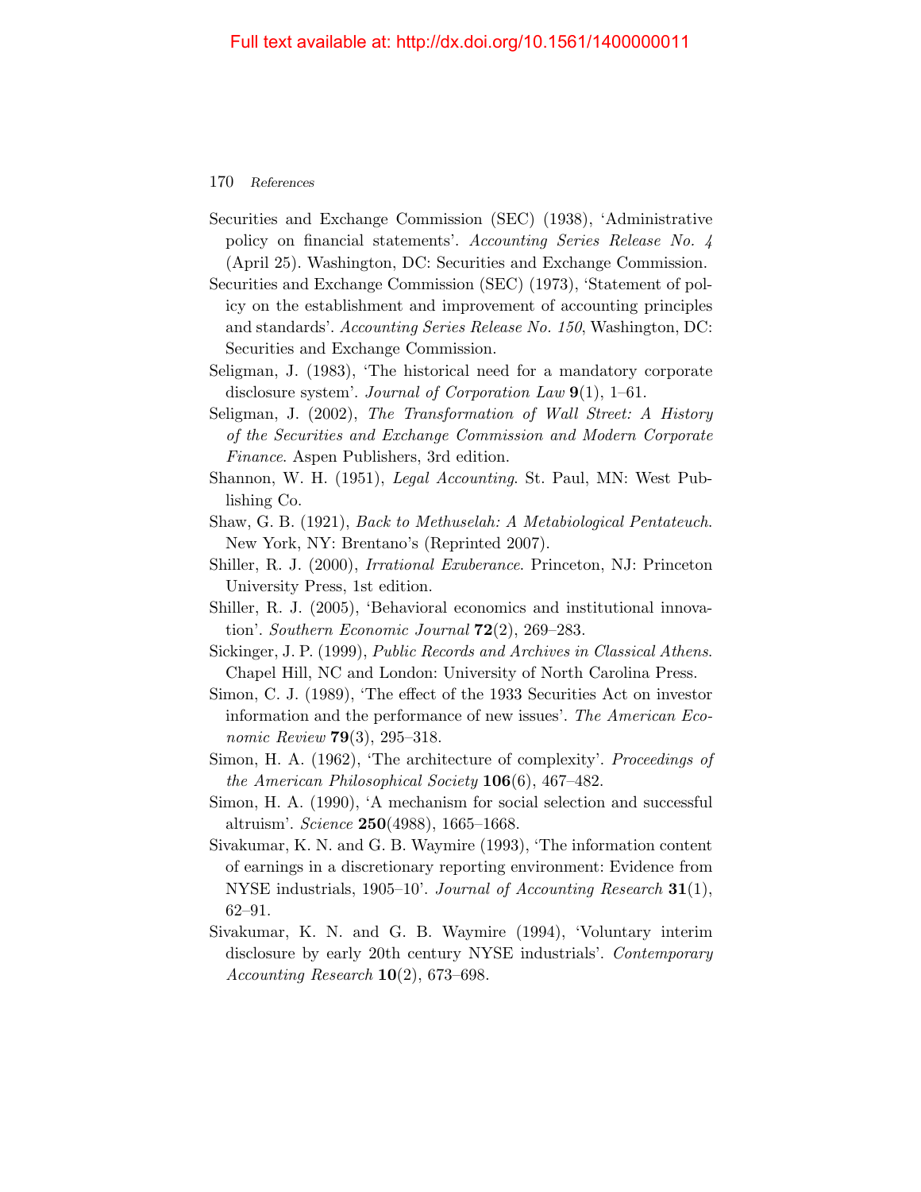Securities and Exchange Commission (SEC) (1938), 'Administrative policy on financial statements'. *Accounting Series Release No. 4* (April 25). Washington, DC: Securities and Exchange Commission.

Securities and Exchange Commission (SEC) (1973), 'Statement of policy on the establishment and improvement of accounting principles and standards'. *Accounting Series Release No. 150*, Washington, DC: Securities and Exchange Commission.

Seligman, J. (1983), 'The historical need for a mandatory corporate disclosure system'. *Journal of Corporation Law* **9**(1), 1–61.

Seligman, J. (2002), *The Transformation of Wall Street: A History of the Securities and Exchange Commission and Modern Corporate Finance*. Aspen Publishers, 3rd edition.

Shannon, W. H. (1951), *Legal Accounting*. St. Paul, MN: West Publishing Co.

Shaw, G. B. (1921), *Back to Methuselah: A Metabiological Pentateuch*. New York, NY: Brentano's (Reprinted 2007).

Shiller, R. J. (2000), *Irrational Exuberance*. Princeton, NJ: Princeton University Press, 1st edition.

Shiller, R. J. (2005), 'Behavioral economics and institutional innovation'. *Southern Economic Journal* **72**(2), 269–283.

Sickinger, J. P. (1999), *Public Records and Archives in Classical Athens*. Chapel Hill, NC and London: University of North Carolina Press.

Simon, C. J. (1989), 'The effect of the 1933 Securities Act on investor information and the performance of new issues'. *The American Economic Review* **79**(3), 295–318.

Simon, H. A. (1962), 'The architecture of complexity'. *Proceedings of the American Philosophical Society* **106**(6), 467–482.

Simon, H. A. (1990), 'A mechanism for social selection and successful altruism'. *Science* **250**(4988), 1665–1668.

Sivakumar, K. N. and G. B. Waymire (1993), 'The information content of earnings in a discretionary reporting environment: Evidence from NYSE industrials, 1905–10'. *Journal of Accounting Research* **31**(1), 62–91.

Sivakumar, K. N. and G. B. Waymire (1994), 'Voluntary interim disclosure by early 20th century NYSE industrials'. *Contemporary Accounting Research* **10**(2), 673–698.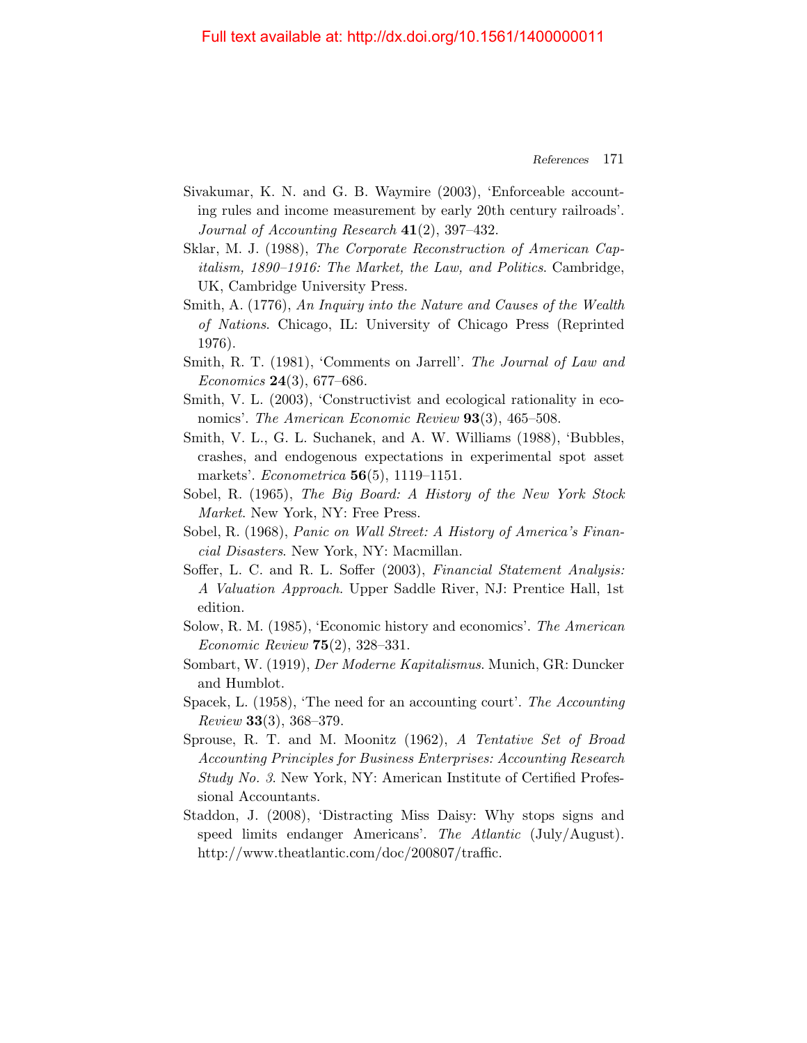Sivakumar, K. N. and G. B. Waymire (2003), 'Enforceable accounting rules and income measurement by early 20th century railroads'. *Journal of Accounting Research* **41**(2), 397–432.

Sklar, M. J. (1988), *The Corporate Reconstruction of American Capitalism, 1890–1916: The Market, the Law, and Politics*. Cambridge, UK, Cambridge University Press.

Smith, A. (1776), *An Inquiry into the Nature and Causes of the Wealth of Nations*. Chicago, IL: University of Chicago Press (Reprinted 1976).

Smith, R. T. (1981), 'Comments on Jarrell'. *The Journal of Law and Economics* **24**(3), 677–686.

Smith, V. L. (2003), 'Constructivist and ecological rationality in economics'. *The American Economic Review* **93**(3), 465–508.

Smith, V. L., G. L. Suchanek, and A. W. Williams (1988), 'Bubbles, crashes, and endogenous expectations in experimental spot asset markets'. *Econometrica* **56**(5), 1119–1151.

Sobel, R. (1965), *The Big Board: A History of the New York Stock Market*. New York, NY: Free Press.

Sobel, R. (1968), *Panic on Wall Street: A History of America's Financial Disasters*. New York, NY: Macmillan.

Soffer, L. C. and R. L. Soffer (2003), *Financial Statement Analysis: A Valuation Approach*. Upper Saddle River, NJ: Prentice Hall, 1st edition.

Solow, R. M. (1985), 'Economic history and economics'. *The American Economic Review* **75**(2), 328–331.

Sombart, W. (1919), *Der Moderne Kapitalismus*. Munich, GR: Duncker and Humblot.

Spacek, L. (1958), 'The need for an accounting court'. *The Accounting Review* **33**(3), 368–379.

Sprouse, R. T. and M. Moonitz (1962), *A Tentative Set of Broad Accounting Principles for Business Enterprises: Accounting Research Study No. 3*. New York, NY: American Institute of Certified Professional Accountants.

Staddon, J. (2008), 'Distracting Miss Daisy: Why stops signs and speed limits endanger Americans'. *The Atlantic* (July/August). http://www.theatlantic.com/doc/200807/traffic.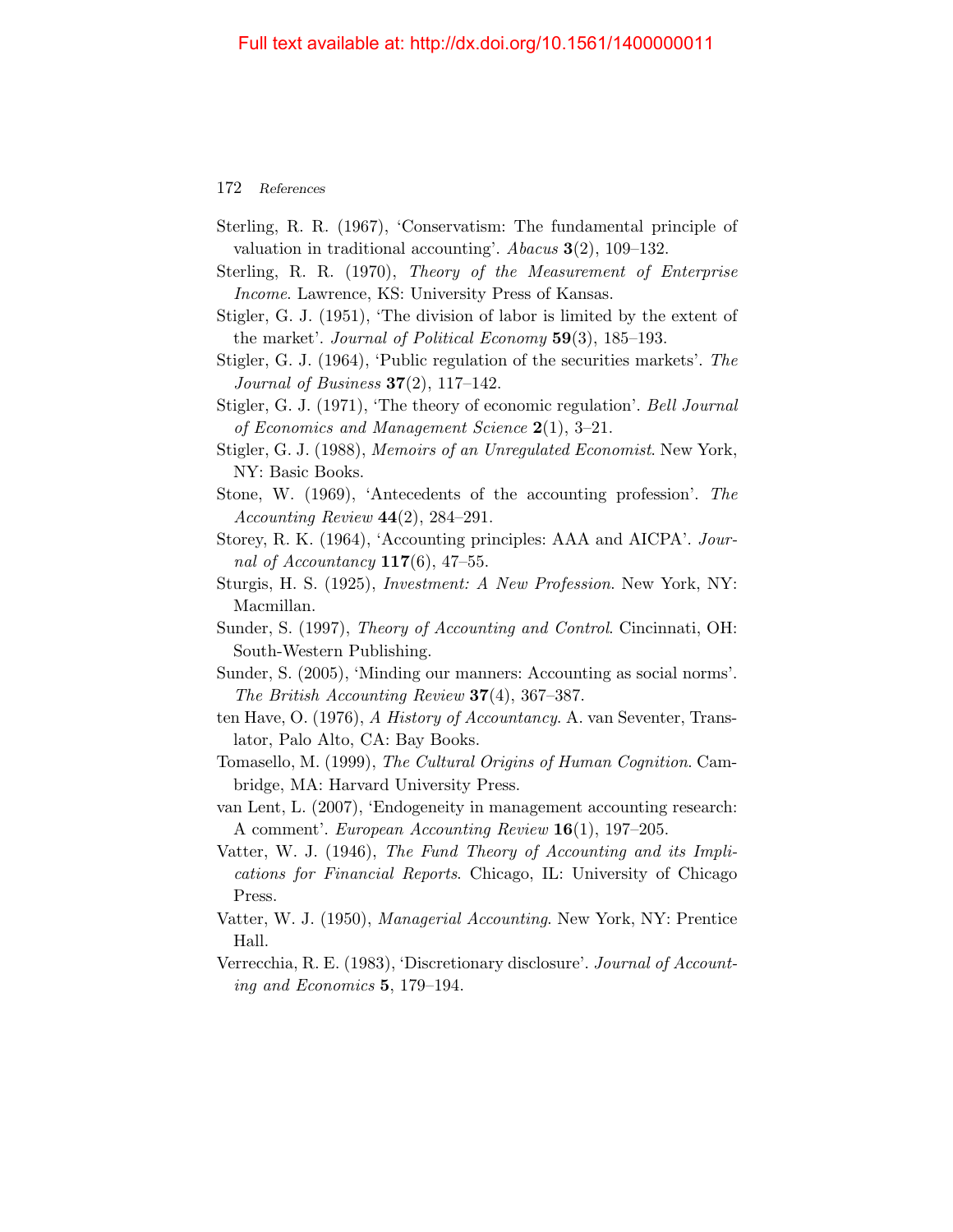Sterling, R. R. (1967), 'Conservatism: The fundamental principle of valuation in traditional accounting'. *Abacus* **3**(2), 109–132.

Sterling, R. R. (1970), *Theory of the Measurement of Enterprise Income*. Lawrence, KS: University Press of Kansas.

Stigler, G. J. (1951), 'The division of labor is limited by the extent of the market'. *Journal of Political Economy* **59**(3), 185–193.

Stigler, G. J. (1964), 'Public regulation of the securities markets'. *The Journal of Business* **37**(2), 117–142.

Stigler, G. J. (1971), 'The theory of economic regulation'. *Bell Journal of Economics and Management Science* **2**(1), 3–21.

Stigler, G. J. (1988), *Memoirs of an Unregulated Economist*. New York, NY: Basic Books.

Stone, W. (1969), 'Antecedents of the accounting profession'. *The Accounting Review* **44**(2), 284–291.

Storey, R. K. (1964), 'Accounting principles: AAA and AICPA'. *Journal of Accountancy* **117**(6), 47–55.

Sturgis, H. S. (1925), *Investment: A New Profession*. New York, NY: Macmillan.

Sunder, S. (1997), *Theory of Accounting and Control*. Cincinnati, OH: South-Western Publishing.

Sunder, S. (2005), 'Minding our manners: Accounting as social norms'. *The British Accounting Review* **37**(4), 367–387.

ten Have, O. (1976), *A History of Accountancy*. A. van Seventer, Translator, Palo Alto, CA: Bay Books.

Tomasello, M. (1999), *The Cultural Origins of Human Cognition*. Cambridge, MA: Harvard University Press.

van Lent, L. (2007), 'Endogeneity in management accounting research: A comment'. *European Accounting Review* **16**(1), 197–205.

Vatter, W. J. (1946), *The Fund Theory of Accounting and its Implications for Financial Reports*. Chicago, IL: University of Chicago Press.

Vatter, W. J. (1950), *Managerial Accounting*. New York, NY: Prentice Hall.

Verrecchia, R. E. (1983), 'Discretionary disclosure'. *Journal of Accounting and Economics* **5**, 179–194.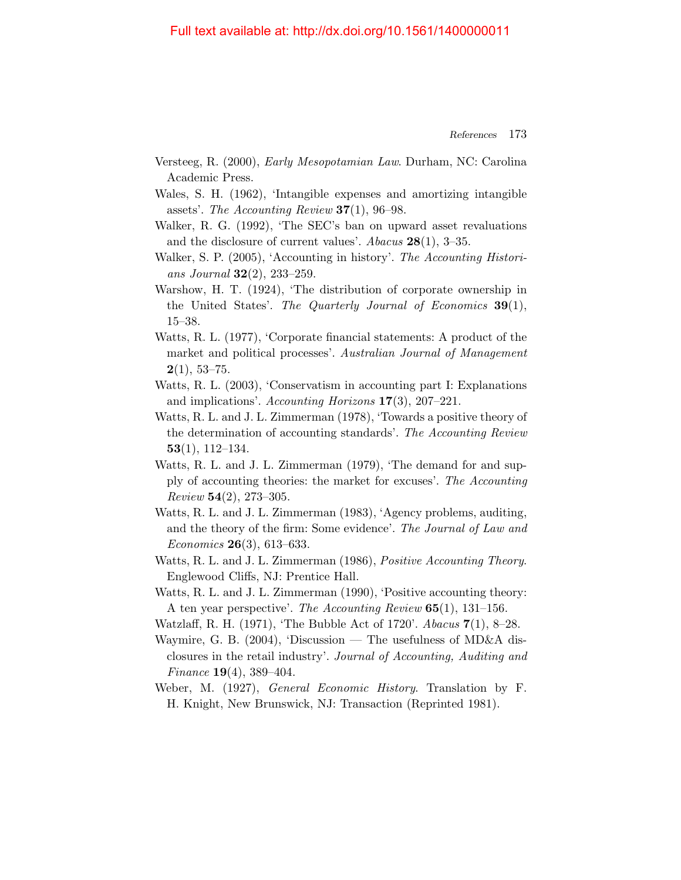Versteeg, R. (2000), *Early Mesopotamian Law*. Durham, NC: Carolina Academic Press.

Wales, S. H. (1962), 'Intangible expenses and amortizing intangible assets'. *The Accounting Review* **37**(1), 96–98.

Walker, R. G. (1992), 'The SEC's ban on upward asset revaluations and the disclosure of current values'. *Abacus* **28**(1), 3–35.

Walker, S. P. (2005), 'Accounting in history'. *The Accounting Historians Journal* **32**(2), 233–259.

Warshow, H. T. (1924), 'The distribution of corporate ownership in the United States'. *The Quarterly Journal of Economics* **39**(1), 15–38.

Watts, R. L. (1977), 'Corporate financial statements: A product of the market and political processes'. *Australian Journal of Management* **2**(1), 53–75.

Watts, R. L. (2003), 'Conservatism in accounting part I: Explanations and implications'. *Accounting Horizons* **17**(3), 207–221.

Watts, R. L. and J. L. Zimmerman (1978), 'Towards a positive theory of the determination of accounting standards'. *The Accounting Review* **53**(1), 112–134.

Watts, R. L. and J. L. Zimmerman (1979), 'The demand for and supply of accounting theories: the market for excuses'. *The Accounting Review* **54**(2), 273–305.

Watts, R. L. and J. L. Zimmerman (1983), 'Agency problems, auditing, and the theory of the firm: Some evidence'. *The Journal of Law and Economics* **26**(3), 613–633.

Watts, R. L. and J. L. Zimmerman (1986), *Positive Accounting Theory*. Englewood Cliffs, NJ: Prentice Hall.

Watts, R. L. and J. L. Zimmerman (1990), 'Positive accounting theory: A ten year perspective'. *The Accounting Review* **65**(1), 131–156.

Watzlaff, R. H. (1971), 'The Bubble Act of 1720'. *Abacus* **7**(1), 8–28.

Waymire, G. B. (2004), 'Discussion — The usefulness of MD&A disclosures in the retail industry'. *Journal of Accounting, Auditing and Finance* **19**(4), 389–404.

Weber, M. (1927), *General Economic History*. Translation by F. H. Knight, New Brunswick, NJ: Transaction (Reprinted 1981).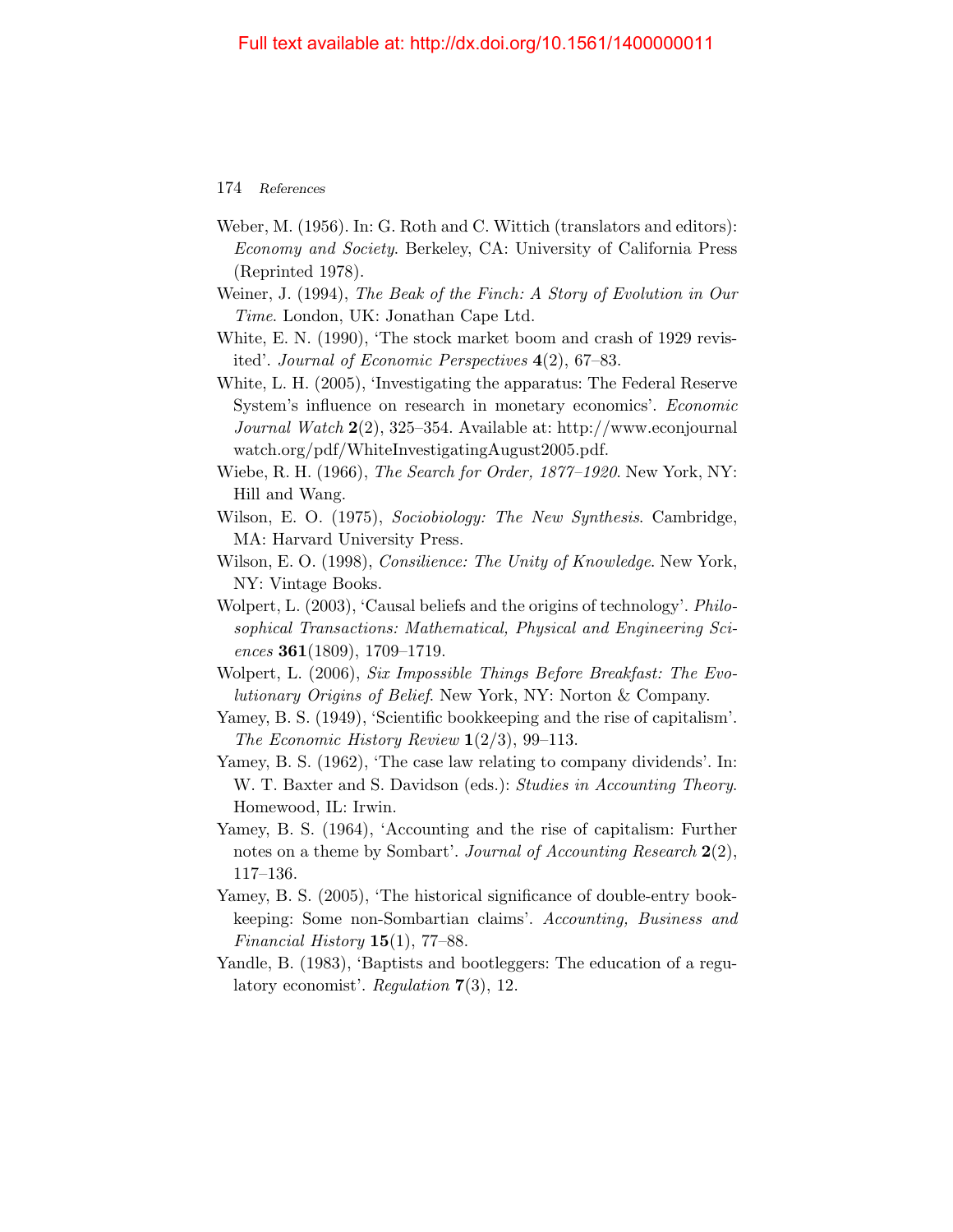Weber, M. (1956). In: G. Roth and C. Wittich (translators and editors): *Economy and Society*. Berkeley, CA: University of California Press (Reprinted 1978).

Weiner, J. (1994), *The Beak of the Finch: A Story of Evolution in Our Time*. London, UK: Jonathan Cape Ltd.

White, E. N. (1990), 'The stock market boom and crash of 1929 revisited'. *Journal of Economic Perspectives* **4**(2), 67–83.

White, L. H. (2005), 'Investigating the apparatus: The Federal Reserve System's influence on research in monetary economics'. *Economic Journal Watch* **2**(2), 325–354. Available at: http://www.econjournalwatch.org/pdf/WhiteInvestigatingAugust2005.pdf.

Wiebe, R. H. (1966), *The Search for Order, 1877–1920*. New York, NY: Hill and Wang.

Wilson, E. O. (1975), *Sociobiology: The New Synthesis*. Cambridge, MA: Harvard University Press.

Wilson, E. O. (1998), *Consilience: The Unity of Knowledge*. New York, NY: Vintage Books.

Wolpert, L. (2003), 'Causal beliefs and the origins of technology'. *Philosophical Transactions: Mathematical, Physical and Engineering Sciences* **361**(1809), 1709–1719.

Wolpert, L. (2006), *Six Impossible Things Before Breakfast: The Evolutionary Origins of Belief*. New York, NY: Norton & Company.

Yamey, B. S. (1949), 'Scientific bookkeeping and the rise of capitalism'. *The Economic History Review* **1**(2/3), 99–113.

Yamey, B. S. (1962), 'The case law relating to company dividends'. In: W. T. Baxter and S. Davidson (eds.): *Studies in Accounting Theory*. Homewood, IL: Irwin.

Yamey, B. S. (1964), 'Accounting and the rise of capitalism: Further notes on a theme by Sombart'. *Journal of Accounting Research* **2**(2), 117–136.

Yamey, B. S. (2005), 'The historical significance of double-entry bookkeeping: Some non-Sombartian claims'. *Accounting, Business and Financial History* **15**(1), 77–88.

Yandle, B. (1983), 'Baptists and bootleggers: The education of a regulatory economist'. *Regulation* **7**(3), 12.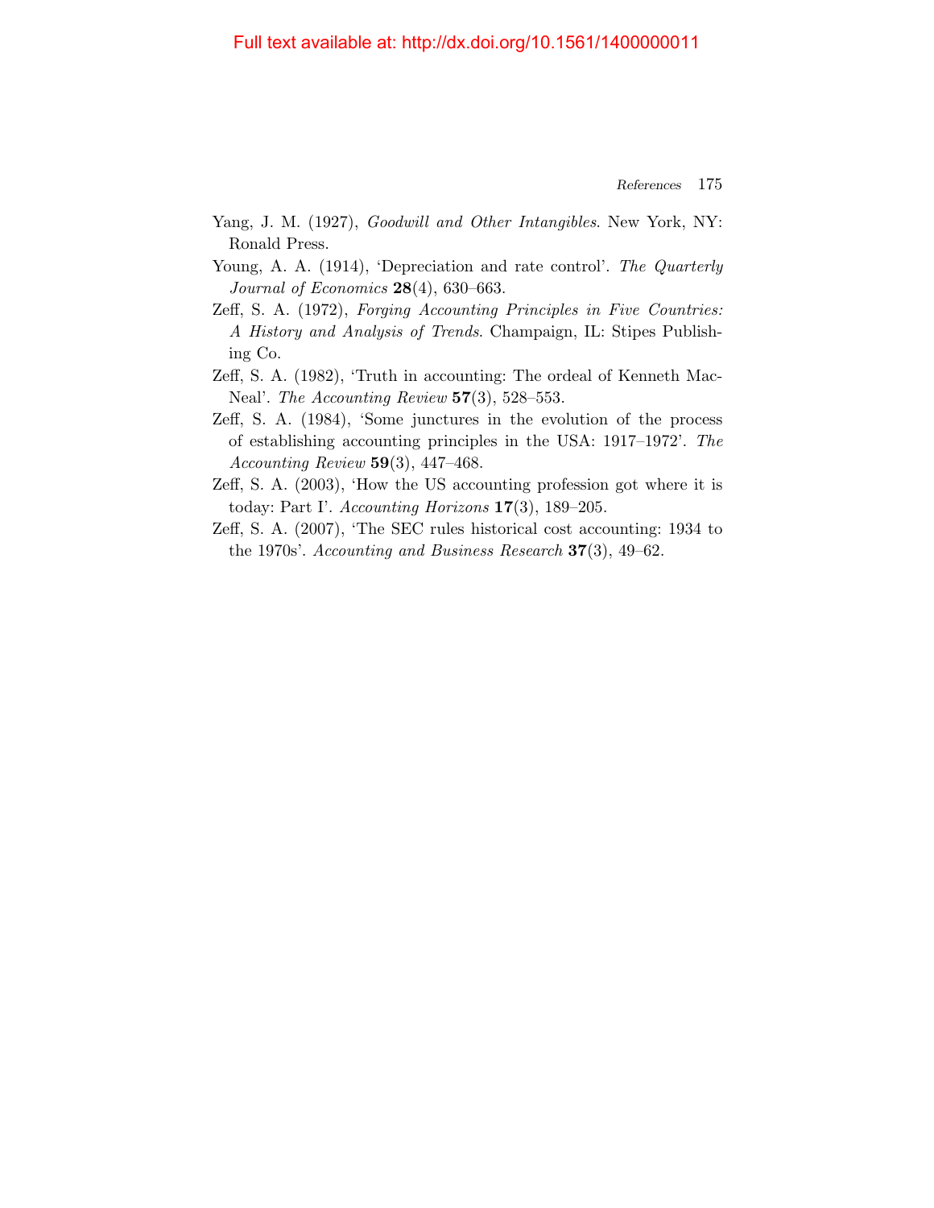Yang, J. M. (1927), *Goodwill and Other Intangibles*. New York, NY: Ronald Press.

Young, A. A. (1914), 'Depreciation and rate control'. *The Quarterly Journal of Economics* **28**(4), 630–663.

Zeff, S. A. (1972), *Forging Accounting Principles in Five Countries: A History and Analysis of Trends*. Champaign, IL: Stipes Publishing Co.

Zeff, S. A. (1982), 'Truth in accounting: The ordeal of Kenneth MacNeal'. *The Accounting Review* **57**(3), 528–553.

Zeff, S. A. (1984), 'Some junctures in the evolution of the process of establishing accounting principles in the USA: 1917–1972'. *The Accounting Review* **59**(3), 447–468.

Zeff, S. A. (2003), 'How the US accounting profession got where it is today: Part I'. *Accounting Horizons* **17**(3), 189–205.

Zeff, S. A. (2007), 'The SEC rules historical cost accounting: 1934 to the 1970s'. *Accounting and Business Research* **37**(3), 49–62.